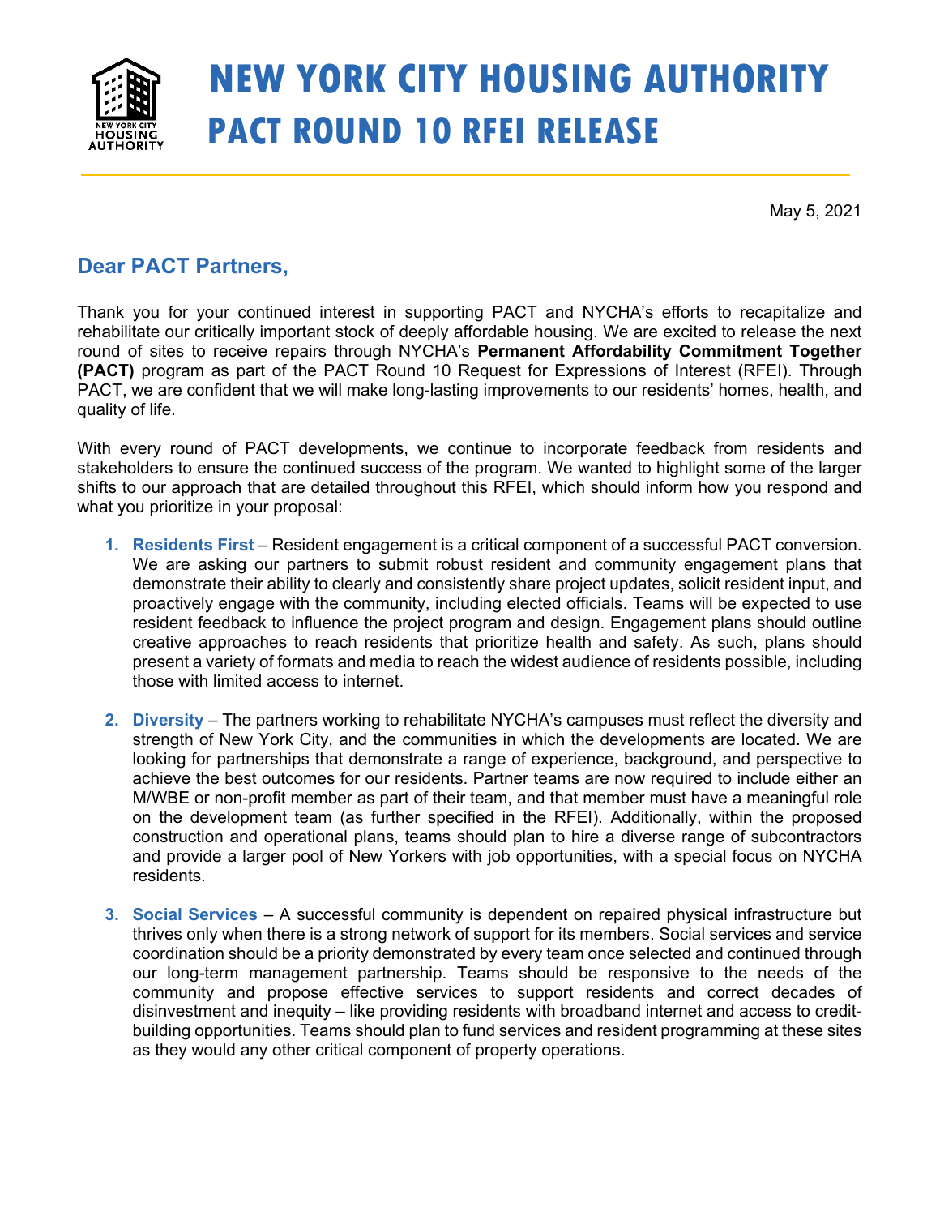# NEW YORK CITY HOUSING AUTHORITY
# PACT ROUND 10 RFEI RELEASE

May 5, 2021

## Dear PACT Partners,

Thank you for your continued interest in supporting PACT and NYCHA's efforts to recapitalize and rehabilitate our critically important stock of deeply affordable housing. We are excited to release the next round of sites to receive repairs through NYCHA's **Permanent Affordability Commitment Together (PACT)** program as part of the PACT Round 10 Request for Expressions of Interest (RFEI). Through PACT, we are confident that we will make long-lasting improvements to our residents' homes, health, and quality of life.

With every round of PACT developments, we continue to incorporate feedback from residents and stakeholders to ensure the continued success of the program. We wanted to highlight some of the larger shifts to our approach that are detailed throughout this RFEI, which should inform how you respond and what you prioritize in your proposal:

1. **Residents First** – Resident engagement is a critical component of a successful PACT conversion. We are asking our partners to submit robust resident and community engagement plans that demonstrate their ability to clearly and consistently share project updates, solicit resident input, and proactively engage with the community, including elected officials. Teams will be expected to use resident feedback to influence the project program and design. Engagement plans should outline creative approaches to reach residents that prioritize health and safety. As such, plans should present a variety of formats and media to reach the widest audience of residents possible, including those with limited access to internet.

2. **Diversity** – The partners working to rehabilitate NYCHA's campuses must reflect the diversity and strength of New York City, and the communities in which the developments are located. We are looking for partnerships that demonstrate a range of experience, background, and perspective to achieve the best outcomes for our residents. Partner teams are now required to include either an M/WBE or non-profit member as part of their team, and that member must have a meaningful role on the development team (as further specified in the RFEI). Additionally, within the proposed construction and operational plans, teams should plan to hire a diverse range of subcontractors and provide a larger pool of New Yorkers with job opportunities, with a special focus on NYCHA residents.

3. **Social Services** – A successful community is dependent on repaired physical infrastructure but thrives only when there is a strong network of support for its members. Social services and service coordination should be a priority demonstrated by every team once selected and continued through our long-term management partnership. Teams should be responsive to the needs of the community and propose effective services to support residents and correct decades of disinvestment and inequity – like providing residents with broadband internet and access to credit-building opportunities. Teams should plan to fund services and resident programming at these sites as they would any other critical component of property operations.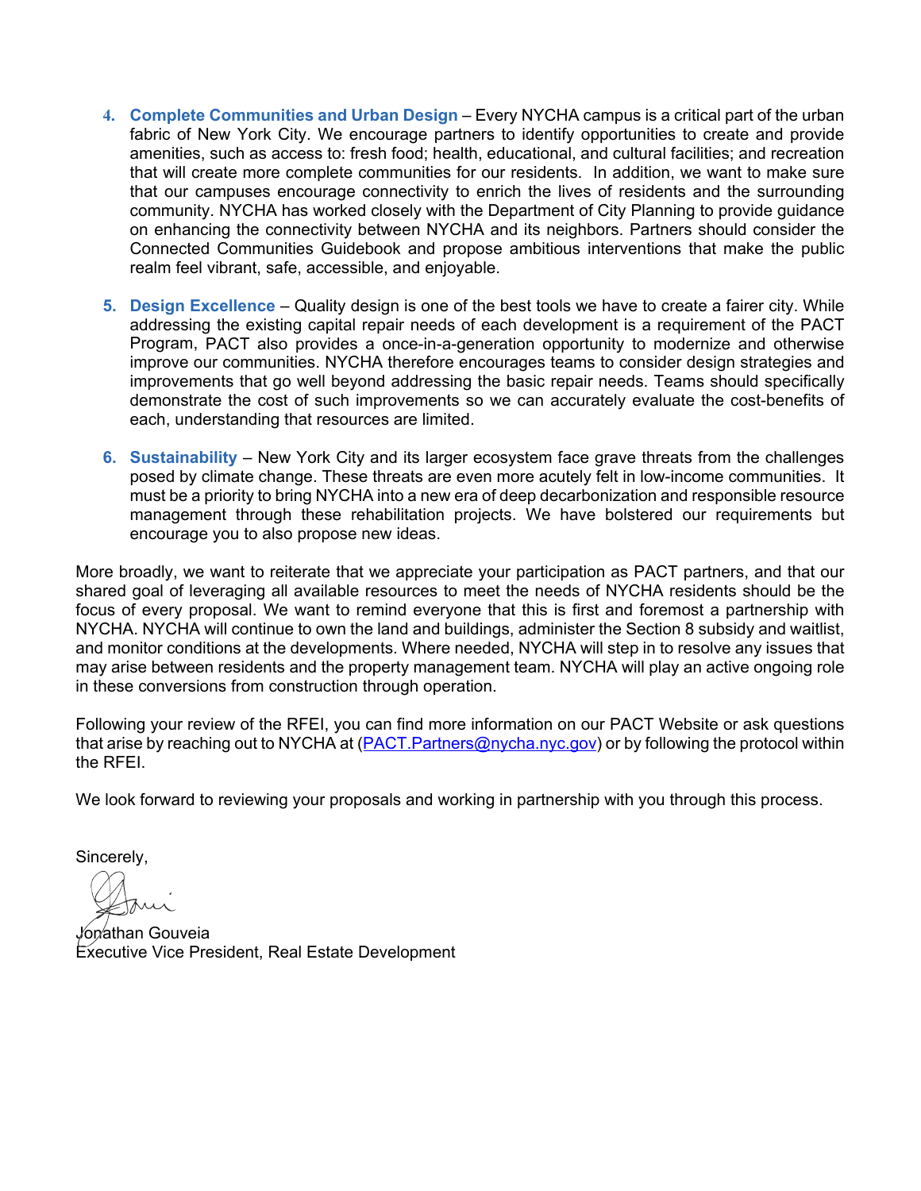4. **Complete Communities and Urban Design** – Every NYCHA campus is a critical part of the urban fabric of New York City. We encourage partners to identify opportunities to create and provide amenities, such as access to: fresh food; health, educational, and cultural facilities; and recreation that will create more complete communities for our residents. In addition, we want to make sure that our campuses encourage connectivity to enrich the lives of residents and the surrounding community. NYCHA has worked closely with the Department of City Planning to provide guidance on enhancing the connectivity between NYCHA and its neighbors. Partners should consider the Connected Communities Guidebook and propose ambitious interventions that make the public realm feel vibrant, safe, accessible, and enjoyable.

5. **Design Excellence** – Quality design is one of the best tools we have to create a fairer city. While addressing the existing capital repair needs of each development is a requirement of the PACT Program, PACT also provides a once-in-a-generation opportunity to modernize and otherwise improve our communities. NYCHA therefore encourages teams to consider design strategies and improvements that go well beyond addressing the basic repair needs. Teams should specifically demonstrate the cost of such improvements so we can accurately evaluate the cost-benefits of each, understanding that resources are limited.

6. **Sustainability** – New York City and its larger ecosystem face grave threats from the challenges posed by climate change. These threats are even more acutely felt in low-income communities. It must be a priority to bring NYCHA into a new era of deep decarbonization and responsible resource management through these rehabilitation projects. We have bolstered our requirements but encourage you to also propose new ideas.

More broadly, we want to reiterate that we appreciate your participation as PACT partners, and that our shared goal of leveraging all available resources to meet the needs of NYCHA residents should be the focus of every proposal. We want to remind everyone that this is first and foremost a partnership with NYCHA. NYCHA will continue to own the land and buildings, administer the Section 8 subsidy and waitlist, and monitor conditions at the developments. Where needed, NYCHA will step in to resolve any issues that may arise between residents and the property management team. NYCHA will play an active ongoing role in these conversions from construction through operation.

Following your review of the RFEI, you can find more information on our PACT Website or ask questions that arise by reaching out to NYCHA at (PACT.Partners@nycha.nyc.gov) or by following the protocol within the RFEI.

We look forward to reviewing your proposals and working in partnership with you through this process.

Sincerely,

Jonathan Gouveia
Executive Vice President, Real Estate Development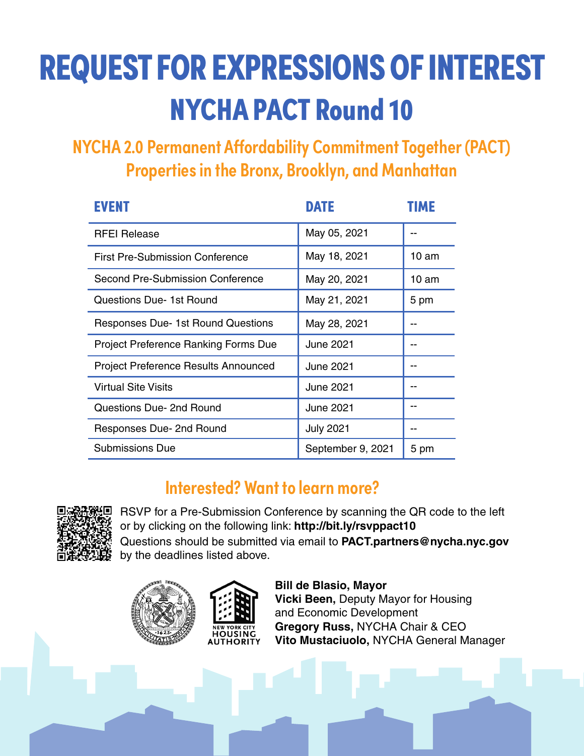# REQUEST FOR EXPRESSIONS OF INTEREST

## NYCHA PACT Round 10

### NYCHA 2.0 Permanent Affordability Commitment Together (PACT) Properties in the Bronx, Brooklyn, and Manhattan

| EVENT | DATE | TIME |
|---|---|---|
| RFEI Release | May 05, 2021 | -- |
| First Pre-Submission Conference | May 18, 2021 | 10 am |
| Second Pre-Submission Conference | May 20, 2021 | 10 am |
| Questions Due- 1st Round | May 21, 2021 | 5 pm |
| Responses Due- 1st Round Questions | May 28, 2021 | -- |
| Project Preference Ranking Forms Due | June 2021 | -- |
| Project Preference Results Announced | June 2021 | -- |
| Virtual Site Visits | June 2021 | -- |
| Questions Due- 2nd Round | June 2021 | -- |
| Responses Due- 2nd Round | July 2021 | -- |
| Submissions Due | September 9, 2021 | 5 pm |

### Interested? Want to learn more?

RSVP for a Pre-Submission Conference by scanning the QR code to the left or by clicking on the following link: **http://bit.ly/rsvppact10**
Questions should be submitted via email to **PACT.partners@nycha.nyc.gov** by the deadlines listed above.

NEW YORK CITY HOUSING AUTHORITY

**Bill de Blasio, Mayor**
**Vicki Been,** Deputy Mayor for Housing and Economic Development
**Gregory Russ,** NYCHA Chair & CEO
**Vito Mustaciuolo,** NYCHA General Manager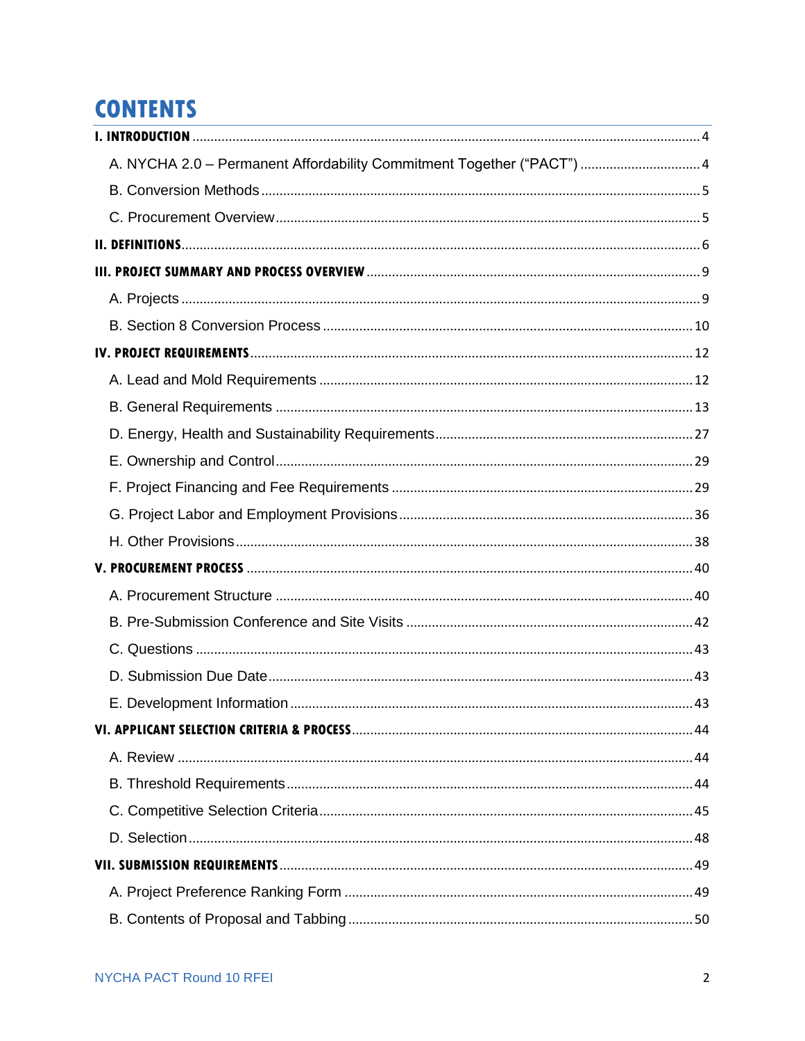# CONTENTS

I. INTRODUCTION .......... 4

- A. NYCHA 2.0 – Permanent Affordability Commitment Together ("PACT") .......... 4
- B. Conversion Methods .......... 5
- C. Procurement Overview .......... 5

II. DEFINITIONS .......... 6

III. PROJECT SUMMARY AND PROCESS OVERVIEW .......... 9

- A. Projects .......... 9
- B. Section 8 Conversion Process .......... 10

IV. PROJECT REQUIREMENTS .......... 12

- A. Lead and Mold Requirements .......... 12
- B. General Requirements .......... 13
- D. Energy, Health and Sustainability Requirements .......... 27
- E. Ownership and Control .......... 29
- F. Project Financing and Fee Requirements .......... 29
- G. Project Labor and Employment Provisions .......... 36
- H. Other Provisions .......... 38

V. PROCUREMENT PROCESS .......... 40

- A. Procurement Structure .......... 40
- B. Pre-Submission Conference and Site Visits .......... 42
- C. Questions .......... 43
- D. Submission Due Date .......... 43
- E. Development Information .......... 43

VI. APPLICANT SELECTION CRITERIA & PROCESS .......... 44

- A. Review .......... 44
- B. Threshold Requirements .......... 44
- C. Competitive Selection Criteria .......... 45
- D. Selection .......... 48

VII. SUBMISSION REQUIREMENTS .......... 49

- A. Project Preference Ranking Form .......... 49
- B. Contents of Proposal and Tabbing .......... 50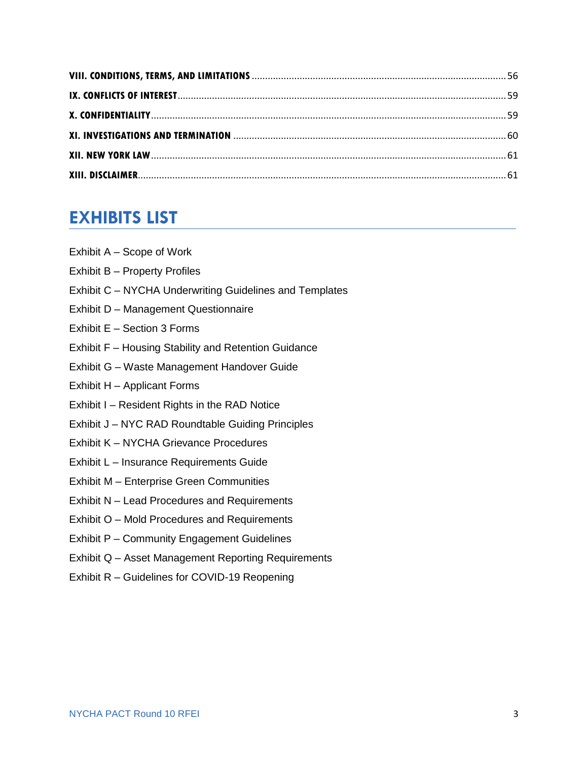**VIII. CONDITIONS, TERMS, AND LIMITATIONS** .......... 56

**IX. CONFLICTS OF INTEREST** .......... 59

**X. CONFIDENTIALITY** .......... 59

**XI. INVESTIGATIONS AND TERMINATION** .......... 60

**XII. NEW YORK LAW** .......... 61

**XIII. DISCLAIMER** .......... 61

## EXHIBITS LIST

Exhibit A – Scope of Work

Exhibit B – Property Profiles

Exhibit C – NYCHA Underwriting Guidelines and Templates

Exhibit D – Management Questionnaire

Exhibit E – Section 3 Forms

Exhibit F – Housing Stability and Retention Guidance

Exhibit G – Waste Management Handover Guide

Exhibit H – Applicant Forms

Exhibit I – Resident Rights in the RAD Notice

Exhibit J – NYC RAD Roundtable Guiding Principles

Exhibit K – NYCHA Grievance Procedures

Exhibit L – Insurance Requirements Guide

Exhibit M – Enterprise Green Communities

Exhibit N – Lead Procedures and Requirements

Exhibit O – Mold Procedures and Requirements

Exhibit P – Community Engagement Guidelines

Exhibit Q – Asset Management Reporting Requirements

Exhibit R – Guidelines for COVID-19 Reopening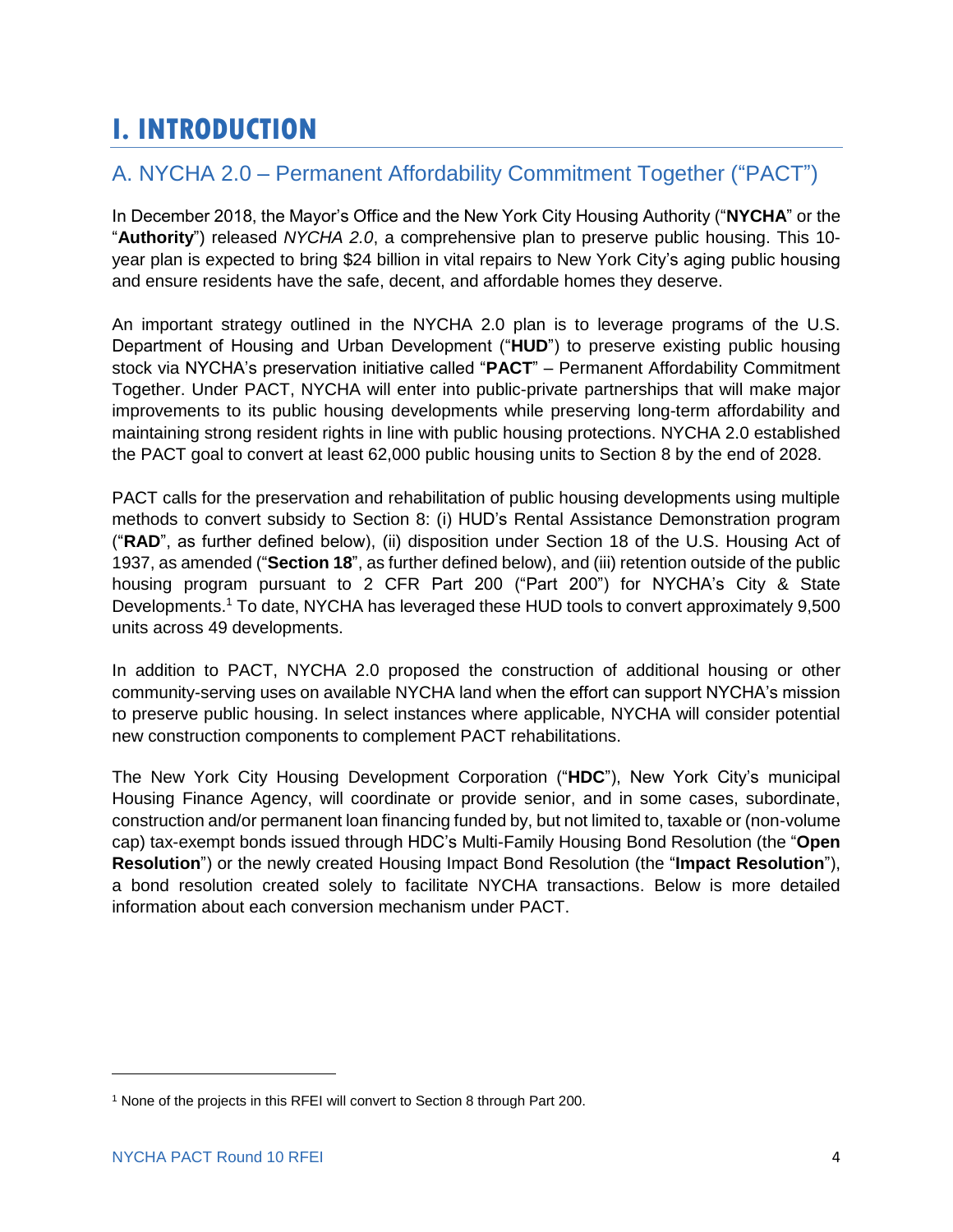# I. INTRODUCTION

## A. NYCHA 2.0 – Permanent Affordability Commitment Together ("PACT")

In December 2018, the Mayor's Office and the New York City Housing Authority ("**NYCHA**" or the "**Authority**") released *NYCHA 2.0*, a comprehensive plan to preserve public housing. This 10-year plan is expected to bring $24 billion in vital repairs to New York City's aging public housing and ensure residents have the safe, decent, and affordable homes they deserve.

An important strategy outlined in the NYCHA 2.0 plan is to leverage programs of the U.S. Department of Housing and Urban Development ("**HUD**") to preserve existing public housing stock via NYCHA's preservation initiative called "**PACT**" – Permanent Affordability Commitment Together. Under PACT, NYCHA will enter into public-private partnerships that will make major improvements to its public housing developments while preserving long-term affordability and maintaining strong resident rights in line with public housing protections. NYCHA 2.0 established the PACT goal to convert at least 62,000 public housing units to Section 8 by the end of 2028.

PACT calls for the preservation and rehabilitation of public housing developments using multiple methods to convert subsidy to Section 8: (i) HUD's Rental Assistance Demonstration program ("**RAD**", as further defined below), (ii) disposition under Section 18 of the U.S. Housing Act of 1937, as amended ("**Section 18**", as further defined below), and (iii) retention outside of the public housing program pursuant to 2 CFR Part 200 ("Part 200") for NYCHA's City & State Developments.[1] To date, NYCHA has leveraged these HUD tools to convert approximately 9,500 units across 49 developments.

In addition to PACT, NYCHA 2.0 proposed the construction of additional housing or other community-serving uses on available NYCHA land when the effort can support NYCHA's mission to preserve public housing. In select instances where applicable, NYCHA will consider potential new construction components to complement PACT rehabilitations.

The New York City Housing Development Corporation ("**HDC**"), New York City's municipal Housing Finance Agency, will coordinate or provide senior, and in some cases, subordinate, construction and/or permanent loan financing funded by, but not limited to, taxable or (non-volume cap) tax-exempt bonds issued through HDC's Multi-Family Housing Bond Resolution (the "**Open Resolution**") or the newly created Housing Impact Bond Resolution (the "**Impact Resolution**"), a bond resolution created solely to facilitate NYCHA transactions. Below is more detailed information about each conversion mechanism under PACT.

---

[1] None of the projects in this RFEI will convert to Section 8 through Part 200.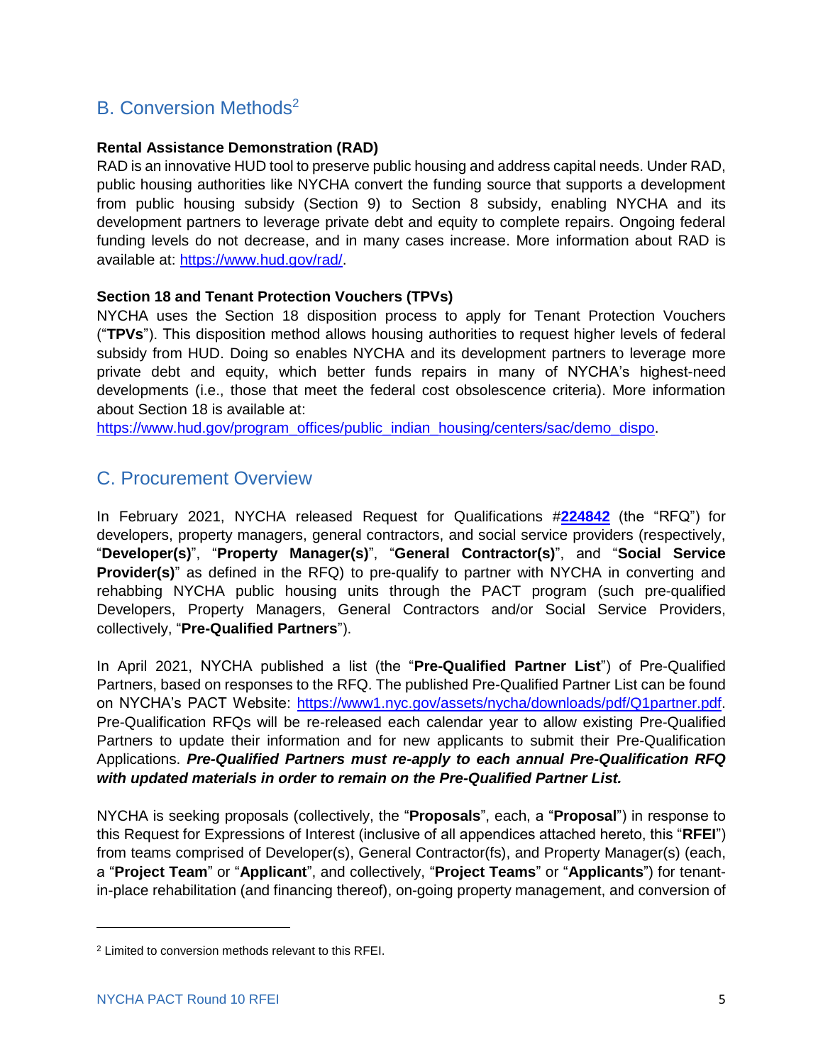## B. Conversion Methods[2]

**Rental Assistance Demonstration (RAD)**
RAD is an innovative HUD tool to preserve public housing and address capital needs. Under RAD, public housing authorities like NYCHA convert the funding source that supports a development from public housing subsidy (Section 9) to Section 8 subsidy, enabling NYCHA and its development partners to leverage private debt and equity to complete repairs. Ongoing federal funding levels do not decrease, and in many cases increase. More information about RAD is available at: https://www.hud.gov/rad/.

**Section 18 and Tenant Protection Vouchers (TPVs)**
NYCHA uses the Section 18 disposition process to apply for Tenant Protection Vouchers ("**TPVs**"). This disposition method allows housing authorities to request higher levels of federal subsidy from HUD. Doing so enables NYCHA and its development partners to leverage more private debt and equity, which better funds repairs in many of NYCHA's highest-need developments (i.e., those that meet the federal cost obsolescence criteria). More information about Section 18 is available at:
https://www.hud.gov/program_offices/public_indian_housing/centers/sac/demo_dispo.

## C. Procurement Overview

In February 2021, NYCHA released Request for Qualifications #**224842** (the "RFQ") for developers, property managers, general contractors, and social service providers (respectively, "**Developer(s)**", "**Property Manager(s)**", "**General Contractor(s)**", and "**Social Service Provider(s)**" as defined in the RFQ) to pre-qualify to partner with NYCHA in converting and rehabbing NYCHA public housing units through the PACT program (such pre-qualified Developers, Property Managers, General Contractors and/or Social Service Providers, collectively, "**Pre-Qualified Partners**").

In April 2021, NYCHA published a list (the "**Pre-Qualified Partner List**") of Pre-Qualified Partners, based on responses to the RFQ. The published Pre-Qualified Partner List can be found on NYCHA's PACT Website: https://www1.nyc.gov/assets/nycha/downloads/pdf/Q1partner.pdf. Pre-Qualification RFQs will be re-released each calendar year to allow existing Pre-Qualified Partners to update their information and for new applicants to submit their Pre-Qualification Applications. ***Pre-Qualified Partners must re-apply to each annual Pre-Qualification RFQ with updated materials in order to remain on the Pre-Qualified Partner List.***

NYCHA is seeking proposals (collectively, the "**Proposals**", each, a "**Proposal**") in response to this Request for Expressions of Interest (inclusive of all appendices attached hereto, this "**RFEI**") from teams comprised of Developer(s), General Contractor(fs), and Property Manager(s) (each, a "**Project Team**" or "**Applicant**", and collectively, "**Project Teams**" or "**Applicants**") for tenant-in-place rehabilitation (and financing thereof), on-going property management, and conversion of

[2] Limited to conversion methods relevant to this RFEI.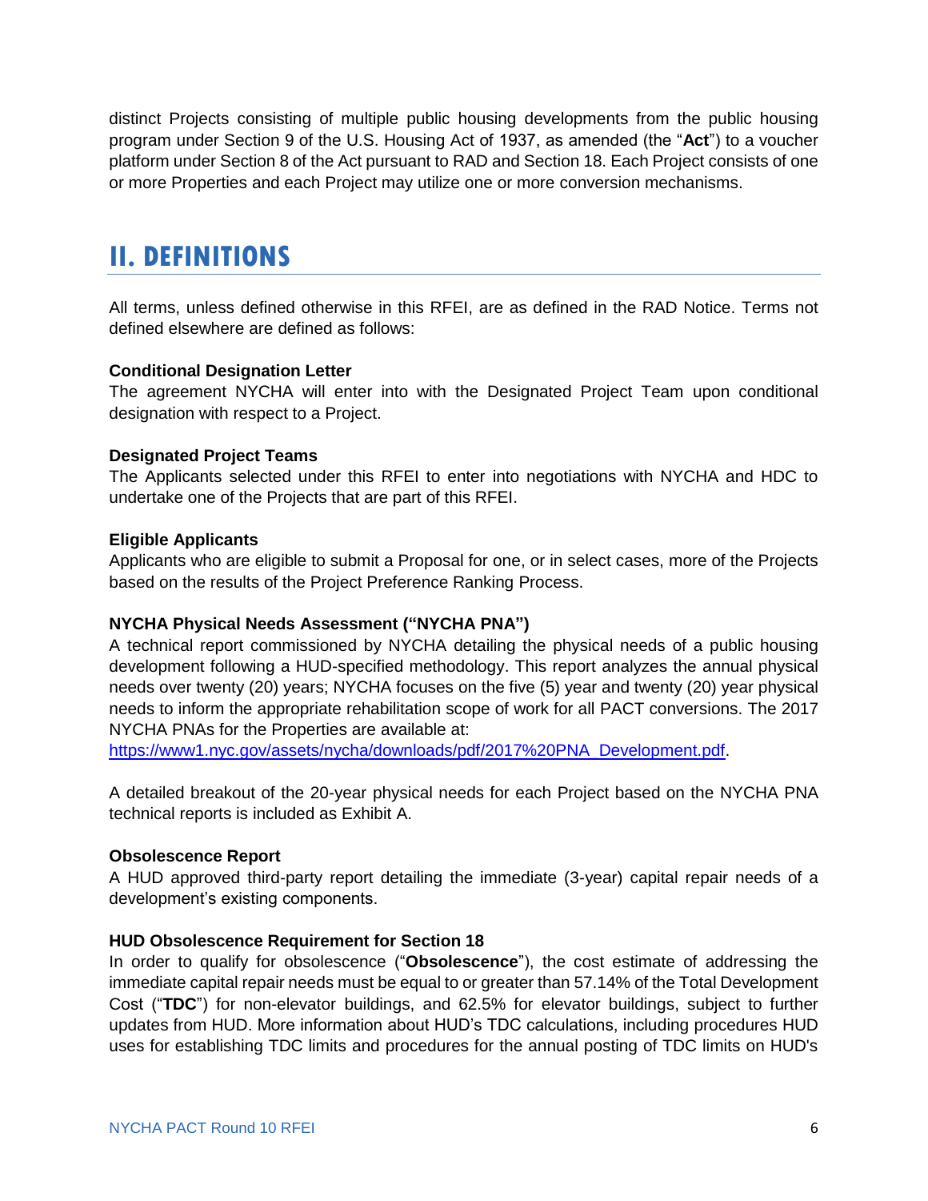distinct Projects consisting of multiple public housing developments from the public housing program under Section 9 of the U.S. Housing Act of 1937, as amended (the "**Act**") to a voucher platform under Section 8 of the Act pursuant to RAD and Section 18. Each Project consists of one or more Properties and each Project may utilize one or more conversion mechanisms.

## II. DEFINITIONS

All terms, unless defined otherwise in this RFEI, are as defined in the RAD Notice. Terms not defined elsewhere are defined as follows:

**Conditional Designation Letter**
The agreement NYCHA will enter into with the Designated Project Team upon conditional designation with respect to a Project.

**Designated Project Teams**
The Applicants selected under this RFEI to enter into negotiations with NYCHA and HDC to undertake one of the Projects that are part of this RFEI.

**Eligible Applicants**
Applicants who are eligible to submit a Proposal for one, or in select cases, more of the Projects based on the results of the Project Preference Ranking Process.

**NYCHA Physical Needs Assessment ("NYCHA PNA")**
A technical report commissioned by NYCHA detailing the physical needs of a public housing development following a HUD-specified methodology. This report analyzes the annual physical needs over twenty (20) years; NYCHA focuses on the five (5) year and twenty (20) year physical needs to inform the appropriate rehabilitation scope of work for all PACT conversions. The 2017 NYCHA PNAs for the Properties are available at:
https://www1.nyc.gov/assets/nycha/downloads/pdf/2017%20PNA_Development.pdf.

A detailed breakout of the 20-year physical needs for each Project based on the NYCHA PNA technical reports is included as Exhibit A.

**Obsolescence Report**
A HUD approved third-party report detailing the immediate (3-year) capital repair needs of a development's existing components.

**HUD Obsolescence Requirement for Section 18**
In order to qualify for obsolescence ("**Obsolescence**"), the cost estimate of addressing the immediate capital repair needs must be equal to or greater than 57.14% of the Total Development Cost ("**TDC**") for non-elevator buildings, and 62.5% for elevator buildings, subject to further updates from HUD. More information about HUD's TDC calculations, including procedures HUD uses for establishing TDC limits and procedures for the annual posting of TDC limits on HUD's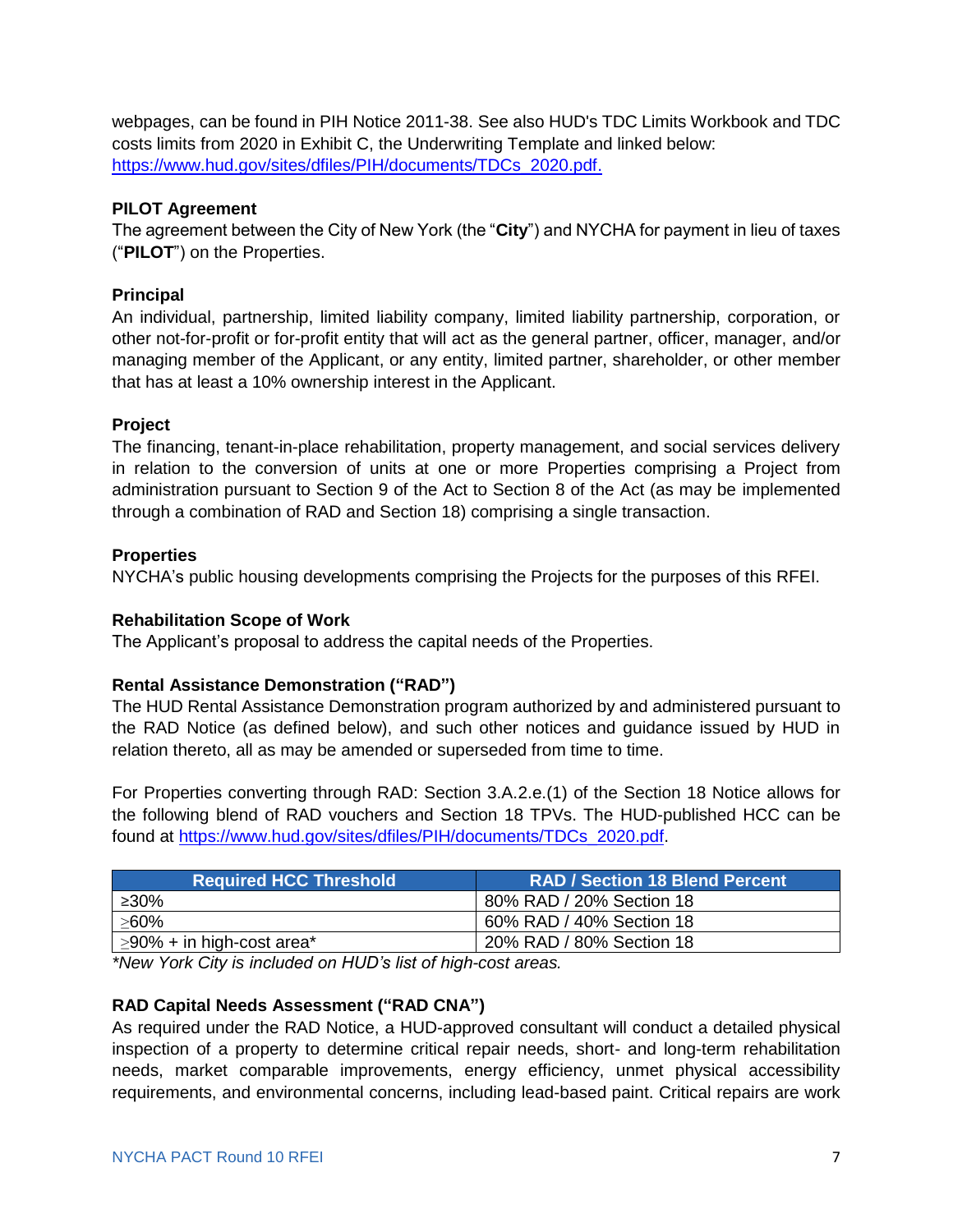webpages, can be found in PIH Notice 2011-38. See also HUD's TDC Limits Workbook and TDC costs limits from 2020 in Exhibit C, the Underwriting Template and linked below: https://www.hud.gov/sites/dfiles/PIH/documents/TDCs_2020.pdf.

**PILOT Agreement**
The agreement between the City of New York (the "**City**") and NYCHA for payment in lieu of taxes ("**PILOT**") on the Properties.

**Principal**
An individual, partnership, limited liability company, limited liability partnership, corporation, or other not-for-profit or for-profit entity that will act as the general partner, officer, manager, and/or managing member of the Applicant, or any entity, limited partner, shareholder, or other member that has at least a 10% ownership interest in the Applicant.

**Project**
The financing, tenant-in-place rehabilitation, property management, and social services delivery in relation to the conversion of units at one or more Properties comprising a Project from administration pursuant to Section 9 of the Act to Section 8 of the Act (as may be implemented through a combination of RAD and Section 18) comprising a single transaction.

**Properties**
NYCHA's public housing developments comprising the Projects for the purposes of this RFEI.

**Rehabilitation Scope of Work**
The Applicant's proposal to address the capital needs of the Properties.

**Rental Assistance Demonstration ("RAD")**
The HUD Rental Assistance Demonstration program authorized by and administered pursuant to the RAD Notice (as defined below), and such other notices and guidance issued by HUD in relation thereto, all as may be amended or superseded from time to time.

For Properties converting through RAD: Section 3.A.2.e.(1) of the Section 18 Notice allows for the following blend of RAD vouchers and Section 18 TPVs. The HUD-published HCC can be found at https://www.hud.gov/sites/dfiles/PIH/documents/TDCs_2020.pdf.

| Required HCC Threshold | RAD / Section 18 Blend Percent |
|---|---|
| ≥30% | 80% RAD / 20% Section 18 |
| ≥60% | 60% RAD / 40% Section 18 |
| ≥90% + in high-cost area* | 20% RAD / 80% Section 18 |

*New York City is included on HUD's list of high-cost areas.*

**RAD Capital Needs Assessment ("RAD CNA")**
As required under the RAD Notice, a HUD-approved consultant will conduct a detailed physical inspection of a property to determine critical repair needs, short- and long-term rehabilitation needs, market comparable improvements, energy efficiency, unmet physical accessibility requirements, and environmental concerns, including lead-based paint. Critical repairs are work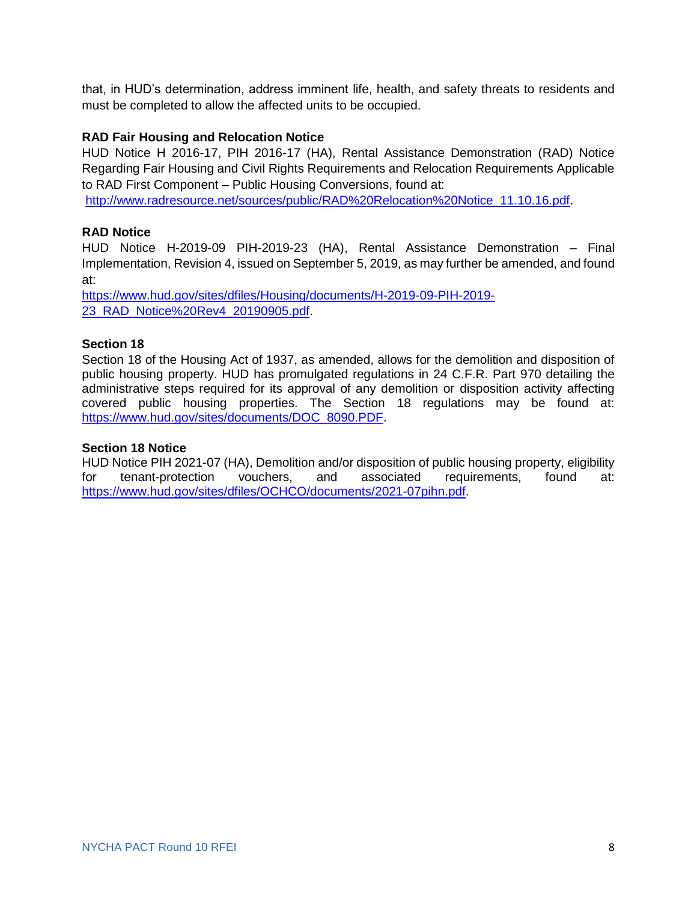that, in HUD's determination, address imminent life, health, and safety threats to residents and must be completed to allow the affected units to be occupied.

**RAD Fair Housing and Relocation Notice**
HUD Notice H 2016-17, PIH 2016-17 (HA), Rental Assistance Demonstration (RAD) Notice Regarding Fair Housing and Civil Rights Requirements and Relocation Requirements Applicable to RAD First Component – Public Housing Conversions, found at: http://www.radresource.net/sources/public/RAD%20Relocation%20Notice_11.10.16.pdf.

**RAD Notice**
HUD Notice H-2019-09 PIH-2019-23 (HA), Rental Assistance Demonstration – Final Implementation, Revision 4, issued on September 5, 2019, as may further be amended, and found at: https://www.hud.gov/sites/dfiles/Housing/documents/H-2019-09-PIH-2019-23_RAD_Notice%20Rev4_20190905.pdf.

**Section 18**
Section 18 of the Housing Act of 1937, as amended, allows for the demolition and disposition of public housing property. HUD has promulgated regulations in 24 C.F.R. Part 970 detailing the administrative steps required for its approval of any demolition or disposition activity affecting covered public housing properties. The Section 18 regulations may be found at: https://www.hud.gov/sites/documents/DOC_8090.PDF.

**Section 18 Notice**
HUD Notice PIH 2021-07 (HA), Demolition and/or disposition of public housing property, eligibility for tenant-protection vouchers, and associated requirements, found at: https://www.hud.gov/sites/dfiles/OCHCO/documents/2021-07pihn.pdf.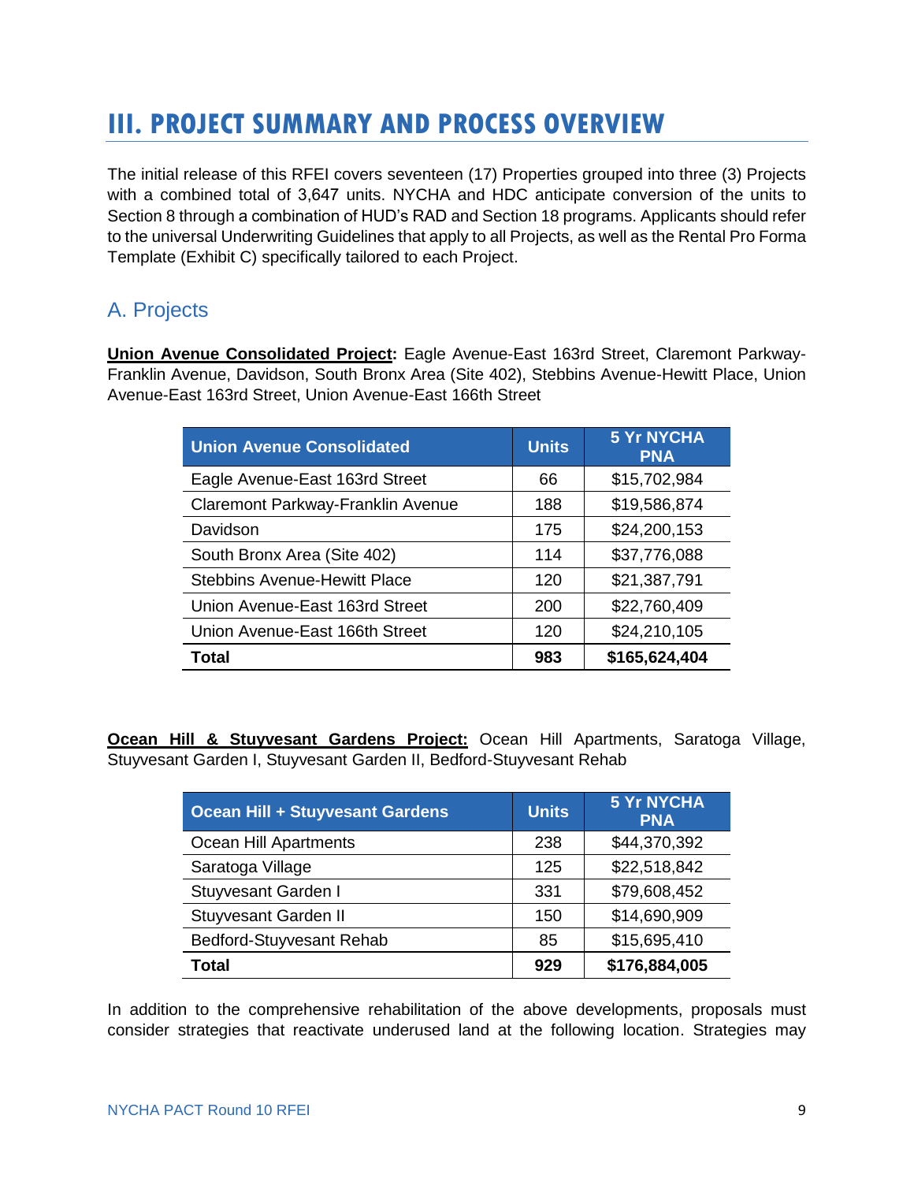# III. PROJECT SUMMARY AND PROCESS OVERVIEW

The initial release of this RFEI covers seventeen (17) Properties grouped into three (3) Projects with a combined total of 3,647 units. NYCHA and HDC anticipate conversion of the units to Section 8 through a combination of HUD's RAD and Section 18 programs. Applicants should refer to the universal Underwriting Guidelines that apply to all Projects, as well as the Rental Pro Forma Template (Exhibit C) specifically tailored to each Project.

## A. Projects

**Union Avenue Consolidated Project:** Eagle Avenue-East 163rd Street, Claremont Parkway-Franklin Avenue, Davidson, South Bronx Area (Site 402), Stebbins Avenue-Hewitt Place, Union Avenue-East 163rd Street, Union Avenue-East 166th Street

| Union Avenue Consolidated | Units | 5 Yr NYCHA PNA |
|---|---|---|
| Eagle Avenue-East 163rd Street | 66 | $15,702,984 |
| Claremont Parkway-Franklin Avenue | 188 | $19,586,874 |
| Davidson | 175 | $24,200,153 |
| South Bronx Area (Site 402) | 114 | $37,776,088 |
| Stebbins Avenue-Hewitt Place | 120 | $21,387,791 |
| Union Avenue-East 163rd Street | 200 | $22,760,409 |
| Union Avenue-East 166th Street | 120 | $24,210,105 |
| **Total** | **983** | **$165,624,404** |

**Ocean Hill & Stuyvesant Gardens Project:** Ocean Hill Apartments, Saratoga Village, Stuyvesant Garden I, Stuyvesant Garden II, Bedford-Stuyvesant Rehab

| Ocean Hill + Stuyvesant Gardens | Units | 5 Yr NYCHA PNA |
|---|---|---|
| Ocean Hill Apartments | 238 | $44,370,392 |
| Saratoga Village | 125 | $22,518,842 |
| Stuyvesant Garden I | 331 | $79,608,452 |
| Stuyvesant Garden II | 150 | $14,690,909 |
| Bedford-Stuyvesant Rehab | 85 | $15,695,410 |
| **Total** | **929** | **$176,884,005** |

In addition to the comprehensive rehabilitation of the above developments, proposals must consider strategies that reactivate underused land at the following location. Strategies may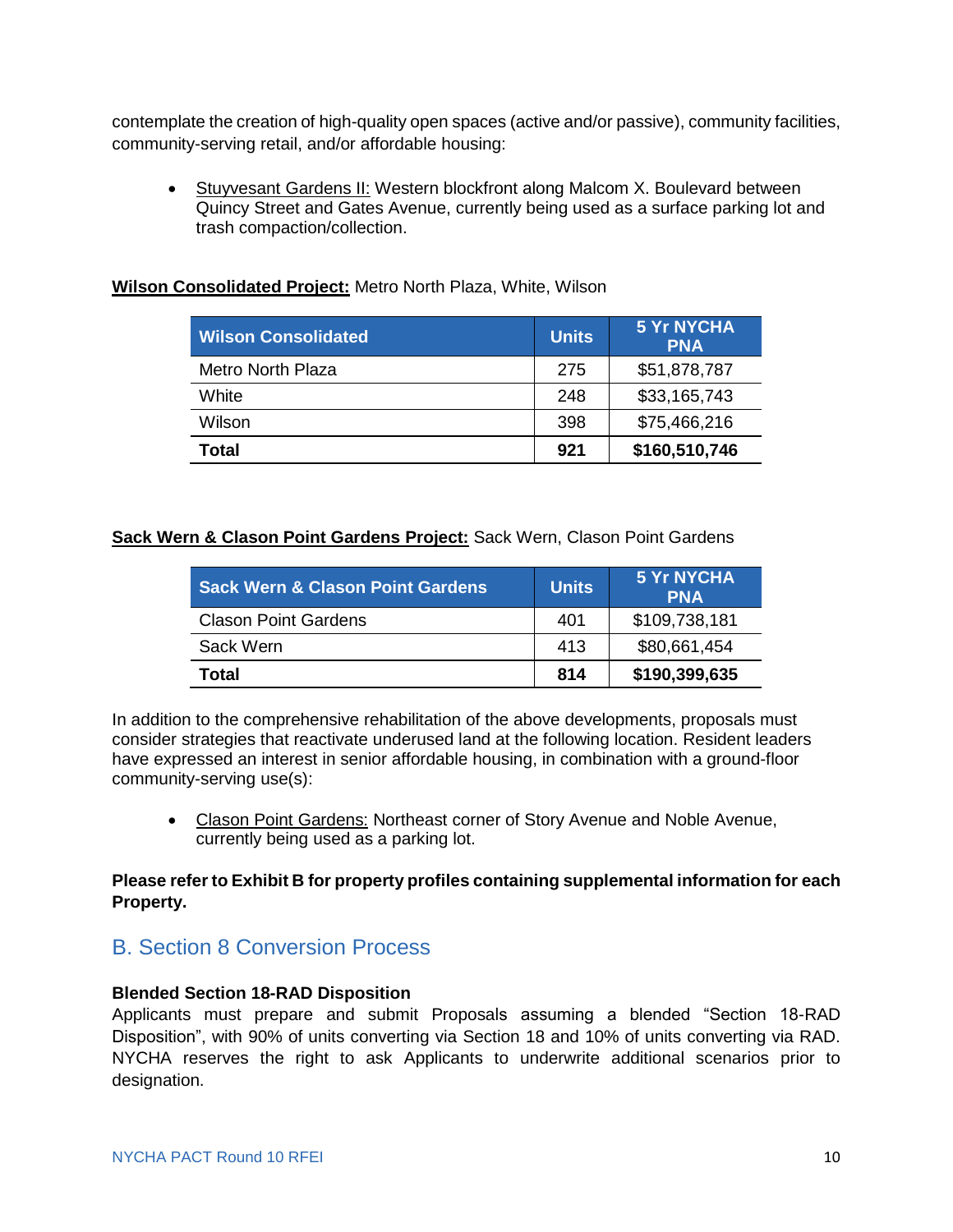contemplate the creation of high-quality open spaces (active and/or passive), community facilities, community-serving retail, and/or affordable housing:

- Stuyvesant Gardens II: Western blockfront along Malcom X. Boulevard between Quincy Street and Gates Avenue, currently being used as a surface parking lot and trash compaction/collection.

**Wilson Consolidated Project:** Metro North Plaza, White, Wilson

| Wilson Consolidated | Units | 5 Yr NYCHA PNA |
|---|---|---|
| Metro North Plaza | 275 | $51,878,787 |
| White | 248 | $33,165,743 |
| Wilson | 398 | $75,466,216 |
| **Total** | **921** | **$160,510,746** |

**Sack Wern & Clason Point Gardens Project:** Sack Wern, Clason Point Gardens

| Sack Wern & Clason Point Gardens | Units | 5 Yr NYCHA PNA |
|---|---|---|
| Clason Point Gardens | 401 | $109,738,181 |
| Sack Wern | 413 | $80,661,454 |
| **Total** | **814** | **$190,399,635** |

In addition to the comprehensive rehabilitation of the above developments, proposals must consider strategies that reactivate underused land at the following location. Resident leaders have expressed an interest in senior affordable housing, in combination with a ground-floor community-serving use(s):

- Clason Point Gardens: Northeast corner of Story Avenue and Noble Avenue, currently being used as a parking lot.

**Please refer to Exhibit B for property profiles containing supplemental information for each Property.**

## B. Section 8 Conversion Process

**Blended Section 18-RAD Disposition**

Applicants must prepare and submit Proposals assuming a blended "Section 18-RAD Disposition", with 90% of units converting via Section 18 and 10% of units converting via RAD. NYCHA reserves the right to ask Applicants to underwrite additional scenarios prior to designation.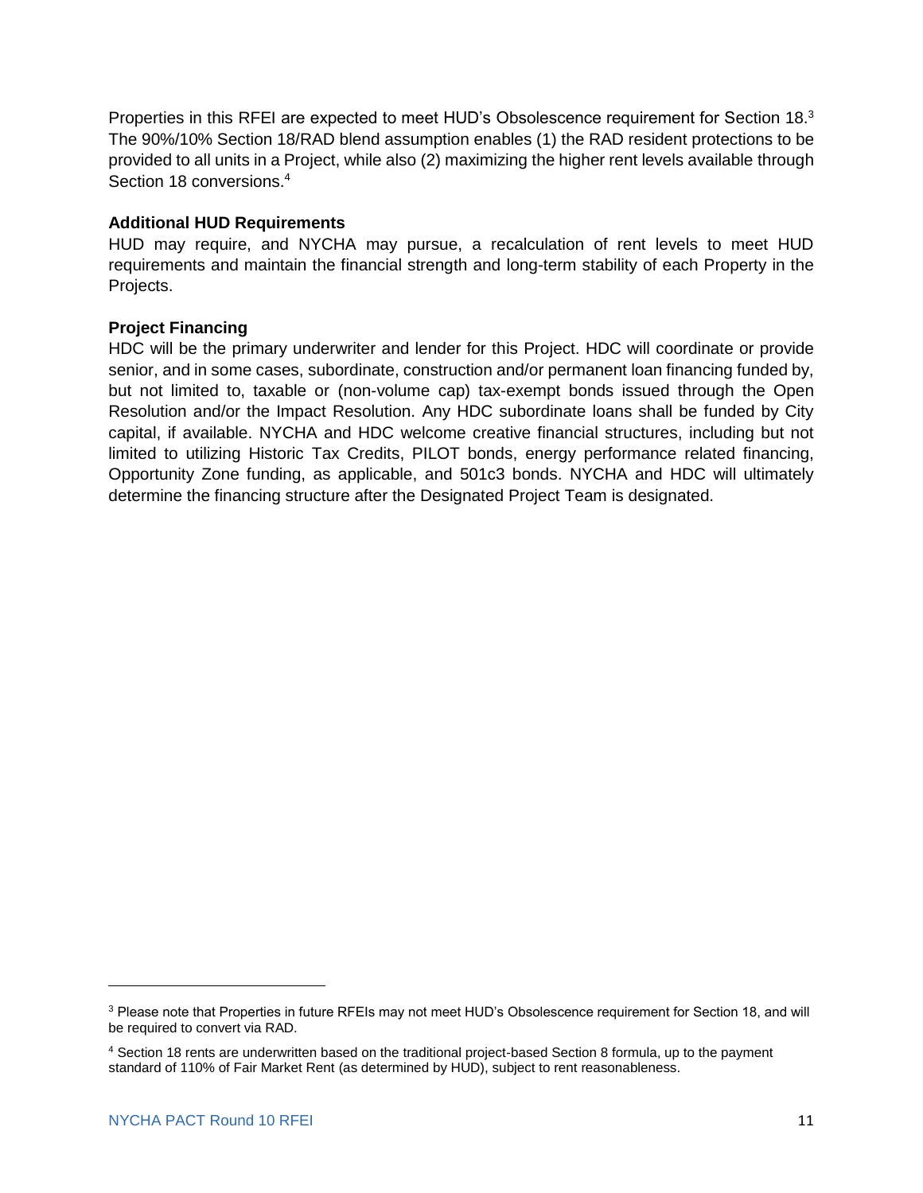Properties in this RFEI are expected to meet HUD's Obsolescence requirement for Section 18.[3] The 90%/10% Section 18/RAD blend assumption enables (1) the RAD resident protections to be provided to all units in a Project, while also (2) maximizing the higher rent levels available through Section 18 conversions.[4]

**Additional HUD Requirements**

HUD may require, and NYCHA may pursue, a recalculation of rent levels to meet HUD requirements and maintain the financial strength and long-term stability of each Property in the Projects.

**Project Financing**

HDC will be the primary underwriter and lender for this Project. HDC will coordinate or provide senior, and in some cases, subordinate, construction and/or permanent loan financing funded by, but not limited to, taxable or (non-volume cap) tax-exempt bonds issued through the Open Resolution and/or the Impact Resolution. Any HDC subordinate loans shall be funded by City capital, if available. NYCHA and HDC welcome creative financial structures, including but not limited to utilizing Historic Tax Credits, PILOT bonds, energy performance related financing, Opportunity Zone funding, as applicable, and 501c3 bonds. NYCHA and HDC will ultimately determine the financing structure after the Designated Project Team is designated.

---

[3] Please note that Properties in future RFEIs may not meet HUD's Obsolescence requirement for Section 18, and will be required to convert via RAD.

[4] Section 18 rents are underwritten based on the traditional project-based Section 8 formula, up to the payment standard of 110% of Fair Market Rent (as determined by HUD), subject to rent reasonableness.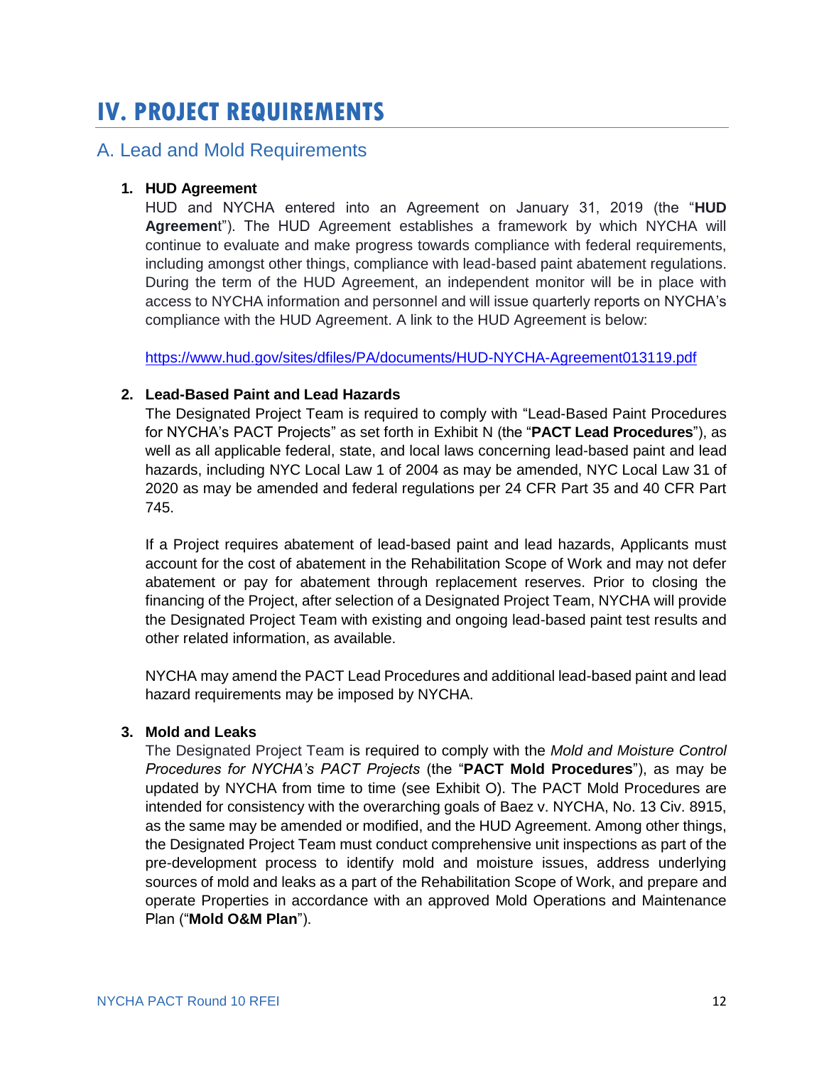# IV. PROJECT REQUIREMENTS

## A. Lead and Mold Requirements

1. **HUD Agreement**

   HUD and NYCHA entered into an Agreement on January 31, 2019 (the "**HUD Agreement**"). The HUD Agreement establishes a framework by which NYCHA will continue to evaluate and make progress towards compliance with federal requirements, including amongst other things, compliance with lead-based paint abatement regulations. During the term of the HUD Agreement, an independent monitor will be in place with access to NYCHA information and personnel and will issue quarterly reports on NYCHA's compliance with the HUD Agreement. A link to the HUD Agreement is below:

   https://www.hud.gov/sites/dfiles/PA/documents/HUD-NYCHA-Agreement013119.pdf

2. **Lead-Based Paint and Lead Hazards**

   The Designated Project Team is required to comply with "Lead-Based Paint Procedures for NYCHA's PACT Projects" as set forth in Exhibit N (the "**PACT Lead Procedures**"), as well as all applicable federal, state, and local laws concerning lead-based paint and lead hazards, including NYC Local Law 1 of 2004 as may be amended, NYC Local Law 31 of 2020 as may be amended and federal regulations per 24 CFR Part 35 and 40 CFR Part 745.

   If a Project requires abatement of lead-based paint and lead hazards, Applicants must account for the cost of abatement in the Rehabilitation Scope of Work and may not defer abatement or pay for abatement through replacement reserves. Prior to closing the financing of the Project, after selection of a Designated Project Team, NYCHA will provide the Designated Project Team with existing and ongoing lead-based paint test results and other related information, as available.

   NYCHA may amend the PACT Lead Procedures and additional lead-based paint and lead hazard requirements may be imposed by NYCHA.

3. **Mold and Leaks**

   The Designated Project Team is required to comply with the *Mold and Moisture Control Procedures for NYCHA's PACT Projects* (the "**PACT Mold Procedures**"), as may be updated by NYCHA from time to time (see Exhibit O). The PACT Mold Procedures are intended for consistency with the overarching goals of Baez v. NYCHA, No. 13 Civ. 8915, as the same may be amended or modified, and the HUD Agreement. Among other things, the Designated Project Team must conduct comprehensive unit inspections as part of the pre-development process to identify mold and moisture issues, address underlying sources of mold and leaks as a part of the Rehabilitation Scope of Work, and prepare and operate Properties in accordance with an approved Mold Operations and Maintenance Plan ("**Mold O&M Plan**").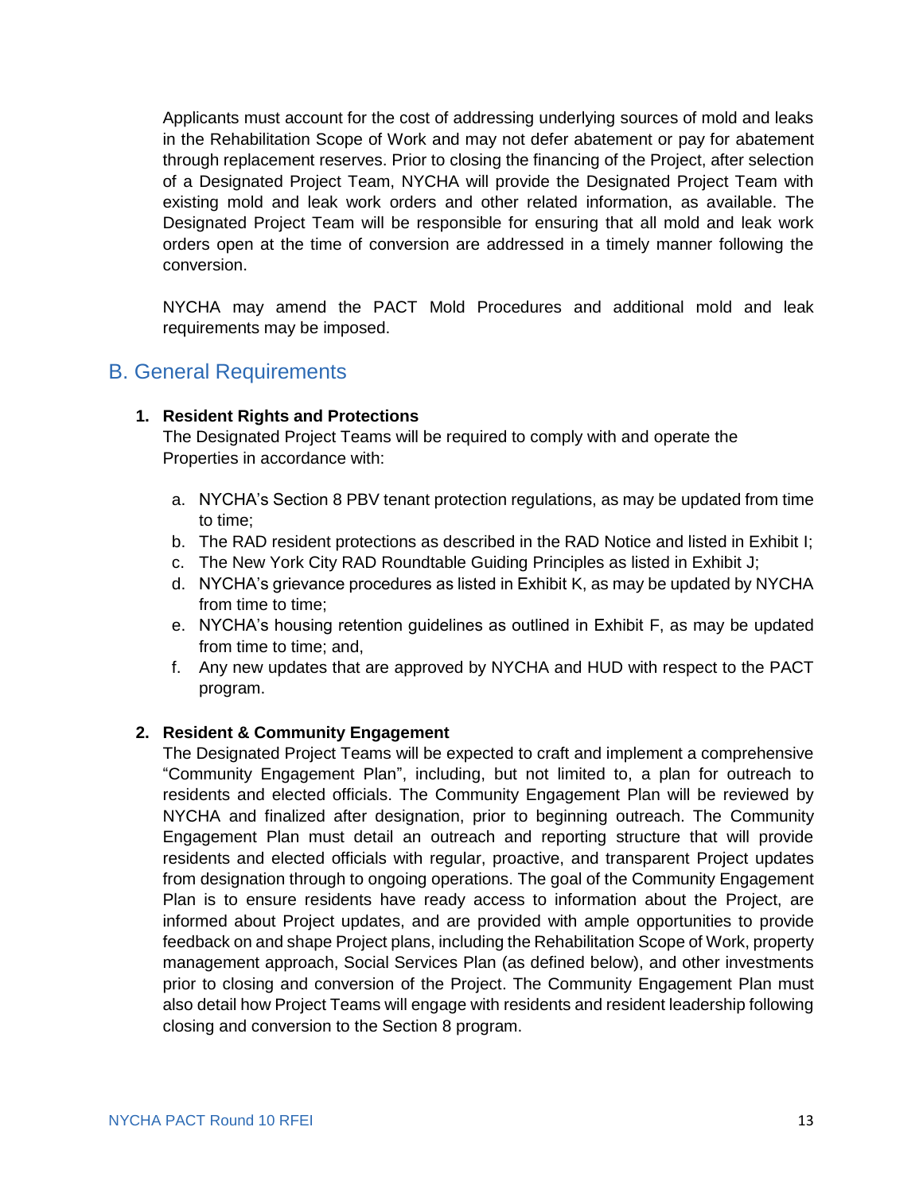Applicants must account for the cost of addressing underlying sources of mold and leaks in the Rehabilitation Scope of Work and may not defer abatement or pay for abatement through replacement reserves. Prior to closing the financing of the Project, after selection of a Designated Project Team, NYCHA will provide the Designated Project Team with existing mold and leak work orders and other related information, as available. The Designated Project Team will be responsible for ensuring that all mold and leak work orders open at the time of conversion are addressed in a timely manner following the conversion.

NYCHA may amend the PACT Mold Procedures and additional mold and leak requirements may be imposed.

## B. General Requirements

**1. Resident Rights and Protections**

The Designated Project Teams will be required to comply with and operate the Properties in accordance with:

a. NYCHA's Section 8 PBV tenant protection regulations, as may be updated from time to time;
b. The RAD resident protections as described in the RAD Notice and listed in Exhibit I;
c. The New York City RAD Roundtable Guiding Principles as listed in Exhibit J;
d. NYCHA's grievance procedures as listed in Exhibit K, as may be updated by NYCHA from time to time;
e. NYCHA's housing retention guidelines as outlined in Exhibit F, as may be updated from time to time; and,
f. Any new updates that are approved by NYCHA and HUD with respect to the PACT program.

**2. Resident & Community Engagement**

The Designated Project Teams will be expected to craft and implement a comprehensive "Community Engagement Plan", including, but not limited to, a plan for outreach to residents and elected officials. The Community Engagement Plan will be reviewed by NYCHA and finalized after designation, prior to beginning outreach. The Community Engagement Plan must detail an outreach and reporting structure that will provide residents and elected officials with regular, proactive, and transparent Project updates from designation through to ongoing operations. The goal of the Community Engagement Plan is to ensure residents have ready access to information about the Project, are informed about Project updates, and are provided with ample opportunities to provide feedback on and shape Project plans, including the Rehabilitation Scope of Work, property management approach, Social Services Plan (as defined below), and other investments prior to closing and conversion of the Project. The Community Engagement Plan must also detail how Project Teams will engage with residents and resident leadership following closing and conversion to the Section 8 program.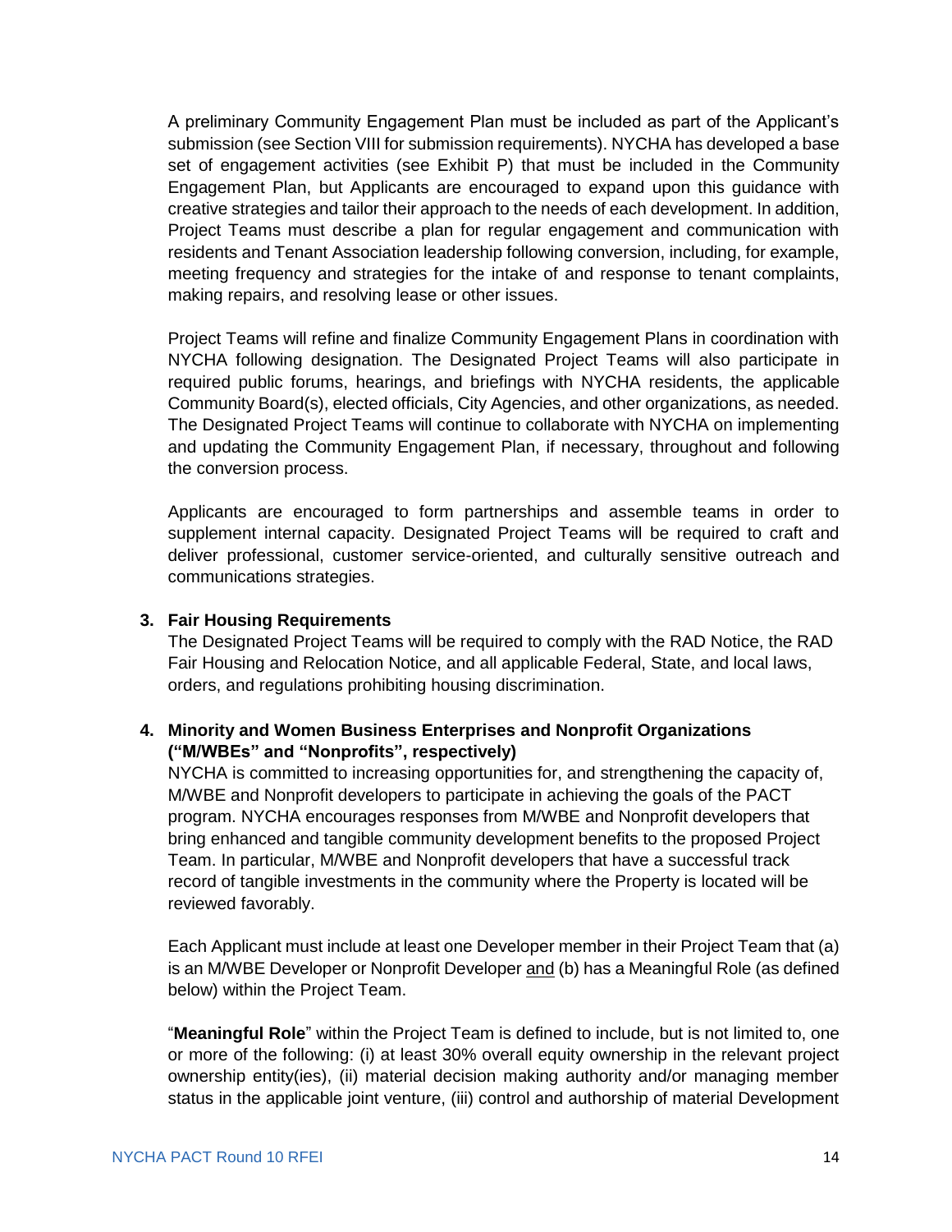A preliminary Community Engagement Plan must be included as part of the Applicant's submission (see Section VIII for submission requirements). NYCHA has developed a base set of engagement activities (see Exhibit P) that must be included in the Community Engagement Plan, but Applicants are encouraged to expand upon this guidance with creative strategies and tailor their approach to the needs of each development. In addition, Project Teams must describe a plan for regular engagement and communication with residents and Tenant Association leadership following conversion, including, for example, meeting frequency and strategies for the intake of and response to tenant complaints, making repairs, and resolving lease or other issues.

Project Teams will refine and finalize Community Engagement Plans in coordination with NYCHA following designation. The Designated Project Teams will also participate in required public forums, hearings, and briefings with NYCHA residents, the applicable Community Board(s), elected officials, City Agencies, and other organizations, as needed. The Designated Project Teams will continue to collaborate with NYCHA on implementing and updating the Community Engagement Plan, if necessary, throughout and following the conversion process.

Applicants are encouraged to form partnerships and assemble teams in order to supplement internal capacity. Designated Project Teams will be required to craft and deliver professional, customer service-oriented, and culturally sensitive outreach and communications strategies.

**3. Fair Housing Requirements**

The Designated Project Teams will be required to comply with the RAD Notice, the RAD Fair Housing and Relocation Notice, and all applicable Federal, State, and local laws, orders, and regulations prohibiting housing discrimination.

**4. Minority and Women Business Enterprises and Nonprofit Organizations ("M/WBEs" and "Nonprofits", respectively)**

NYCHA is committed to increasing opportunities for, and strengthening the capacity of, M/WBE and Nonprofit developers to participate in achieving the goals of the PACT program. NYCHA encourages responses from M/WBE and Nonprofit developers that bring enhanced and tangible community development benefits to the proposed Project Team. In particular, M/WBE and Nonprofit developers that have a successful track record of tangible investments in the community where the Property is located will be reviewed favorably.

Each Applicant must include at least one Developer member in their Project Team that (a) is an M/WBE Developer or Nonprofit Developer <u>and</u> (b) has a Meaningful Role (as defined below) within the Project Team.

"**Meaningful Role**" within the Project Team is defined to include, but is not limited to, one or more of the following: (i) at least 30% overall equity ownership in the relevant project ownership entity(ies), (ii) material decision making authority and/or managing member status in the applicable joint venture, (iii) control and authorship of material Development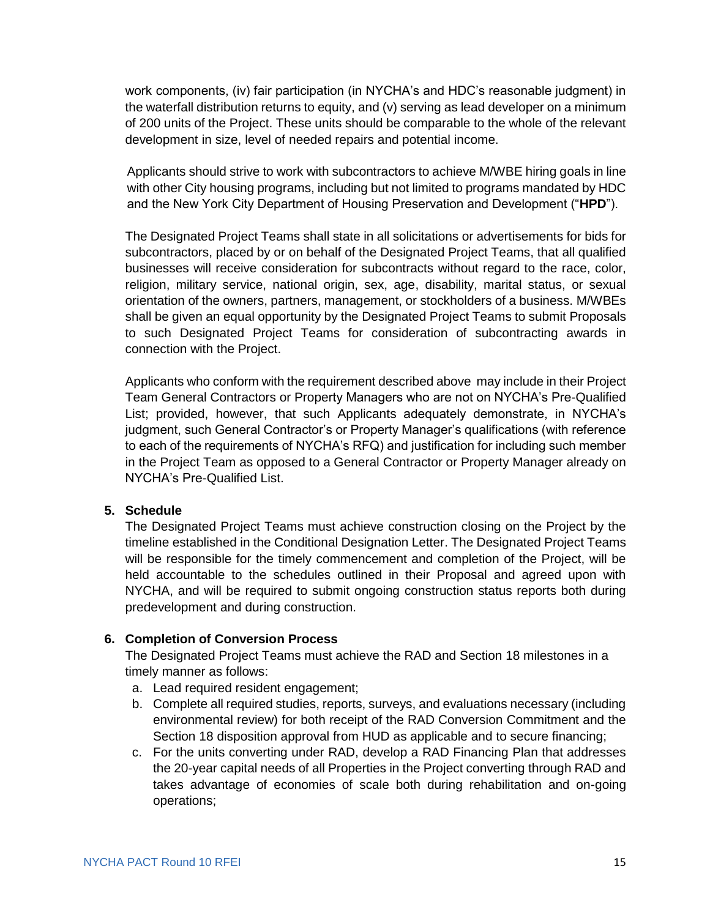work components, (iv) fair participation (in NYCHA's and HDC's reasonable judgment) in the waterfall distribution returns to equity, and (v) serving as lead developer on a minimum of 200 units of the Project. These units should be comparable to the whole of the relevant development in size, level of needed repairs and potential income.

Applicants should strive to work with subcontractors to achieve M/WBE hiring goals in line with other City housing programs, including but not limited to programs mandated by HDC and the New York City Department of Housing Preservation and Development ("**HPD**").

The Designated Project Teams shall state in all solicitations or advertisements for bids for subcontractors, placed by or on behalf of the Designated Project Teams, that all qualified businesses will receive consideration for subcontracts without regard to the race, color, religion, military service, national origin, sex, age, disability, marital status, or sexual orientation of the owners, partners, management, or stockholders of a business. M/WBEs shall be given an equal opportunity by the Designated Project Teams to submit Proposals to such Designated Project Teams for consideration of subcontracting awards in connection with the Project.

Applicants who conform with the requirement described above may include in their Project Team General Contractors or Property Managers who are not on NYCHA's Pre-Qualified List; provided, however, that such Applicants adequately demonstrate, in NYCHA's judgment, such General Contractor's or Property Manager's qualifications (with reference to each of the requirements of NYCHA's RFQ) and justification for including such member in the Project Team as opposed to a General Contractor or Property Manager already on NYCHA's Pre-Qualified List.

**5. Schedule**

The Designated Project Teams must achieve construction closing on the Project by the timeline established in the Conditional Designation Letter. The Designated Project Teams will be responsible for the timely commencement and completion of the Project, will be held accountable to the schedules outlined in their Proposal and agreed upon with NYCHA, and will be required to submit ongoing construction status reports both during predevelopment and during construction.

**6. Completion of Conversion Process**

The Designated Project Teams must achieve the RAD and Section 18 milestones in a timely manner as follows:

a. Lead required resident engagement;
b. Complete all required studies, reports, surveys, and evaluations necessary (including environmental review) for both receipt of the RAD Conversion Commitment and the Section 18 disposition approval from HUD as applicable and to secure financing;
c. For the units converting under RAD, develop a RAD Financing Plan that addresses the 20-year capital needs of all Properties in the Project converting through RAD and takes advantage of economies of scale both during rehabilitation and on-going operations;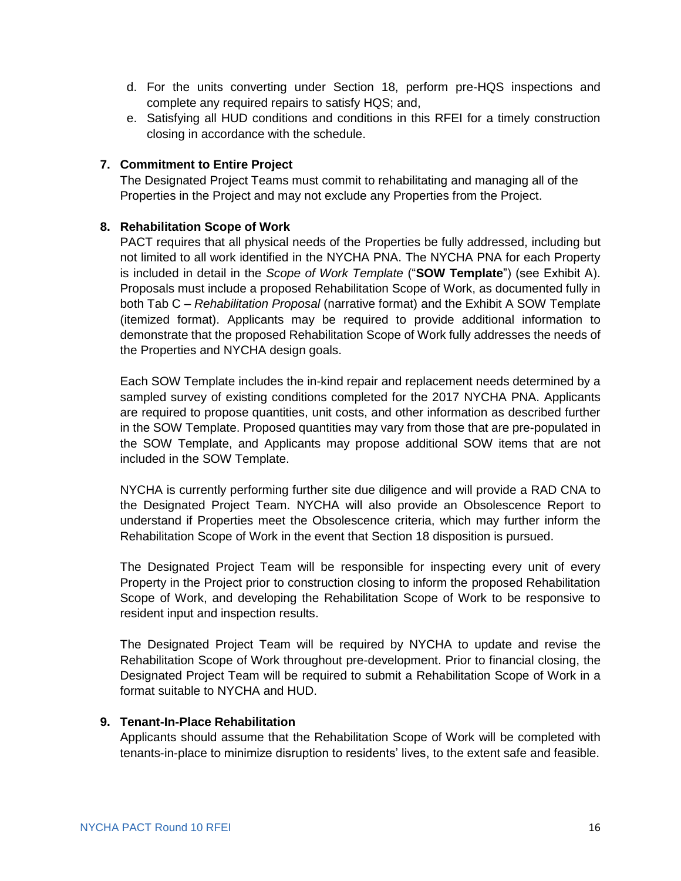d. For the units converting under Section 18, perform pre-HQS inspections and complete any required repairs to satisfy HQS; and,
e. Satisfying all HUD conditions and conditions in this RFEI for a timely construction closing in accordance with the schedule.

### 7. Commitment to Entire Project

The Designated Project Teams must commit to rehabilitating and managing all of the Properties in the Project and may not exclude any Properties from the Project.

### 8. Rehabilitation Scope of Work

PACT requires that all physical needs of the Properties be fully addressed, including but not limited to all work identified in the NYCHA PNA. The NYCHA PNA for each Property is included in detail in the *Scope of Work Template* ("**SOW Template**") (see Exhibit A). Proposals must include a proposed Rehabilitation Scope of Work, as documented fully in both Tab C – *Rehabilitation Proposal* (narrative format) and the Exhibit A SOW Template (itemized format). Applicants may be required to provide additional information to demonstrate that the proposed Rehabilitation Scope of Work fully addresses the needs of the Properties and NYCHA design goals.

Each SOW Template includes the in-kind repair and replacement needs determined by a sampled survey of existing conditions completed for the 2017 NYCHA PNA. Applicants are required to propose quantities, unit costs, and other information as described further in the SOW Template. Proposed quantities may vary from those that are pre-populated in the SOW Template, and Applicants may propose additional SOW items that are not included in the SOW Template.

NYCHA is currently performing further site due diligence and will provide a RAD CNA to the Designated Project Team. NYCHA will also provide an Obsolescence Report to understand if Properties meet the Obsolescence criteria, which may further inform the Rehabilitation Scope of Work in the event that Section 18 disposition is pursued.

The Designated Project Team will be responsible for inspecting every unit of every Property in the Project prior to construction closing to inform the proposed Rehabilitation Scope of Work, and developing the Rehabilitation Scope of Work to be responsive to resident input and inspection results.

The Designated Project Team will be required by NYCHA to update and revise the Rehabilitation Scope of Work throughout pre-development. Prior to financial closing, the Designated Project Team will be required to submit a Rehabilitation Scope of Work in a format suitable to NYCHA and HUD.

### 9. Tenant-In-Place Rehabilitation

Applicants should assume that the Rehabilitation Scope of Work will be completed with tenants-in-place to minimize disruption to residents' lives, to the extent safe and feasible.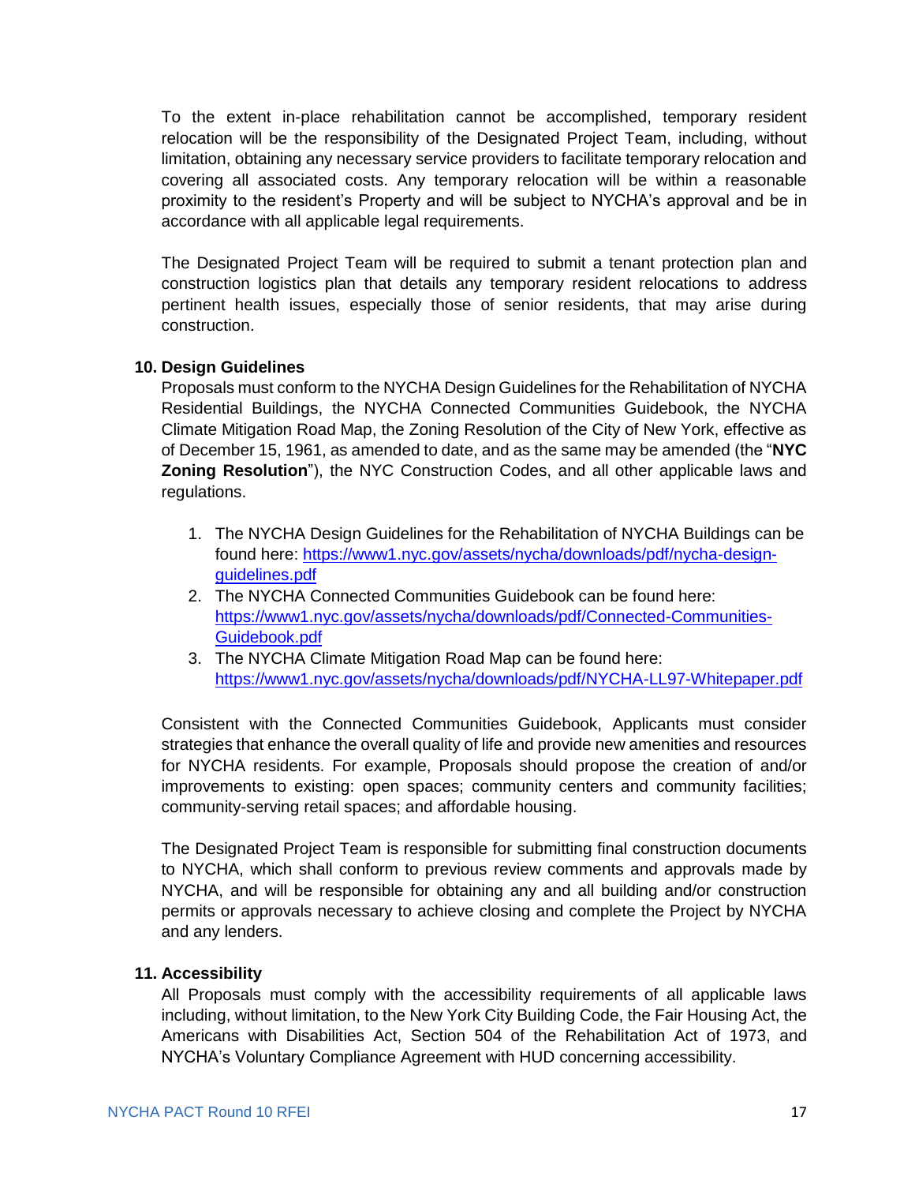To the extent in-place rehabilitation cannot be accomplished, temporary resident relocation will be the responsibility of the Designated Project Team, including, without limitation, obtaining any necessary service providers to facilitate temporary relocation and covering all associated costs. Any temporary relocation will be within a reasonable proximity to the resident's Property and will be subject to NYCHA's approval and be in accordance with all applicable legal requirements.

The Designated Project Team will be required to submit a tenant protection plan and construction logistics plan that details any temporary resident relocations to address pertinent health issues, especially those of senior residents, that may arise during construction.

**10. Design Guidelines**

Proposals must conform to the NYCHA Design Guidelines for the Rehabilitation of NYCHA Residential Buildings, the NYCHA Connected Communities Guidebook, the NYCHA Climate Mitigation Road Map, the Zoning Resolution of the City of New York, effective as of December 15, 1961, as amended to date, and as the same may be amended (the "**NYC Zoning Resolution**"), the NYC Construction Codes, and all other applicable laws and regulations.

1. The NYCHA Design Guidelines for the Rehabilitation of NYCHA Buildings can be found here: https://www1.nyc.gov/assets/nycha/downloads/pdf/nycha-design-guidelines.pdf
2. The NYCHA Connected Communities Guidebook can be found here: https://www1.nyc.gov/assets/nycha/downloads/pdf/Connected-Communities-Guidebook.pdf
3. The NYCHA Climate Mitigation Road Map can be found here: https://www1.nyc.gov/assets/nycha/downloads/pdf/NYCHA-LL97-Whitepaper.pdf

Consistent with the Connected Communities Guidebook, Applicants must consider strategies that enhance the overall quality of life and provide new amenities and resources for NYCHA residents. For example, Proposals should propose the creation of and/or improvements to existing: open spaces; community centers and community facilities; community-serving retail spaces; and affordable housing.

The Designated Project Team is responsible for submitting final construction documents to NYCHA, which shall conform to previous review comments and approvals made by NYCHA, and will be responsible for obtaining any and all building and/or construction permits or approvals necessary to achieve closing and complete the Project by NYCHA and any lenders.

**11. Accessibility**

All Proposals must comply with the accessibility requirements of all applicable laws including, without limitation, to the New York City Building Code, the Fair Housing Act, the Americans with Disabilities Act, Section 504 of the Rehabilitation Act of 1973, and NYCHA's Voluntary Compliance Agreement with HUD concerning accessibility.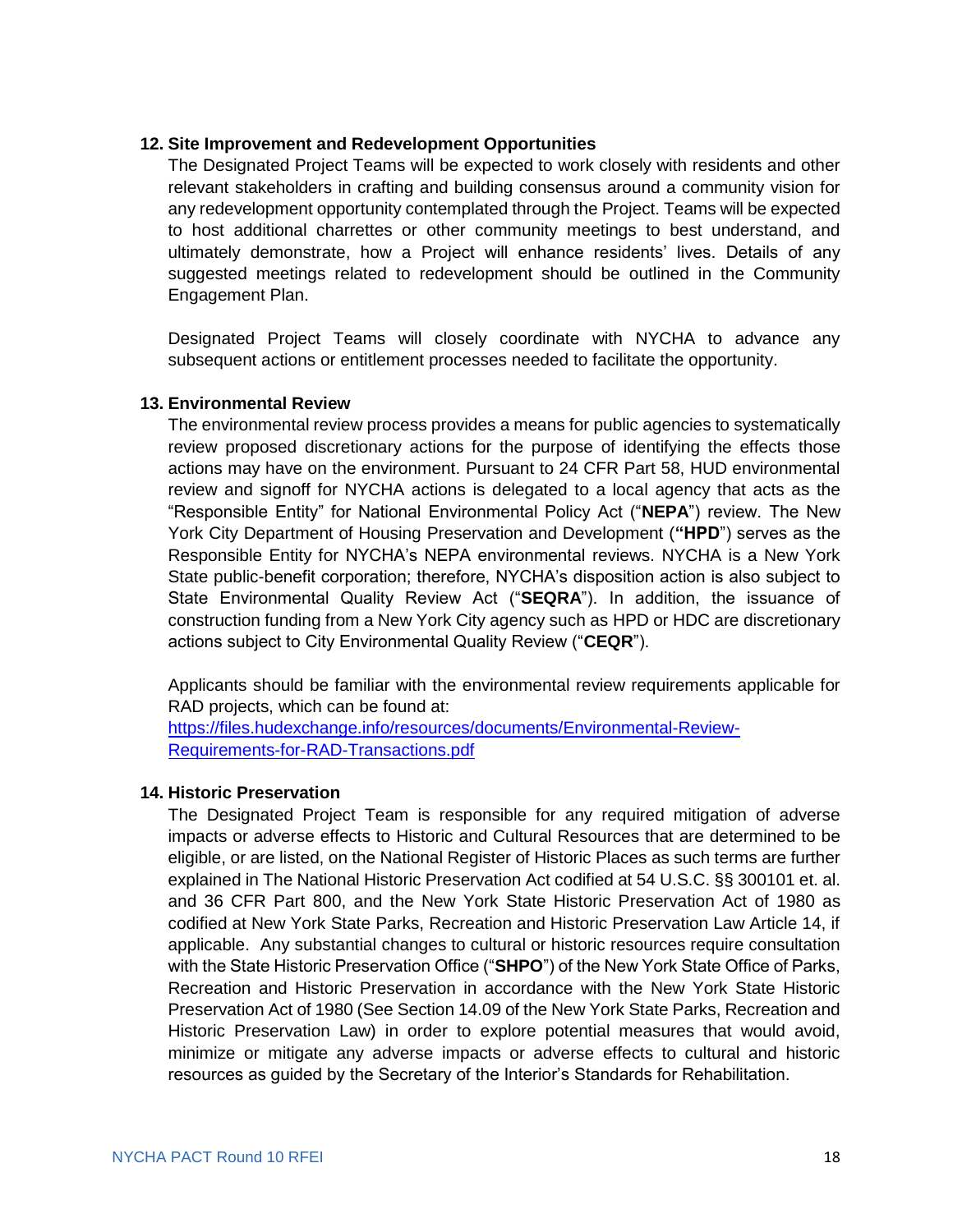### 12. Site Improvement and Redevelopment Opportunities

The Designated Project Teams will be expected to work closely with residents and other relevant stakeholders in crafting and building consensus around a community vision for any redevelopment opportunity contemplated through the Project. Teams will be expected to host additional charrettes or other community meetings to best understand, and ultimately demonstrate, how a Project will enhance residents' lives. Details of any suggested meetings related to redevelopment should be outlined in the Community Engagement Plan.

Designated Project Teams will closely coordinate with NYCHA to advance any subsequent actions or entitlement processes needed to facilitate the opportunity.

### 13. Environmental Review

The environmental review process provides a means for public agencies to systematically review proposed discretionary actions for the purpose of identifying the effects those actions may have on the environment. Pursuant to 24 CFR Part 58, HUD environmental review and signoff for NYCHA actions is delegated to a local agency that acts as the "Responsible Entity" for National Environmental Policy Act ("**NEPA**") review. The New York City Department of Housing Preservation and Development (**"HPD**") serves as the Responsible Entity for NYCHA's NEPA environmental reviews. NYCHA is a New York State public-benefit corporation; therefore, NYCHA's disposition action is also subject to State Environmental Quality Review Act ("**SEQRA**"). In addition, the issuance of construction funding from a New York City agency such as HPD or HDC are discretionary actions subject to City Environmental Quality Review ("**CEQR**").

Applicants should be familiar with the environmental review requirements applicable for RAD projects, which can be found at:
[https://files.hudexchange.info/resources/documents/Environmental-Review-Requirements-for-RAD-Transactions.pdf](https://files.hudexchange.info/resources/documents/Environmental-Review-Requirements-for-RAD-Transactions.pdf)

### 14. Historic Preservation

The Designated Project Team is responsible for any required mitigation of adverse impacts or adverse effects to Historic and Cultural Resources that are determined to be eligible, or are listed, on the National Register of Historic Places as such terms are further explained in The National Historic Preservation Act codified at 54 U.S.C. §§ 300101 et. al. and 36 CFR Part 800, and the New York State Historic Preservation Act of 1980 as codified at New York State Parks, Recreation and Historic Preservation Law Article 14, if applicable. Any substantial changes to cultural or historic resources require consultation with the State Historic Preservation Office ("**SHPO**") of the New York State Office of Parks, Recreation and Historic Preservation in accordance with the New York State Historic Preservation Act of 1980 (See Section 14.09 of the New York State Parks, Recreation and Historic Preservation Law) in order to explore potential measures that would avoid, minimize or mitigate any adverse impacts or adverse effects to cultural and historic resources as guided by the Secretary of the Interior's Standards for Rehabilitation.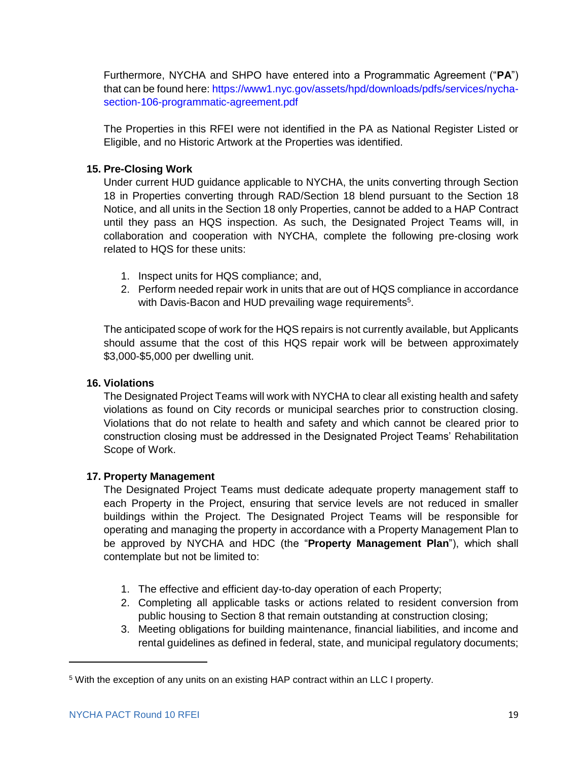Furthermore, NYCHA and SHPO have entered into a Programmatic Agreement ("**PA**") that can be found here: https://www1.nyc.gov/assets/hpd/downloads/pdfs/services/nycha-section-106-programmatic-agreement.pdf

The Properties in this RFEI were not identified in the PA as National Register Listed or Eligible, and no Historic Artwork at the Properties was identified.

### 15. Pre-Closing Work

Under current HUD guidance applicable to NYCHA, the units converting through Section 18 in Properties converting through RAD/Section 18 blend pursuant to the Section 18 Notice, and all units in the Section 18 only Properties, cannot be added to a HAP Contract until they pass an HQS inspection. As such, the Designated Project Teams will, in collaboration and cooperation with NYCHA, complete the following pre-closing work related to HQS for these units:

1. Inspect units for HQS compliance; and,
2. Perform needed repair work in units that are out of HQS compliance in accordance with Davis-Bacon and HUD prevailing wage requirements[5].

The anticipated scope of work for the HQS repairs is not currently available, but Applicants should assume that the cost of this HQS repair work will be between approximately $3,000-$5,000 per dwelling unit.

### 16. Violations

The Designated Project Teams will work with NYCHA to clear all existing health and safety violations as found on City records or municipal searches prior to construction closing. Violations that do not relate to health and safety and which cannot be cleared prior to construction closing must be addressed in the Designated Project Teams' Rehabilitation Scope of Work.

### 17. Property Management

The Designated Project Teams must dedicate adequate property management staff to each Property in the Project, ensuring that service levels are not reduced in smaller buildings within the Project. The Designated Project Teams will be responsible for operating and managing the property in accordance with a Property Management Plan to be approved by NYCHA and HDC (the "**Property Management Plan**"), which shall contemplate but not be limited to:

1. The effective and efficient day-to-day operation of each Property;
2. Completing all applicable tasks or actions related to resident conversion from public housing to Section 8 that remain outstanding at construction closing;
3. Meeting obligations for building maintenance, financial liabilities, and income and rental guidelines as defined in federal, state, and municipal regulatory documents;

---

[5] With the exception of any units on an existing HAP contract within an LLC I property.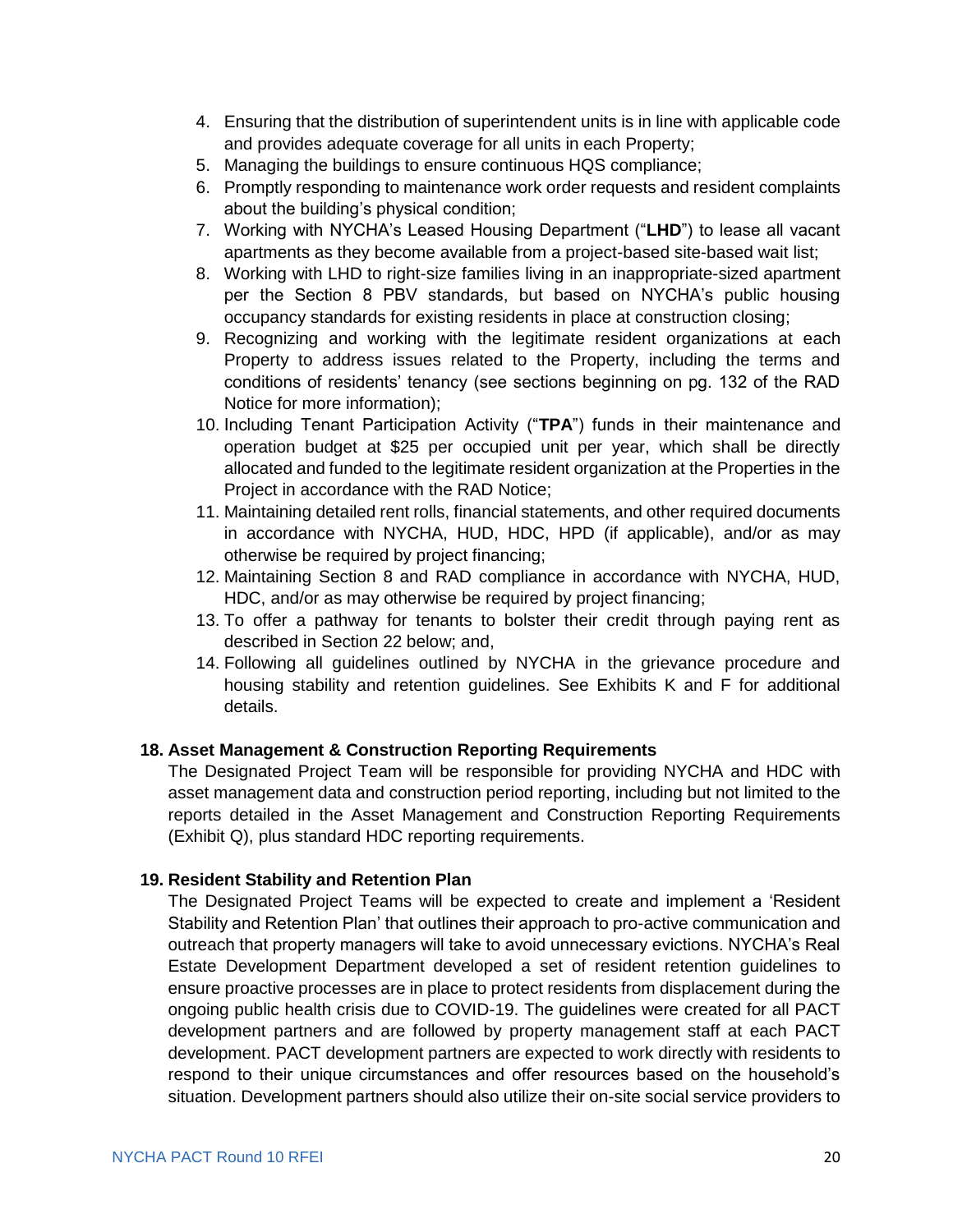4. Ensuring that the distribution of superintendent units is in line with applicable code and provides adequate coverage for all units in each Property;
5. Managing the buildings to ensure continuous HQS compliance;
6. Promptly responding to maintenance work order requests and resident complaints about the building's physical condition;
7. Working with NYCHA's Leased Housing Department ("**LHD**") to lease all vacant apartments as they become available from a project-based site-based wait list;
8. Working with LHD to right-size families living in an inappropriate-sized apartment per the Section 8 PBV standards, but based on NYCHA's public housing occupancy standards for existing residents in place at construction closing;
9. Recognizing and working with the legitimate resident organizations at each Property to address issues related to the Property, including the terms and conditions of residents' tenancy (see sections beginning on pg. 132 of the RAD Notice for more information);
10. Including Tenant Participation Activity ("**TPA**") funds in their maintenance and operation budget at $25 per occupied unit per year, which shall be directly allocated and funded to the legitimate resident organization at the Properties in the Project in accordance with the RAD Notice;
11. Maintaining detailed rent rolls, financial statements, and other required documents in accordance with NYCHA, HUD, HDC, HPD (if applicable), and/or as may otherwise be required by project financing;
12. Maintaining Section 8 and RAD compliance in accordance with NYCHA, HUD, HDC, and/or as may otherwise be required by project financing;
13. To offer a pathway for tenants to bolster their credit through paying rent as described in Section 22 below; and,
14. Following all guidelines outlined by NYCHA in the grievance procedure and housing stability and retention guidelines. See Exhibits K and F for additional details.

**18. Asset Management & Construction Reporting Requirements**

The Designated Project Team will be responsible for providing NYCHA and HDC with asset management data and construction period reporting, including but not limited to the reports detailed in the Asset Management and Construction Reporting Requirements (Exhibit Q), plus standard HDC reporting requirements.

**19. Resident Stability and Retention Plan**

The Designated Project Teams will be expected to create and implement a 'Resident Stability and Retention Plan' that outlines their approach to pro-active communication and outreach that property managers will take to avoid unnecessary evictions. NYCHA's Real Estate Development Department developed a set of resident retention guidelines to ensure proactive processes are in place to protect residents from displacement during the ongoing public health crisis due to COVID-19. The guidelines were created for all PACT development partners and are followed by property management staff at each PACT development. PACT development partners are expected to work directly with residents to respond to their unique circumstances and offer resources based on the household's situation. Development partners should also utilize their on-site social service providers to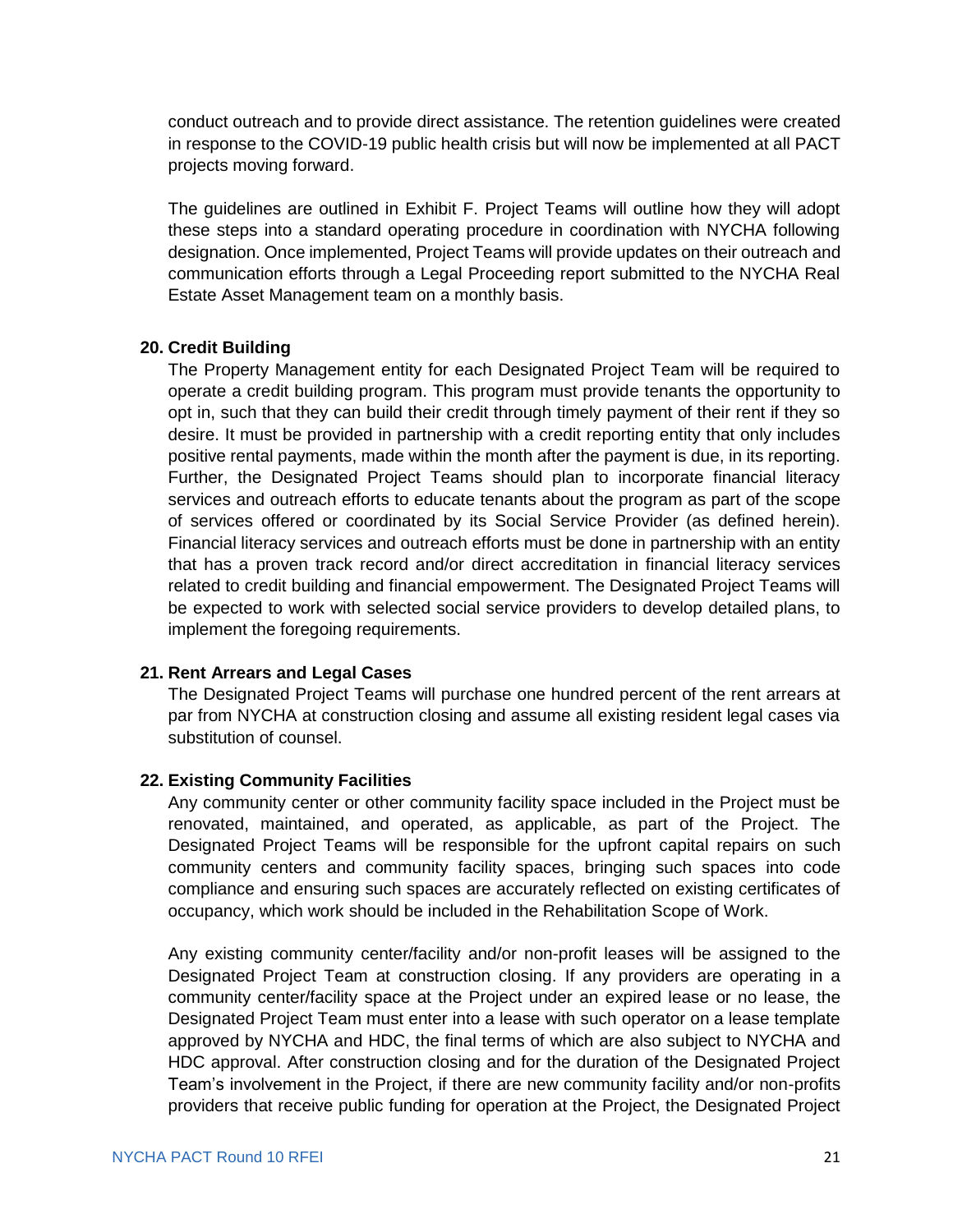conduct outreach and to provide direct assistance. The retention guidelines were created in response to the COVID-19 public health crisis but will now be implemented at all PACT projects moving forward.

The guidelines are outlined in Exhibit F. Project Teams will outline how they will adopt these steps into a standard operating procedure in coordination with NYCHA following designation. Once implemented, Project Teams will provide updates on their outreach and communication efforts through a Legal Proceeding report submitted to the NYCHA Real Estate Asset Management team on a monthly basis.

**20. Credit Building**

The Property Management entity for each Designated Project Team will be required to operate a credit building program. This program must provide tenants the opportunity to opt in, such that they can build their credit through timely payment of their rent if they so desire. It must be provided in partnership with a credit reporting entity that only includes positive rental payments, made within the month after the payment is due, in its reporting. Further, the Designated Project Teams should plan to incorporate financial literacy services and outreach efforts to educate tenants about the program as part of the scope of services offered or coordinated by its Social Service Provider (as defined herein). Financial literacy services and outreach efforts must be done in partnership with an entity that has a proven track record and/or direct accreditation in financial literacy services related to credit building and financial empowerment. The Designated Project Teams will be expected to work with selected social service providers to develop detailed plans, to implement the foregoing requirements.

**21. Rent Arrears and Legal Cases**

The Designated Project Teams will purchase one hundred percent of the rent arrears at par from NYCHA at construction closing and assume all existing resident legal cases via substitution of counsel.

**22. Existing Community Facilities**

Any community center or other community facility space included in the Project must be renovated, maintained, and operated, as applicable, as part of the Project. The Designated Project Teams will be responsible for the upfront capital repairs on such community centers and community facility spaces, bringing such spaces into code compliance and ensuring such spaces are accurately reflected on existing certificates of occupancy, which work should be included in the Rehabilitation Scope of Work.

Any existing community center/facility and/or non-profit leases will be assigned to the Designated Project Team at construction closing. If any providers are operating in a community center/facility space at the Project under an expired lease or no lease, the Designated Project Team must enter into a lease with such operator on a lease template approved by NYCHA and HDC, the final terms of which are also subject to NYCHA and HDC approval. After construction closing and for the duration of the Designated Project Team's involvement in the Project, if there are new community facility and/or non-profits providers that receive public funding for operation at the Project, the Designated Project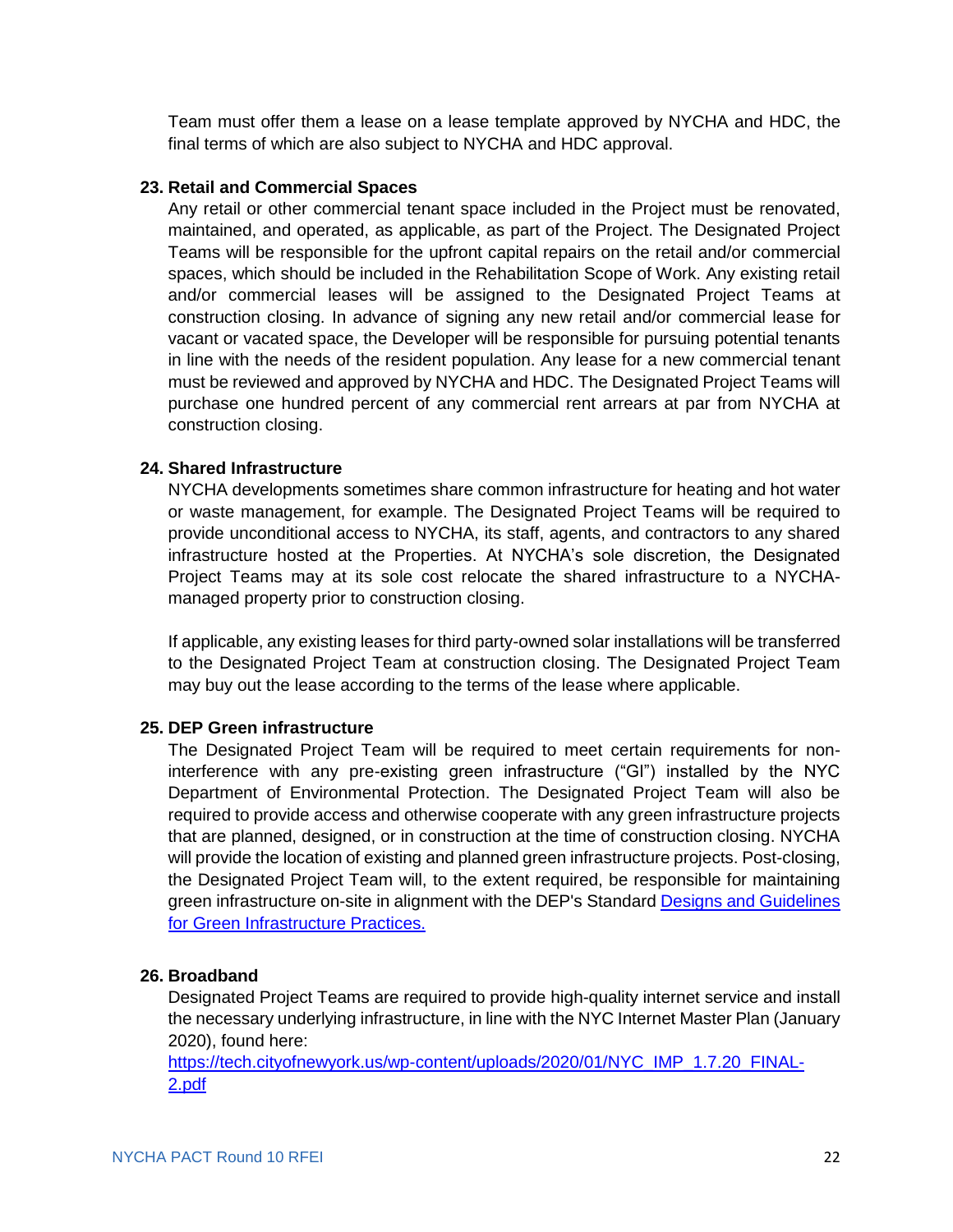Team must offer them a lease on a lease template approved by NYCHA and HDC, the final terms of which are also subject to NYCHA and HDC approval.

**23. Retail and Commercial Spaces**

Any retail or other commercial tenant space included in the Project must be renovated, maintained, and operated, as applicable, as part of the Project. The Designated Project Teams will be responsible for the upfront capital repairs on the retail and/or commercial spaces, which should be included in the Rehabilitation Scope of Work. Any existing retail and/or commercial leases will be assigned to the Designated Project Teams at construction closing. In advance of signing any new retail and/or commercial lease for vacant or vacated space, the Developer will be responsible for pursuing potential tenants in line with the needs of the resident population. Any lease for a new commercial tenant must be reviewed and approved by NYCHA and HDC. The Designated Project Teams will purchase one hundred percent of any commercial rent arrears at par from NYCHA at construction closing.

**24. Shared Infrastructure**

NYCHA developments sometimes share common infrastructure for heating and hot water or waste management, for example. The Designated Project Teams will be required to provide unconditional access to NYCHA, its staff, agents, and contractors to any shared infrastructure hosted at the Properties. At NYCHA's sole discretion, the Designated Project Teams may at its sole cost relocate the shared infrastructure to a NYCHA-managed property prior to construction closing.

If applicable, any existing leases for third party-owned solar installations will be transferred to the Designated Project Team at construction closing. The Designated Project Team may buy out the lease according to the terms of the lease where applicable.

**25. DEP Green infrastructure**

The Designated Project Team will be required to meet certain requirements for non-interference with any pre-existing green infrastructure ("GI") installed by the NYC Department of Environmental Protection. The Designated Project Team will also be required to provide access and otherwise cooperate with any green infrastructure projects that are planned, designed, or in construction at the time of construction closing. NYCHA will provide the location of existing and planned green infrastructure projects. Post-closing, the Designated Project Team will, to the extent required, be responsible for maintaining green infrastructure on-site in alignment with the DEP's Standard [Designs and Guidelines for Green Infrastructure Practices.]()

**26. Broadband**

Designated Project Teams are required to provide high-quality internet service and install the necessary underlying infrastructure, in line with the NYC Internet Master Plan (January 2020), found here:
[https://tech.cityofnewyork.us/wp-content/uploads/2020/01/NYC_IMP_1.7.20_FINAL-2.pdf](https://tech.cityofnewyork.us/wp-content/uploads/2020/01/NYC_IMP_1.7.20_FINAL-2.pdf)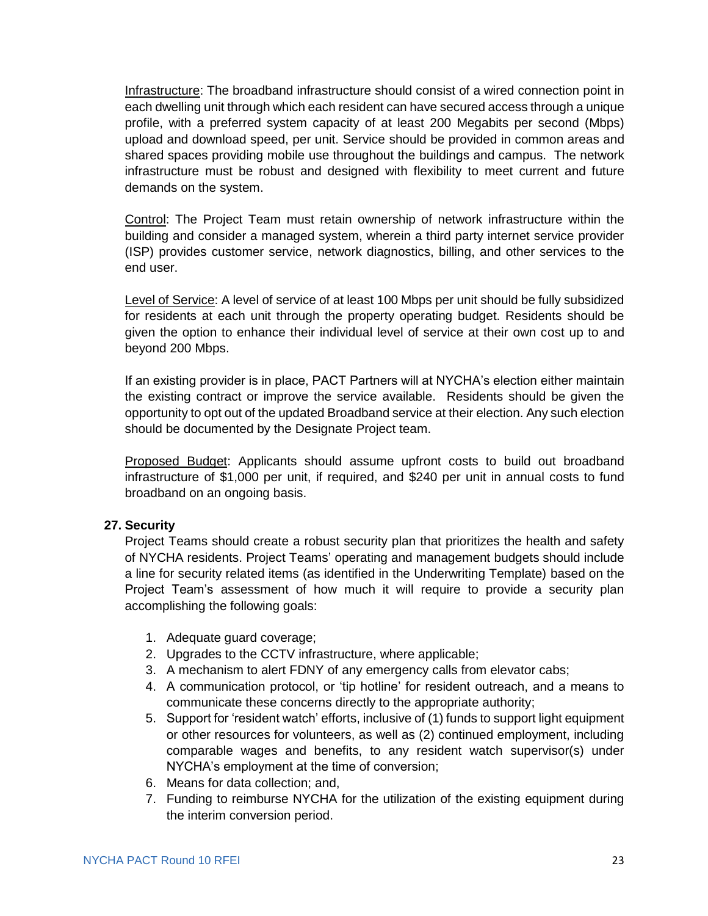<u>Infrastructure</u>: The broadband infrastructure should consist of a wired connection point in each dwelling unit through which each resident can have secured access through a unique profile, with a preferred system capacity of at least 200 Megabits per second (Mbps) upload and download speed, per unit. Service should be provided in common areas and shared spaces providing mobile use throughout the buildings and campus. The network infrastructure must be robust and designed with flexibility to meet current and future demands on the system.

<u>Control</u>: The Project Team must retain ownership of network infrastructure within the building and consider a managed system, wherein a third party internet service provider (ISP) provides customer service, network diagnostics, billing, and other services to the end user.

<u>Level of Service</u>: A level of service of at least 100 Mbps per unit should be fully subsidized for residents at each unit through the property operating budget. Residents should be given the option to enhance their individual level of service at their own cost up to and beyond 200 Mbps.

If an existing provider is in place, PACT Partners will at NYCHA's election either maintain the existing contract or improve the service available. Residents should be given the opportunity to opt out of the updated Broadband service at their election. Any such election should be documented by the Designate Project team.

<u>Proposed Budget</u>: Applicants should assume upfront costs to build out broadband infrastructure of $1,000 per unit, if required, and $240 per unit in annual costs to fund broadband on an ongoing basis.

**27. Security**

Project Teams should create a robust security plan that prioritizes the health and safety of NYCHA residents. Project Teams' operating and management budgets should include a line for security related items (as identified in the Underwriting Template) based on the Project Team's assessment of how much it will require to provide a security plan accomplishing the following goals:

1. Adequate guard coverage;
2. Upgrades to the CCTV infrastructure, where applicable;
3. A mechanism to alert FDNY of any emergency calls from elevator cabs;
4. A communication protocol, or 'tip hotline' for resident outreach, and a means to communicate these concerns directly to the appropriate authority;
5. Support for 'resident watch' efforts, inclusive of (1) funds to support light equipment or other resources for volunteers, as well as (2) continued employment, including comparable wages and benefits, to any resident watch supervisor(s) under NYCHA's employment at the time of conversion;
6. Means for data collection; and,
7. Funding to reimburse NYCHA for the utilization of the existing equipment during the interim conversion period.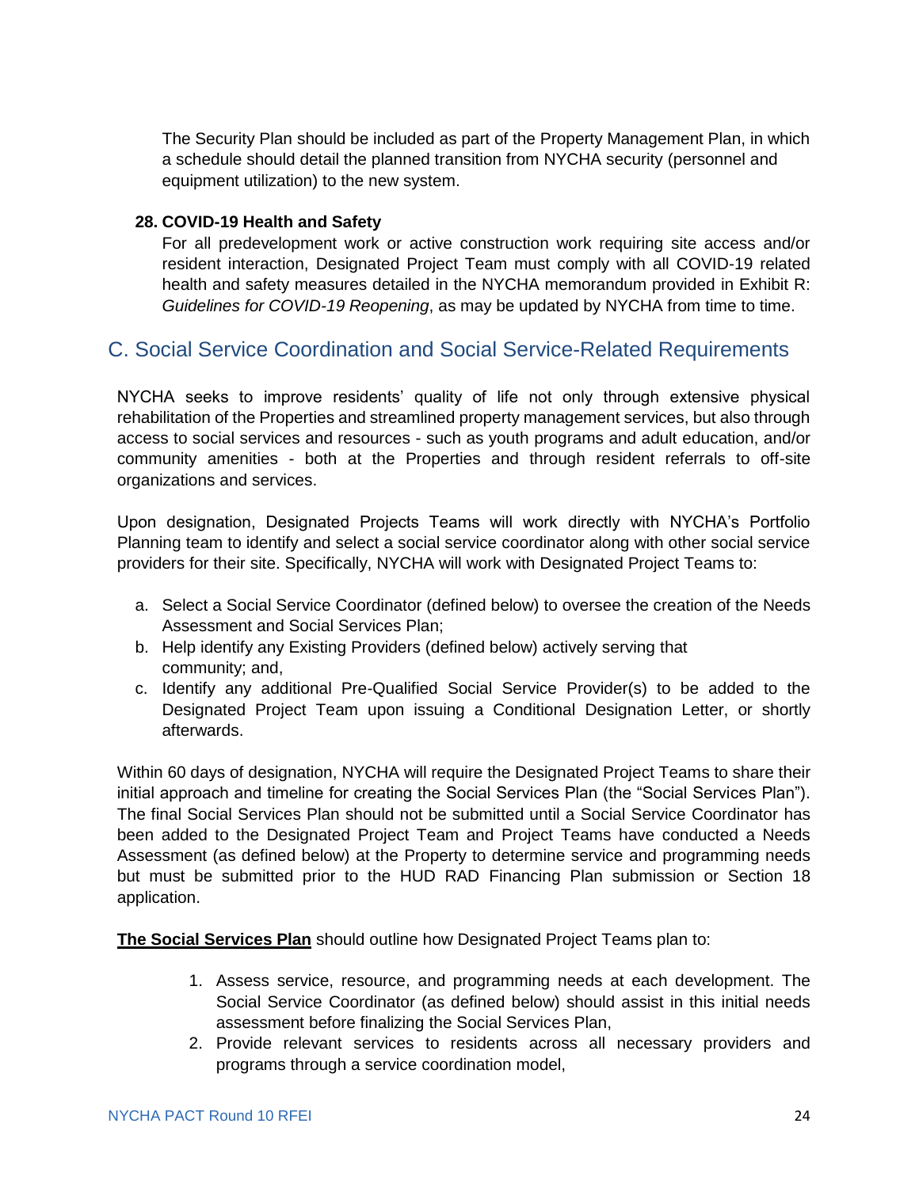The Security Plan should be included as part of the Property Management Plan, in which a schedule should detail the planned transition from NYCHA security (personnel and equipment utilization) to the new system.

**28. COVID-19 Health and Safety**

For all predevelopment work or active construction work requiring site access and/or resident interaction, Designated Project Team must comply with all COVID-19 related health and safety measures detailed in the NYCHA memorandum provided in Exhibit R: *Guidelines for COVID-19 Reopening*, as may be updated by NYCHA from time to time.

## C. Social Service Coordination and Social Service-Related Requirements

NYCHA seeks to improve residents' quality of life not only through extensive physical rehabilitation of the Properties and streamlined property management services, but also through access to social services and resources - such as youth programs and adult education, and/or community amenities - both at the Properties and through resident referrals to off-site organizations and services.

Upon designation, Designated Projects Teams will work directly with NYCHA's Portfolio Planning team to identify and select a social service coordinator along with other social service providers for their site. Specifically, NYCHA will work with Designated Project Teams to:

a. Select a Social Service Coordinator (defined below) to oversee the creation of the Needs Assessment and Social Services Plan;
b. Help identify any Existing Providers (defined below) actively serving that community; and,
c. Identify any additional Pre-Qualified Social Service Provider(s) to be added to the Designated Project Team upon issuing a Conditional Designation Letter, or shortly afterwards.

Within 60 days of designation, NYCHA will require the Designated Project Teams to share their initial approach and timeline for creating the Social Services Plan (the "Social Services Plan"). The final Social Services Plan should not be submitted until a Social Service Coordinator has been added to the Designated Project Team and Project Teams have conducted a Needs Assessment (as defined below) at the Property to determine service and programming needs but must be submitted prior to the HUD RAD Financing Plan submission or Section 18 application.

**<u>The Social Services Plan</u>** should outline how Designated Project Teams plan to:

1. Assess service, resource, and programming needs at each development. The Social Service Coordinator (as defined below) should assist in this initial needs assessment before finalizing the Social Services Plan,
2. Provide relevant services to residents across all necessary providers and programs through a service coordination model,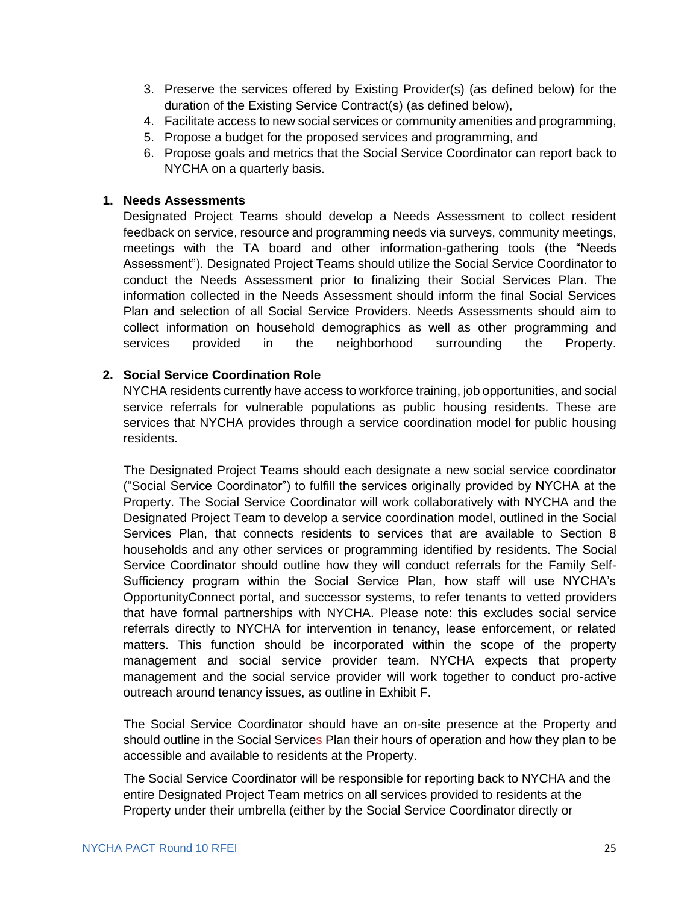3. Preserve the services offered by Existing Provider(s) (as defined below) for the duration of the Existing Service Contract(s) (as defined below),
4. Facilitate access to new social services or community amenities and programming,
5. Propose a budget for the proposed services and programming, and
6. Propose goals and metrics that the Social Service Coordinator can report back to NYCHA on a quarterly basis.

**1. Needs Assessments**

Designated Project Teams should develop a Needs Assessment to collect resident feedback on service, resource and programming needs via surveys, community meetings, meetings with the TA board and other information-gathering tools (the "Needs Assessment"). Designated Project Teams should utilize the Social Service Coordinator to conduct the Needs Assessment prior to finalizing their Social Services Plan. The information collected in the Needs Assessment should inform the final Social Services Plan and selection of all Social Service Providers. Needs Assessments should aim to collect information on household demographics as well as other programming and services provided in the neighborhood surrounding the Property.

**2. Social Service Coordination Role**

NYCHA residents currently have access to workforce training, job opportunities, and social service referrals for vulnerable populations as public housing residents. These are services that NYCHA provides through a service coordination model for public housing residents.

The Designated Project Teams should each designate a new social service coordinator ("Social Service Coordinator") to fulfill the services originally provided by NYCHA at the Property. The Social Service Coordinator will work collaboratively with NYCHA and the Designated Project Team to develop a service coordination model, outlined in the Social Services Plan, that connects residents to services that are available to Section 8 households and any other services or programming identified by residents. The Social Service Coordinator should outline how they will conduct referrals for the Family Self-Sufficiency program within the Social Service Plan, how staff will use NYCHA's OpportunityConnect portal, and successor systems, to refer tenants to vetted providers that have formal partnerships with NYCHA. Please note: this excludes social service referrals directly to NYCHA for intervention in tenancy, lease enforcement, or related matters. This function should be incorporated within the scope of the property management and social service provider team. NYCHA expects that property management and the social service provider will work together to conduct pro-active outreach around tenancy issues, as outline in Exhibit F.

The Social Service Coordinator should have an on-site presence at the Property and should outline in the Social Services Plan their hours of operation and how they plan to be accessible and available to residents at the Property.

The Social Service Coordinator will be responsible for reporting back to NYCHA and the entire Designated Project Team metrics on all services provided to residents at the Property under their umbrella (either by the Social Service Coordinator directly or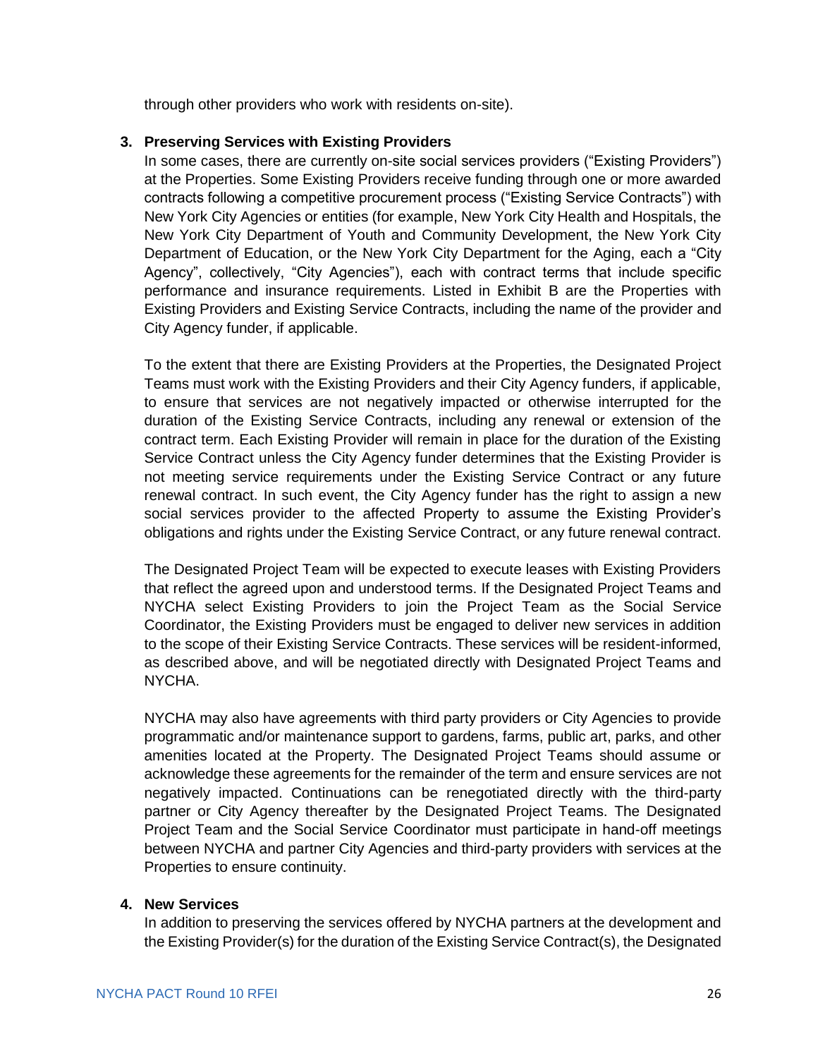through other providers who work with residents on-site).

### 3. Preserving Services with Existing Providers

In some cases, there are currently on-site social services providers ("Existing Providers") at the Properties. Some Existing Providers receive funding through one or more awarded contracts following a competitive procurement process ("Existing Service Contracts") with New York City Agencies or entities (for example, New York City Health and Hospitals, the New York City Department of Youth and Community Development, the New York City Department of Education, or the New York City Department for the Aging, each a "City Agency", collectively, "City Agencies"), each with contract terms that include specific performance and insurance requirements. Listed in Exhibit B are the Properties with Existing Providers and Existing Service Contracts, including the name of the provider and City Agency funder, if applicable.

To the extent that there are Existing Providers at the Properties, the Designated Project Teams must work with the Existing Providers and their City Agency funders, if applicable, to ensure that services are not negatively impacted or otherwise interrupted for the duration of the Existing Service Contracts, including any renewal or extension of the contract term. Each Existing Provider will remain in place for the duration of the Existing Service Contract unless the City Agency funder determines that the Existing Provider is not meeting service requirements under the Existing Service Contract or any future renewal contract. In such event, the City Agency funder has the right to assign a new social services provider to the affected Property to assume the Existing Provider's obligations and rights under the Existing Service Contract, or any future renewal contract.

The Designated Project Team will be expected to execute leases with Existing Providers that reflect the agreed upon and understood terms. If the Designated Project Teams and NYCHA select Existing Providers to join the Project Team as the Social Service Coordinator, the Existing Providers must be engaged to deliver new services in addition to the scope of their Existing Service Contracts. These services will be resident-informed, as described above, and will be negotiated directly with Designated Project Teams and NYCHA.

NYCHA may also have agreements with third party providers or City Agencies to provide programmatic and/or maintenance support to gardens, farms, public art, parks, and other amenities located at the Property. The Designated Project Teams should assume or acknowledge these agreements for the remainder of the term and ensure services are not negatively impacted. Continuations can be renegotiated directly with the third-party partner or City Agency thereafter by the Designated Project Teams. The Designated Project Team and the Social Service Coordinator must participate in hand-off meetings between NYCHA and partner City Agencies and third-party providers with services at the Properties to ensure continuity.

### 4. New Services

In addition to preserving the services offered by NYCHA partners at the development and the Existing Provider(s) for the duration of the Existing Service Contract(s), the Designated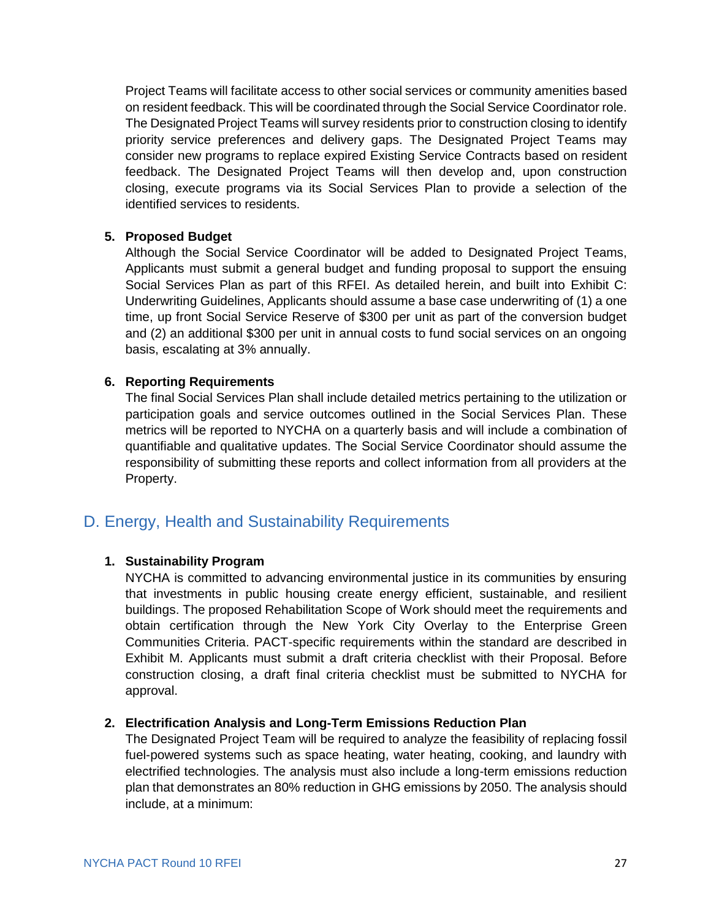Project Teams will facilitate access to other social services or community amenities based on resident feedback. This will be coordinated through the Social Service Coordinator role. The Designated Project Teams will survey residents prior to construction closing to identify priority service preferences and delivery gaps. The Designated Project Teams may consider new programs to replace expired Existing Service Contracts based on resident feedback. The Designated Project Teams will then develop and, upon construction closing, execute programs via its Social Services Plan to provide a selection of the identified services to residents.

5. **Proposed Budget**
   Although the Social Service Coordinator will be added to Designated Project Teams, Applicants must submit a general budget and funding proposal to support the ensuing Social Services Plan as part of this RFEI. As detailed herein, and built into Exhibit C: Underwriting Guidelines, Applicants should assume a base case underwriting of (1) a one time, up front Social Service Reserve of $300 per unit as part of the conversion budget and (2) an additional $300 per unit in annual costs to fund social services on an ongoing basis, escalating at 3% annually.

6. **Reporting Requirements**
   The final Social Services Plan shall include detailed metrics pertaining to the utilization or participation goals and service outcomes outlined in the Social Services Plan. These metrics will be reported to NYCHA on a quarterly basis and will include a combination of quantifiable and qualitative updates. The Social Service Coordinator should assume the responsibility of submitting these reports and collect information from all providers at the Property.

## D. Energy, Health and Sustainability Requirements

1. **Sustainability Program**
   NYCHA is committed to advancing environmental justice in its communities by ensuring that investments in public housing create energy efficient, sustainable, and resilient buildings. The proposed Rehabilitation Scope of Work should meet the requirements and obtain certification through the New York City Overlay to the Enterprise Green Communities Criteria. PACT-specific requirements within the standard are described in Exhibit M. Applicants must submit a draft criteria checklist with their Proposal. Before construction closing, a draft final criteria checklist must be submitted to NYCHA for approval.

2. **Electrification Analysis and Long-Term Emissions Reduction Plan**
   The Designated Project Team will be required to analyze the feasibility of replacing fossil fuel-powered systems such as space heating, water heating, cooking, and laundry with electrified technologies. The analysis must also include a long-term emissions reduction plan that demonstrates an 80% reduction in GHG emissions by 2050. The analysis should include, at a minimum: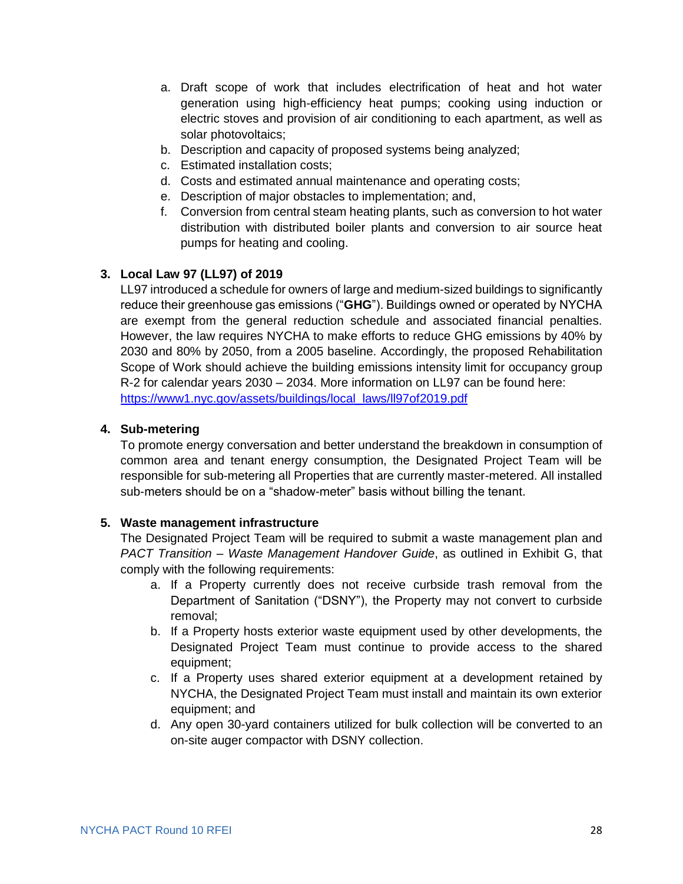a. Draft scope of work that includes electrification of heat and hot water generation using high-efficiency heat pumps; cooking using induction or electric stoves and provision of air conditioning to each apartment, as well as solar photovoltaics;
b. Description and capacity of proposed systems being analyzed;
c. Estimated installation costs;
d. Costs and estimated annual maintenance and operating costs;
e. Description of major obstacles to implementation; and,
f. Conversion from central steam heating plants, such as conversion to hot water distribution with distributed boiler plants and conversion to air source heat pumps for heating and cooling.

3. **Local Law 97 (LL97) of 2019**

   LL97 introduced a schedule for owners of large and medium-sized buildings to significantly reduce their greenhouse gas emissions ("**GHG**"). Buildings owned or operated by NYCHA are exempt from the general reduction schedule and associated financial penalties. However, the law requires NYCHA to make efforts to reduce GHG emissions by 40% by 2030 and 80% by 2050, from a 2005 baseline. Accordingly, the proposed Rehabilitation Scope of Work should achieve the building emissions intensity limit for occupancy group R-2 for calendar years 2030 – 2034. More information on LL97 can be found here: [https://www1.nyc.gov/assets/buildings/local_laws/ll97of2019.pdf](https://www1.nyc.gov/assets/buildings/local_laws/ll97of2019.pdf)

4. **Sub-metering**

   To promote energy conversation and better understand the breakdown in consumption of common area and tenant energy consumption, the Designated Project Team will be responsible for sub-metering all Properties that are currently master-metered. All installed sub-meters should be on a "shadow-meter" basis without billing the tenant.

5. **Waste management infrastructure**

   The Designated Project Team will be required to submit a waste management plan and *PACT Transition – Waste Management Handover Guide*, as outlined in Exhibit G, that comply with the following requirements:

   a. If a Property currently does not receive curbside trash removal from the Department of Sanitation ("DSNY"), the Property may not convert to curbside removal;
   b. If a Property hosts exterior waste equipment used by other developments, the Designated Project Team must continue to provide access to the shared equipment;
   c. If a Property uses shared exterior equipment at a development retained by NYCHA, the Designated Project Team must install and maintain its own exterior equipment; and
   d. Any open 30-yard containers utilized for bulk collection will be converted to an on-site auger compactor with DSNY collection.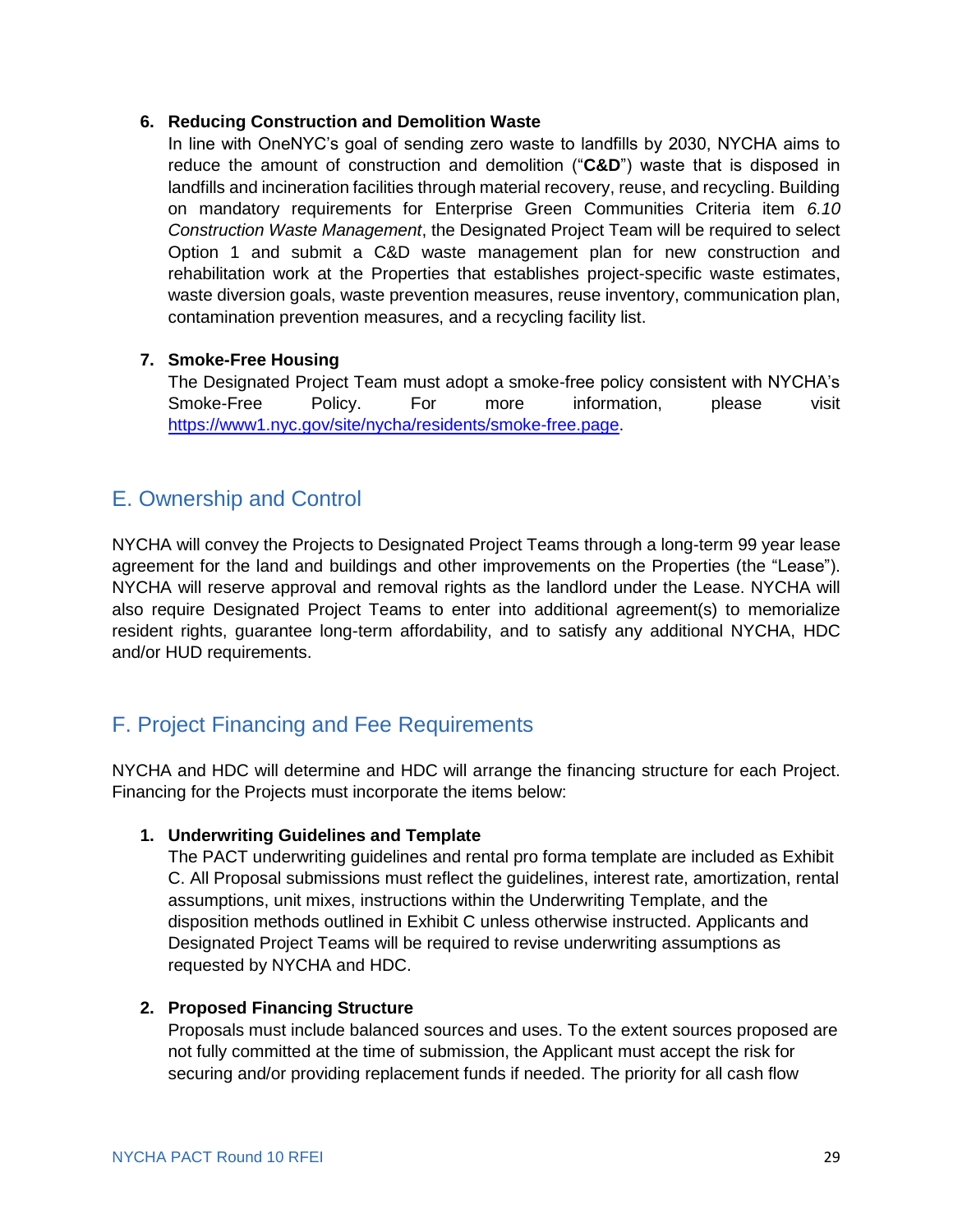6. **Reducing Construction and Demolition Waste**
   In line with OneNYC's goal of sending zero waste to landfills by 2030, NYCHA aims to reduce the amount of construction and demolition ("**C&D**") waste that is disposed in landfills and incineration facilities through material recovery, reuse, and recycling. Building on mandatory requirements for Enterprise Green Communities Criteria item *6.10 Construction Waste Management*, the Designated Project Team will be required to select Option 1 and submit a C&D waste management plan for new construction and rehabilitation work at the Properties that establishes project-specific waste estimates, waste diversion goals, waste prevention measures, reuse inventory, communication plan, contamination prevention measures, and a recycling facility list.

7. **Smoke-Free Housing**
   The Designated Project Team must adopt a smoke-free policy consistent with NYCHA's Smoke-Free Policy. For more information, please visit https://www1.nyc.gov/site/nycha/residents/smoke-free.page.

## E. Ownership and Control

NYCHA will convey the Projects to Designated Project Teams through a long-term 99 year lease agreement for the land and buildings and other improvements on the Properties (the "Lease"). NYCHA will reserve approval and removal rights as the landlord under the Lease. NYCHA will also require Designated Project Teams to enter into additional agreement(s) to memorialize resident rights, guarantee long-term affordability, and to satisfy any additional NYCHA, HDC and/or HUD requirements.

## F. Project Financing and Fee Requirements

NYCHA and HDC will determine and HDC will arrange the financing structure for each Project. Financing for the Projects must incorporate the items below:

1. **Underwriting Guidelines and Template**
   The PACT underwriting guidelines and rental pro forma template are included as Exhibit C. All Proposal submissions must reflect the guidelines, interest rate, amortization, rental assumptions, unit mixes, instructions within the Underwriting Template, and the disposition methods outlined in Exhibit C unless otherwise instructed. Applicants and Designated Project Teams will be required to revise underwriting assumptions as requested by NYCHA and HDC.

2. **Proposed Financing Structure**
   Proposals must include balanced sources and uses. To the extent sources proposed are not fully committed at the time of submission, the Applicant must accept the risk for securing and/or providing replacement funds if needed. The priority for all cash flow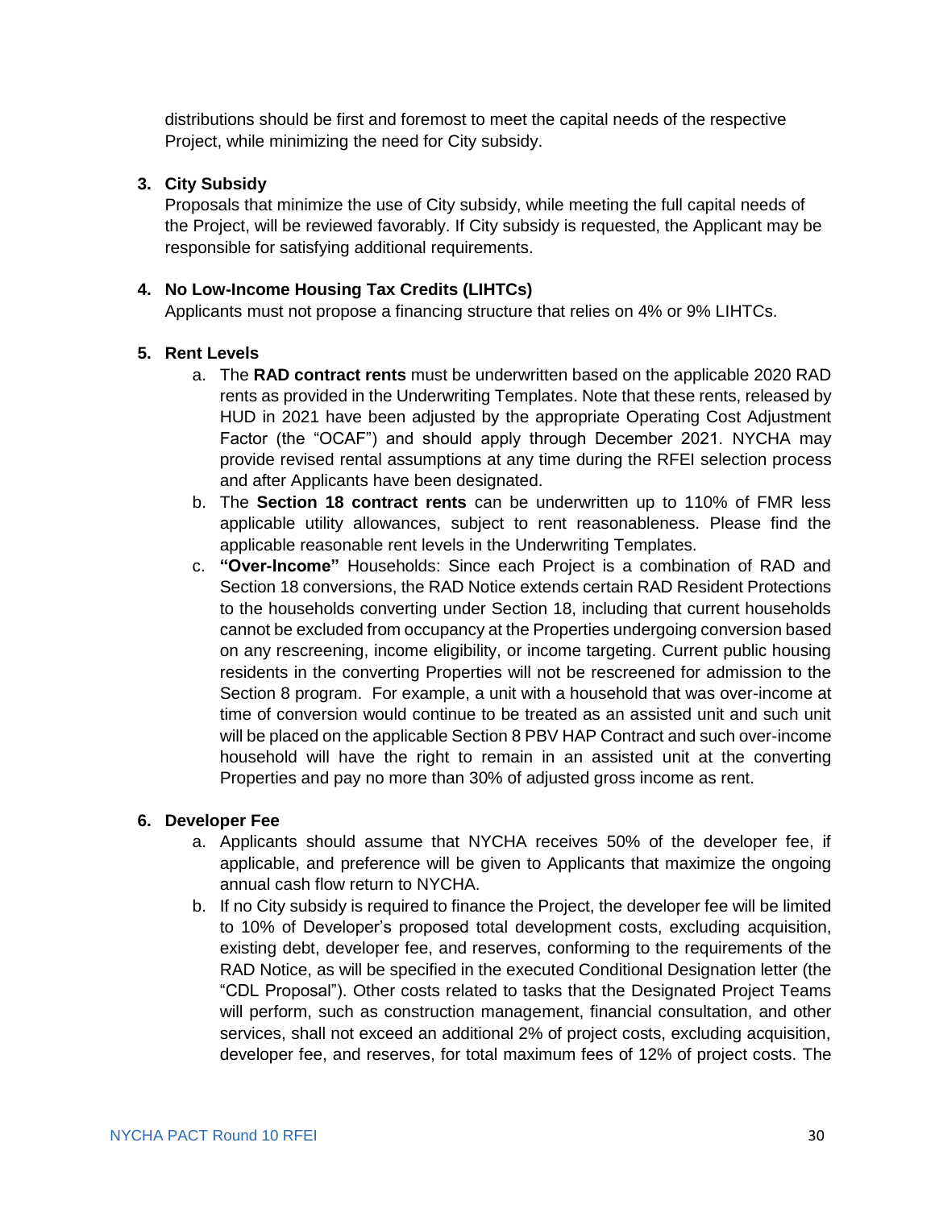distributions should be first and foremost to meet the capital needs of the respective Project, while minimizing the need for City subsidy.

3. **City Subsidy**

   Proposals that minimize the use of City subsidy, while meeting the full capital needs of the Project, will be reviewed favorably. If City subsidy is requested, the Applicant may be responsible for satisfying additional requirements.

4. **No Low-Income Housing Tax Credits (LIHTCs)**

   Applicants must not propose a financing structure that relies on 4% or 9% LIHTCs.

5. **Rent Levels**
   a. The **RAD contract rents** must be underwritten based on the applicable 2020 RAD rents as provided in the Underwriting Templates. Note that these rents, released by HUD in 2021 have been adjusted by the appropriate Operating Cost Adjustment Factor (the "OCAF") and should apply through December 2021. NYCHA may provide revised rental assumptions at any time during the RFEI selection process and after Applicants have been designated.
   b. The **Section 18 contract rents** can be underwritten up to 110% of FMR less applicable utility allowances, subject to rent reasonableness. Please find the applicable reasonable rent levels in the Underwriting Templates.
   c. **"Over-Income"** Households: Since each Project is a combination of RAD and Section 18 conversions, the RAD Notice extends certain RAD Resident Protections to the households converting under Section 18, including that current households cannot be excluded from occupancy at the Properties undergoing conversion based on any rescreening, income eligibility, or income targeting. Current public housing residents in the converting Properties will not be rescreened for admission to the Section 8 program. For example, a unit with a household that was over-income at time of conversion would continue to be treated as an assisted unit and such unit will be placed on the applicable Section 8 PBV HAP Contract and such over-income household will have the right to remain in an assisted unit at the converting Properties and pay no more than 30% of adjusted gross income as rent.

6. **Developer Fee**
   a. Applicants should assume that NYCHA receives 50% of the developer fee, if applicable, and preference will be given to Applicants that maximize the ongoing annual cash flow return to NYCHA.
   b. If no City subsidy is required to finance the Project, the developer fee will be limited to 10% of Developer's proposed total development costs, excluding acquisition, existing debt, developer fee, and reserves, conforming to the requirements of the RAD Notice, as will be specified in the executed Conditional Designation letter (the "CDL Proposal"). Other costs related to tasks that the Designated Project Teams will perform, such as construction management, financial consultation, and other services, shall not exceed an additional 2% of project costs, excluding acquisition, developer fee, and reserves, for total maximum fees of 12% of project costs. The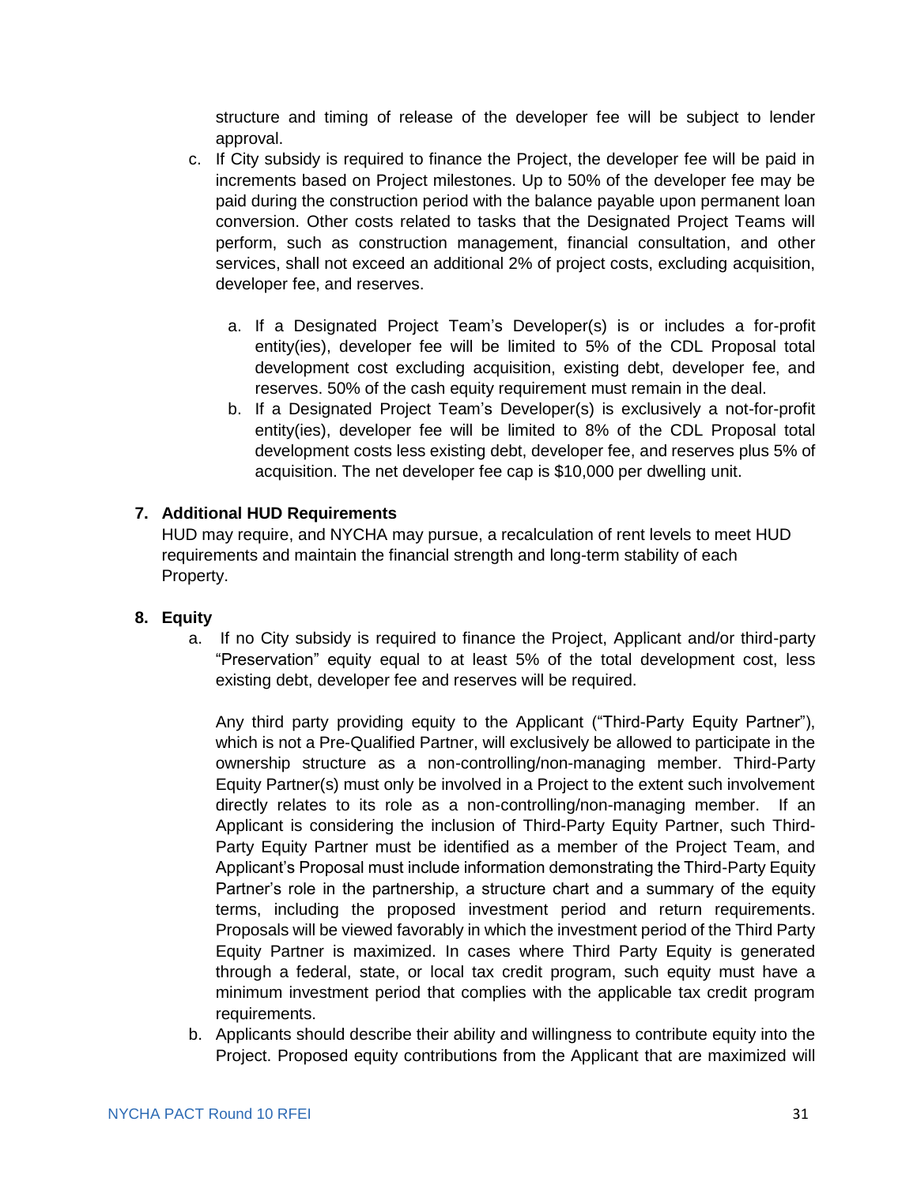structure and timing of release of the developer fee will be subject to lender approval.

c. If City subsidy is required to finance the Project, the developer fee will be paid in increments based on Project milestones. Up to 50% of the developer fee may be paid during the construction period with the balance payable upon permanent loan conversion. Other costs related to tasks that the Designated Project Teams will perform, such as construction management, financial consultation, and other services, shall not exceed an additional 2% of project costs, excluding acquisition, developer fee, and reserves.

   a. If a Designated Project Team's Developer(s) is or includes a for-profit entity(ies), developer fee will be limited to 5% of the CDL Proposal total development cost excluding acquisition, existing debt, developer fee, and reserves. 50% of the cash equity requirement must remain in the deal.
   b. If a Designated Project Team's Developer(s) is exclusively a not-for-profit entity(ies), developer fee will be limited to 8% of the CDL Proposal total development costs less existing debt, developer fee, and reserves plus 5% of acquisition. The net developer fee cap is $10,000 per dwelling unit.

**7. Additional HUD Requirements**

HUD may require, and NYCHA may pursue, a recalculation of rent levels to meet HUD requirements and maintain the financial strength and long-term stability of each Property.

**8. Equity**

a. If no City subsidy is required to finance the Project, Applicant and/or third-party "Preservation" equity equal to at least 5% of the total development cost, less existing debt, developer fee and reserves will be required.

   Any third party providing equity to the Applicant ("Third-Party Equity Partner"), which is not a Pre-Qualified Partner, will exclusively be allowed to participate in the ownership structure as a non-controlling/non-managing member. Third-Party Equity Partner(s) must only be involved in a Project to the extent such involvement directly relates to its role as a non-controlling/non-managing member. If an Applicant is considering the inclusion of Third-Party Equity Partner, such Third-Party Equity Partner must be identified as a member of the Project Team, and Applicant's Proposal must include information demonstrating the Third-Party Equity Partner's role in the partnership, a structure chart and a summary of the equity terms, including the proposed investment period and return requirements. Proposals will be viewed favorably in which the investment period of the Third Party Equity Partner is maximized. In cases where Third Party Equity is generated through a federal, state, or local tax credit program, such equity must have a minimum investment period that complies with the applicable tax credit program requirements.

b. Applicants should describe their ability and willingness to contribute equity into the Project. Proposed equity contributions from the Applicant that are maximized will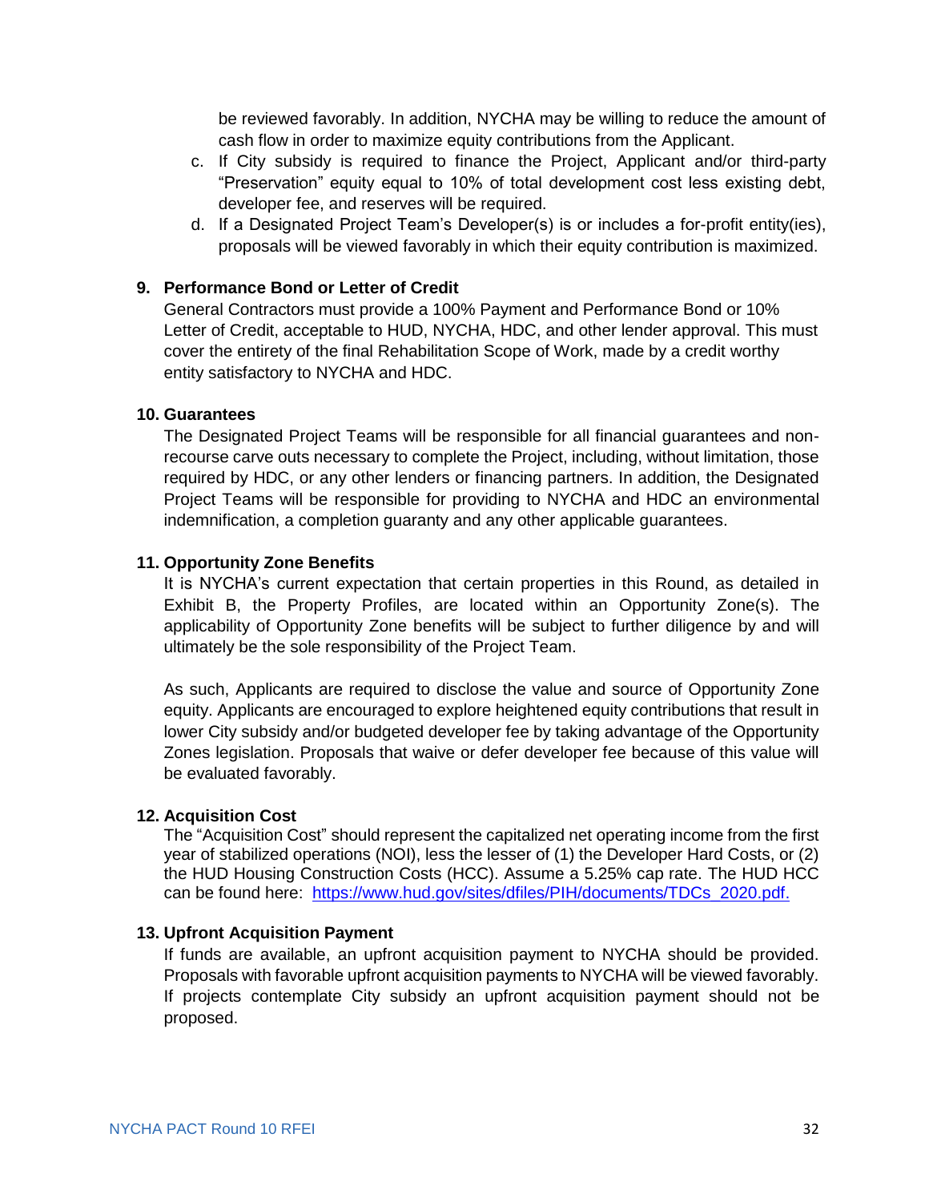be reviewed favorably. In addition, NYCHA may be willing to reduce the amount of cash flow in order to maximize equity contributions from the Applicant.

c. If City subsidy is required to finance the Project, Applicant and/or third-party "Preservation" equity equal to 10% of total development cost less existing debt, developer fee, and reserves will be required.
d. If a Designated Project Team's Developer(s) is or includes a for-profit entity(ies), proposals will be viewed favorably in which their equity contribution is maximized.

**9. Performance Bond or Letter of Credit**

General Contractors must provide a 100% Payment and Performance Bond or 10% Letter of Credit, acceptable to HUD, NYCHA, HDC, and other lender approval. This must cover the entirety of the final Rehabilitation Scope of Work, made by a credit worthy entity satisfactory to NYCHA and HDC.

**10. Guarantees**

The Designated Project Teams will be responsible for all financial guarantees and non-recourse carve outs necessary to complete the Project, including, without limitation, those required by HDC, or any other lenders or financing partners. In addition, the Designated Project Teams will be responsible for providing to NYCHA and HDC an environmental indemnification, a completion guaranty and any other applicable guarantees.

**11. Opportunity Zone Benefits**

It is NYCHA's current expectation that certain properties in this Round, as detailed in Exhibit B, the Property Profiles, are located within an Opportunity Zone(s). The applicability of Opportunity Zone benefits will be subject to further diligence by and will ultimately be the sole responsibility of the Project Team.

As such, Applicants are required to disclose the value and source of Opportunity Zone equity. Applicants are encouraged to explore heightened equity contributions that result in lower City subsidy and/or budgeted developer fee by taking advantage of the Opportunity Zones legislation. Proposals that waive or defer developer fee because of this value will be evaluated favorably.

**12. Acquisition Cost**

The "Acquisition Cost" should represent the capitalized net operating income from the first year of stabilized operations (NOI), less the lesser of (1) the Developer Hard Costs, or (2) the HUD Housing Construction Costs (HCC). Assume a 5.25% cap rate. The HUD HCC can be found here: [https://www.hud.gov/sites/dfiles/PIH/documents/TDCs_2020.pdf.](https://www.hud.gov/sites/dfiles/PIH/documents/TDCs_2020.pdf)

**13. Upfront Acquisition Payment**

If funds are available, an upfront acquisition payment to NYCHA should be provided. Proposals with favorable upfront acquisition payments to NYCHA will be viewed favorably. If projects contemplate City subsidy an upfront acquisition payment should not be proposed.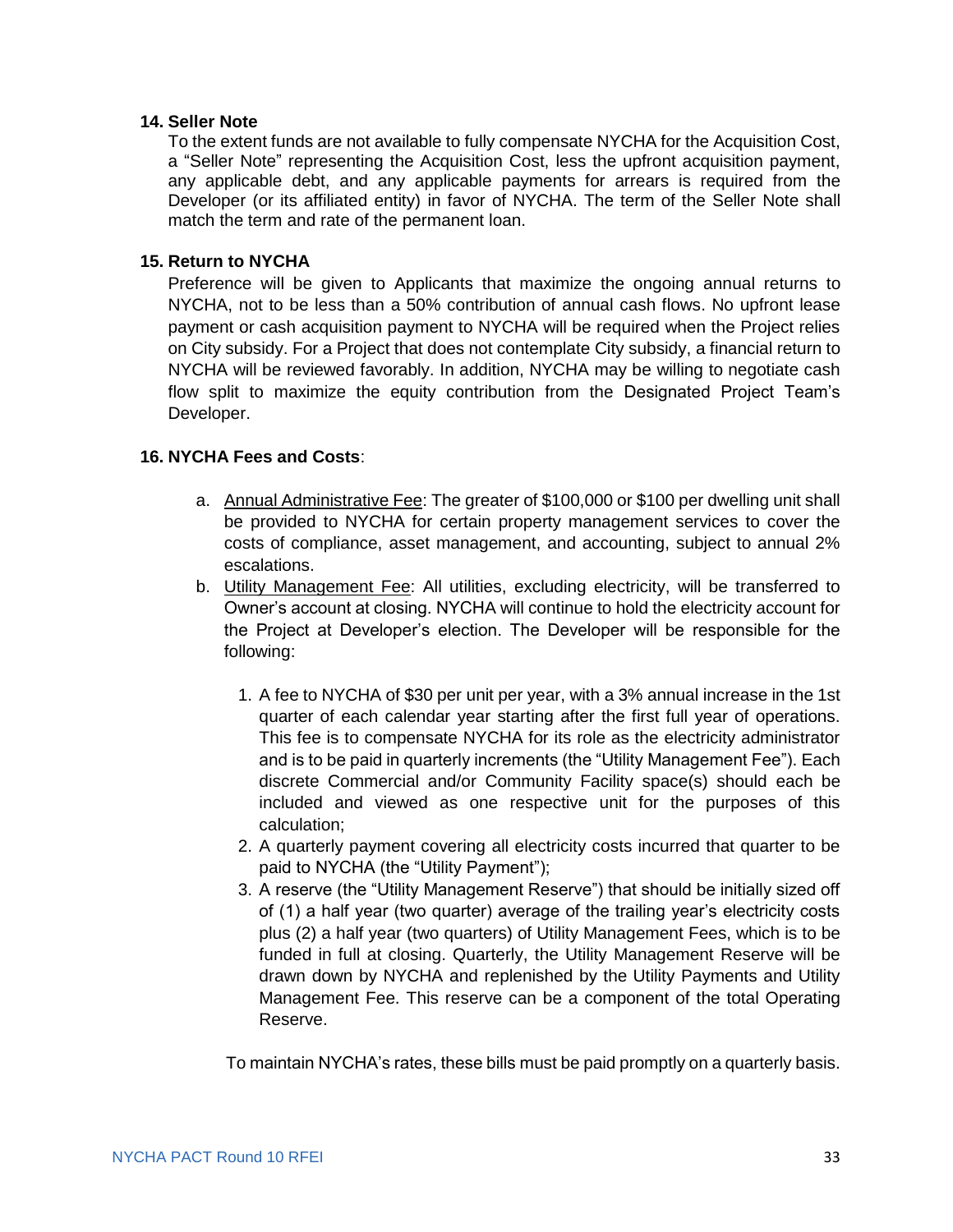**14. Seller Note**

To the extent funds are not available to fully compensate NYCHA for the Acquisition Cost, a "Seller Note" representing the Acquisition Cost, less the upfront acquisition payment, any applicable debt, and any applicable payments for arrears is required from the Developer (or its affiliated entity) in favor of NYCHA. The term of the Seller Note shall match the term and rate of the permanent loan.

**15. Return to NYCHA**

Preference will be given to Applicants that maximize the ongoing annual returns to NYCHA, not to be less than a 50% contribution of annual cash flows. No upfront lease payment or cash acquisition payment to NYCHA will be required when the Project relies on City subsidy. For a Project that does not contemplate City subsidy, a financial return to NYCHA will be reviewed favorably. In addition, NYCHA may be willing to negotiate cash flow split to maximize the equity contribution from the Designated Project Team's Developer.

**16. NYCHA Fees and Costs**:

a. Annual Administrative Fee: The greater of $100,000 or $100 per dwelling unit shall be provided to NYCHA for certain property management services to cover the costs of compliance, asset management, and accounting, subject to annual 2% escalations.

b. Utility Management Fee: All utilities, excluding electricity, will be transferred to Owner's account at closing. NYCHA will continue to hold the electricity account for the Project at Developer's election. The Developer will be responsible for the following:

   1. A fee to NYCHA of $30 per unit per year, with a 3% annual increase in the 1st quarter of each calendar year starting after the first full year of operations. This fee is to compensate NYCHA for its role as the electricity administrator and is to be paid in quarterly increments (the "Utility Management Fee"). Each discrete Commercial and/or Community Facility space(s) should each be included and viewed as one respective unit for the purposes of this calculation;
   2. A quarterly payment covering all electricity costs incurred that quarter to be paid to NYCHA (the "Utility Payment");
   3. A reserve (the "Utility Management Reserve") that should be initially sized off of (1) a half year (two quarter) average of the trailing year's electricity costs plus (2) a half year (two quarters) of Utility Management Fees, which is to be funded in full at closing. Quarterly, the Utility Management Reserve will be drawn down by NYCHA and replenished by the Utility Payments and Utility Management Fee. This reserve can be a component of the total Operating Reserve.

To maintain NYCHA's rates, these bills must be paid promptly on a quarterly basis.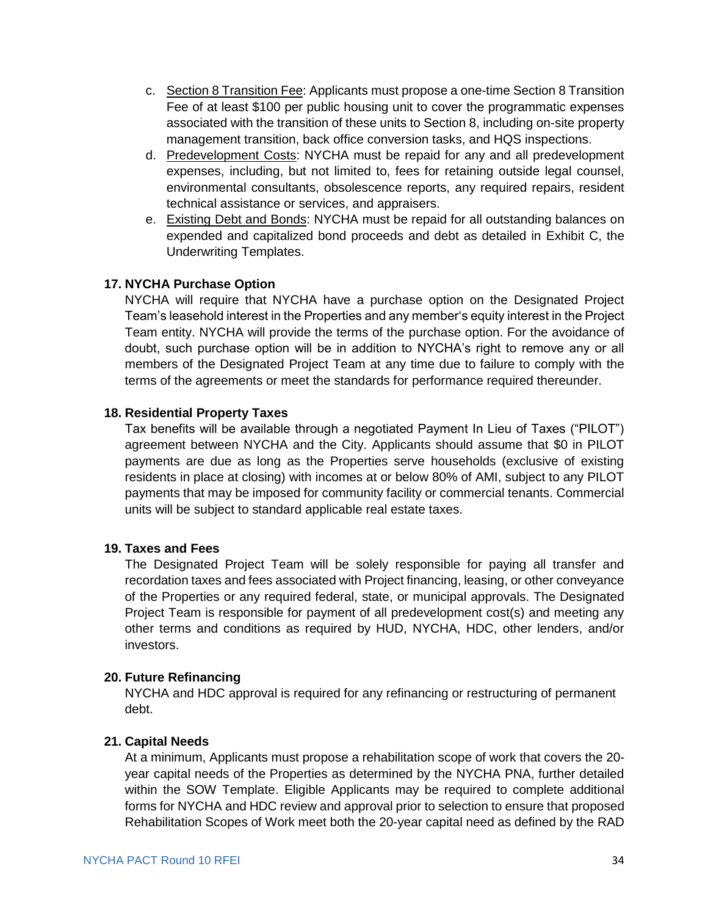c. Section 8 Transition Fee: Applicants must propose a one-time Section 8 Transition Fee of at least $100 per public housing unit to cover the programmatic expenses associated with the transition of these units to Section 8, including on-site property management transition, back office conversion tasks, and HQS inspections.

d. Predevelopment Costs: NYCHA must be repaid for any and all predevelopment expenses, including, but not limited to, fees for retaining outside legal counsel, environmental consultants, obsolescence reports, any required repairs, resident technical assistance or services, and appraisers.

e. Existing Debt and Bonds: NYCHA must be repaid for all outstanding balances on expended and capitalized bond proceeds and debt as detailed in Exhibit C, the Underwriting Templates.

**17. NYCHA Purchase Option**

NYCHA will require that NYCHA have a purchase option on the Designated Project Team's leasehold interest in the Properties and any member's equity interest in the Project Team entity. NYCHA will provide the terms of the purchase option. For the avoidance of doubt, such purchase option will be in addition to NYCHA's right to remove any or all members of the Designated Project Team at any time due to failure to comply with the terms of the agreements or meet the standards for performance required thereunder.

**18. Residential Property Taxes**

Tax benefits will be available through a negotiated Payment In Lieu of Taxes ("PILOT") agreement between NYCHA and the City. Applicants should assume that $0 in PILOT payments are due as long as the Properties serve households (exclusive of existing residents in place at closing) with incomes at or below 80% of AMI, subject to any PILOT payments that may be imposed for community facility or commercial tenants. Commercial units will be subject to standard applicable real estate taxes.

**19. Taxes and Fees**

The Designated Project Team will be solely responsible for paying all transfer and recordation taxes and fees associated with Project financing, leasing, or other conveyance of the Properties or any required federal, state, or municipal approvals. The Designated Project Team is responsible for payment of all predevelopment cost(s) and meeting any other terms and conditions as required by HUD, NYCHA, HDC, other lenders, and/or investors.

**20. Future Refinancing**

NYCHA and HDC approval is required for any refinancing or restructuring of permanent debt.

**21. Capital Needs**

At a minimum, Applicants must propose a rehabilitation scope of work that covers the 20-year capital needs of the Properties as determined by the NYCHA PNA, further detailed within the SOW Template. Eligible Applicants may be required to complete additional forms for NYCHA and HDC review and approval prior to selection to ensure that proposed Rehabilitation Scopes of Work meet both the 20-year capital need as defined by the RAD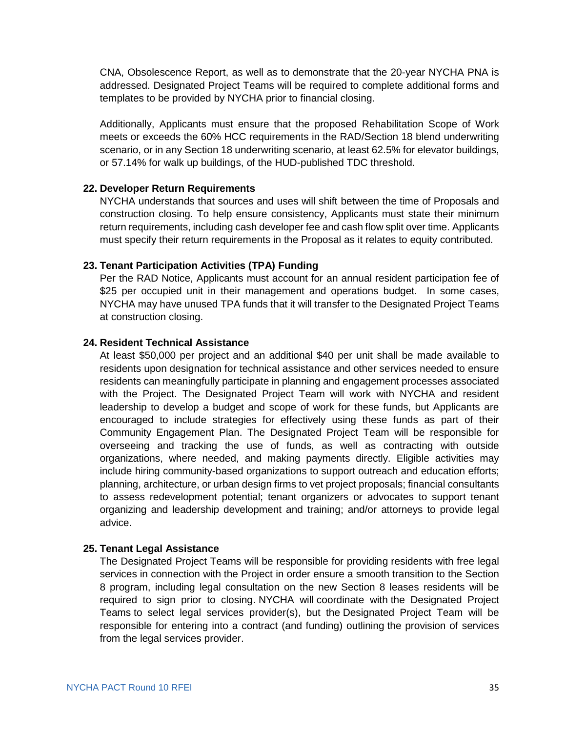CNA, Obsolescence Report, as well as to demonstrate that the 20-year NYCHA PNA is addressed. Designated Project Teams will be required to complete additional forms and templates to be provided by NYCHA prior to financial closing.

Additionally, Applicants must ensure that the proposed Rehabilitation Scope of Work meets or exceeds the 60% HCC requirements in the RAD/Section 18 blend underwriting scenario, or in any Section 18 underwriting scenario, at least 62.5% for elevator buildings, or 57.14% for walk up buildings, of the HUD-published TDC threshold.

**22. Developer Return Requirements**

NYCHA understands that sources and uses will shift between the time of Proposals and construction closing. To help ensure consistency, Applicants must state their minimum return requirements, including cash developer fee and cash flow split over time. Applicants must specify their return requirements in the Proposal as it relates to equity contributed.

**23. Tenant Participation Activities (TPA) Funding**

Per the RAD Notice, Applicants must account for an annual resident participation fee of $25 per occupied unit in their management and operations budget. In some cases, NYCHA may have unused TPA funds that it will transfer to the Designated Project Teams at construction closing.

**24. Resident Technical Assistance**

At least $50,000 per project and an additional $40 per unit shall be made available to residents upon designation for technical assistance and other services needed to ensure residents can meaningfully participate in planning and engagement processes associated with the Project. The Designated Project Team will work with NYCHA and resident leadership to develop a budget and scope of work for these funds, but Applicants are encouraged to include strategies for effectively using these funds as part of their Community Engagement Plan. The Designated Project Team will be responsible for overseeing and tracking the use of funds, as well as contracting with outside organizations, where needed, and making payments directly. Eligible activities may include hiring community-based organizations to support outreach and education efforts; planning, architecture, or urban design firms to vet project proposals; financial consultants to assess redevelopment potential; tenant organizers or advocates to support tenant organizing and leadership development and training; and/or attorneys to provide legal advice.

**25. Tenant Legal Assistance**

The Designated Project Teams will be responsible for providing residents with free legal services in connection with the Project in order ensure a smooth transition to the Section 8 program, including legal consultation on the new Section 8 leases residents will be required to sign prior to closing. NYCHA will coordinate with the Designated Project Teams to select legal services provider(s), but the Designated Project Team will be responsible for entering into a contract (and funding) outlining the provision of services from the legal services provider.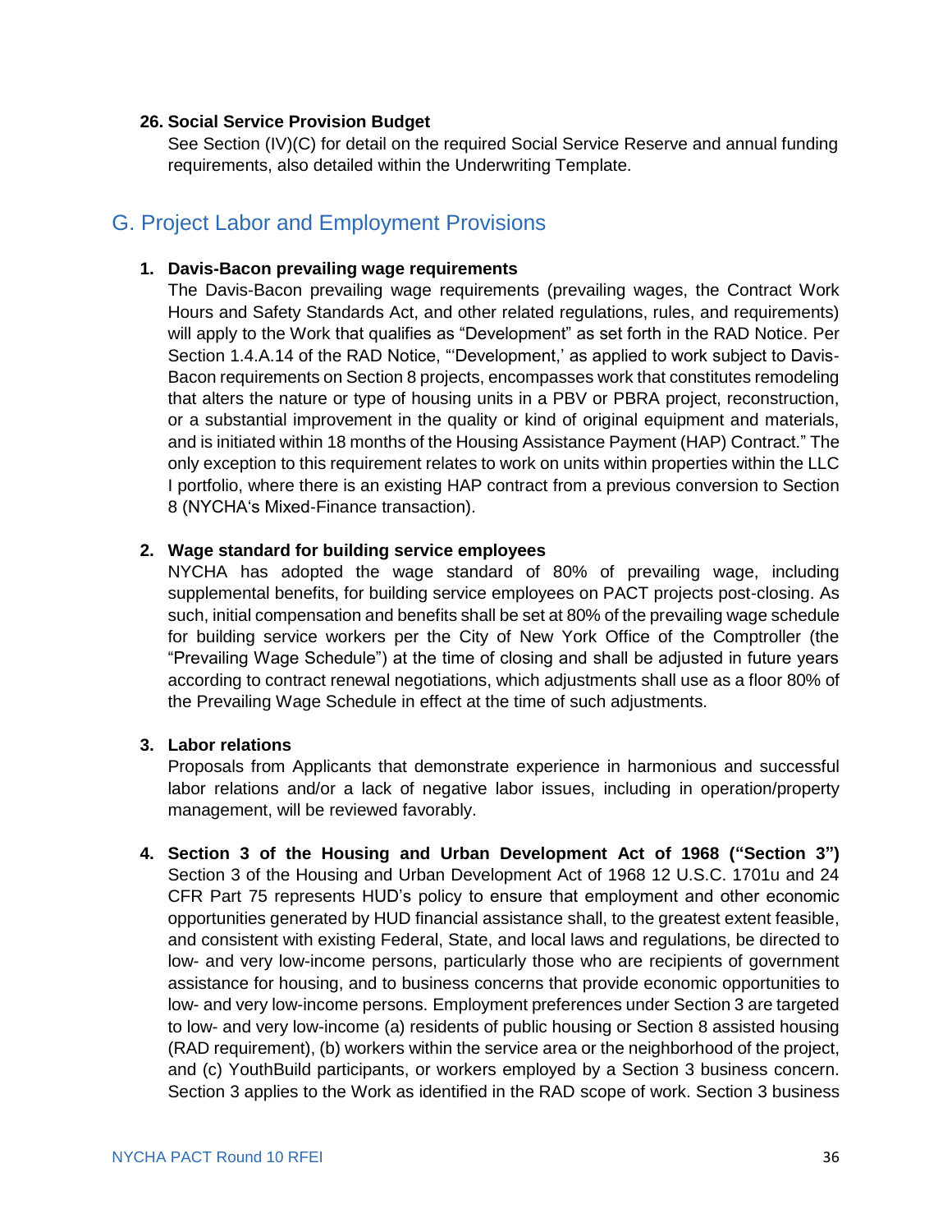**26. Social Service Provision Budget**

See Section (IV)(C) for detail on the required Social Service Reserve and annual funding requirements, also detailed within the Underwriting Template.

## G. Project Labor and Employment Provisions

**1. Davis-Bacon prevailing wage requirements**

The Davis-Bacon prevailing wage requirements (prevailing wages, the Contract Work Hours and Safety Standards Act, and other related regulations, rules, and requirements) will apply to the Work that qualifies as "Development" as set forth in the RAD Notice. Per Section 1.4.A.14 of the RAD Notice, "'Development,' as applied to work subject to Davis-Bacon requirements on Section 8 projects, encompasses work that constitutes remodeling that alters the nature or type of housing units in a PBV or PBRA project, reconstruction, or a substantial improvement in the quality or kind of original equipment and materials, and is initiated within 18 months of the Housing Assistance Payment (HAP) Contract." The only exception to this requirement relates to work on units within properties within the LLC I portfolio, where there is an existing HAP contract from a previous conversion to Section 8 (NYCHA's Mixed-Finance transaction).

**2. Wage standard for building service employees**

NYCHA has adopted the wage standard of 80% of prevailing wage, including supplemental benefits, for building service employees on PACT projects post-closing. As such, initial compensation and benefits shall be set at 80% of the prevailing wage schedule for building service workers per the City of New York Office of the Comptroller (the "Prevailing Wage Schedule") at the time of closing and shall be adjusted in future years according to contract renewal negotiations, which adjustments shall use as a floor 80% of the Prevailing Wage Schedule in effect at the time of such adjustments.

**3. Labor relations**

Proposals from Applicants that demonstrate experience in harmonious and successful labor relations and/or a lack of negative labor issues, including in operation/property management, will be reviewed favorably.

**4. Section 3 of the Housing and Urban Development Act of 1968 ("Section 3")**

Section 3 of the Housing and Urban Development Act of 1968 12 U.S.C. 1701u and 24 CFR Part 75 represents HUD's policy to ensure that employment and other economic opportunities generated by HUD financial assistance shall, to the greatest extent feasible, and consistent with existing Federal, State, and local laws and regulations, be directed to low- and very low-income persons, particularly those who are recipients of government assistance for housing, and to business concerns that provide economic opportunities to low- and very low-income persons. Employment preferences under Section 3 are targeted to low- and very low-income (a) residents of public housing or Section 8 assisted housing (RAD requirement), (b) workers within the service area or the neighborhood of the project, and (c) YouthBuild participants, or workers employed by a Section 3 business concern. Section 3 applies to the Work as identified in the RAD scope of work. Section 3 business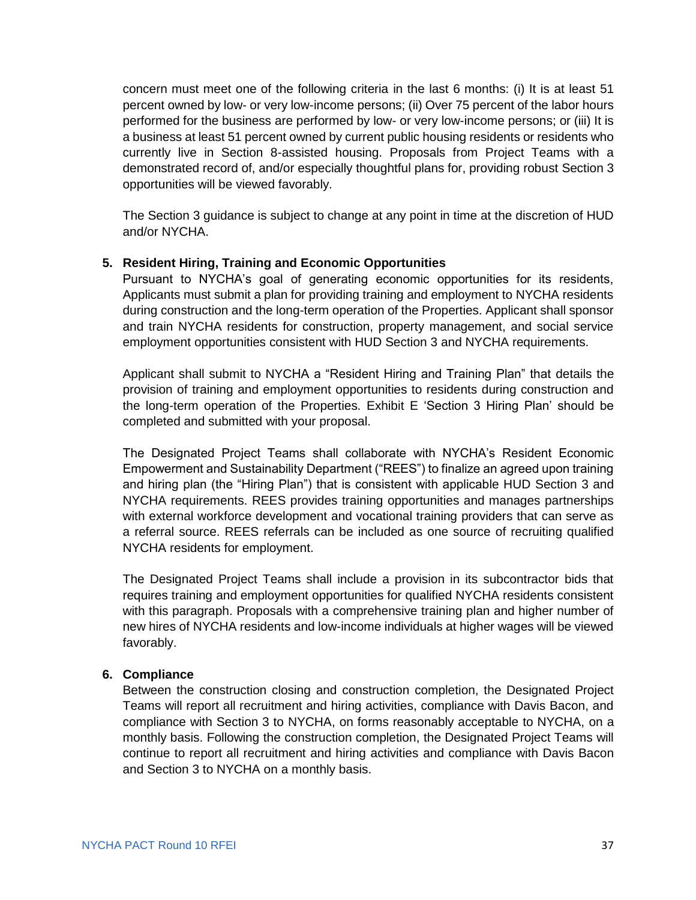concern must meet one of the following criteria in the last 6 months: (i) It is at least 51 percent owned by low- or very low-income persons; (ii) Over 75 percent of the labor hours performed for the business are performed by low- or very low-income persons; or (iii) It is a business at least 51 percent owned by current public housing residents or residents who currently live in Section 8-assisted housing. Proposals from Project Teams with a demonstrated record of, and/or especially thoughtful plans for, providing robust Section 3 opportunities will be viewed favorably.

The Section 3 guidance is subject to change at any point in time at the discretion of HUD and/or NYCHA.

**5. Resident Hiring, Training and Economic Opportunities**

Pursuant to NYCHA's goal of generating economic opportunities for its residents, Applicants must submit a plan for providing training and employment to NYCHA residents during construction and the long-term operation of the Properties. Applicant shall sponsor and train NYCHA residents for construction, property management, and social service employment opportunities consistent with HUD Section 3 and NYCHA requirements.

Applicant shall submit to NYCHA a "Resident Hiring and Training Plan" that details the provision of training and employment opportunities to residents during construction and the long-term operation of the Properties. Exhibit E 'Section 3 Hiring Plan' should be completed and submitted with your proposal.

The Designated Project Teams shall collaborate with NYCHA's Resident Economic Empowerment and Sustainability Department ("REES") to finalize an agreed upon training and hiring plan (the "Hiring Plan") that is consistent with applicable HUD Section 3 and NYCHA requirements. REES provides training opportunities and manages partnerships with external workforce development and vocational training providers that can serve as a referral source. REES referrals can be included as one source of recruiting qualified NYCHA residents for employment.

The Designated Project Teams shall include a provision in its subcontractor bids that requires training and employment opportunities for qualified NYCHA residents consistent with this paragraph. Proposals with a comprehensive training plan and higher number of new hires of NYCHA residents and low-income individuals at higher wages will be viewed favorably.

**6. Compliance**

Between the construction closing and construction completion, the Designated Project Teams will report all recruitment and hiring activities, compliance with Davis Bacon, and compliance with Section 3 to NYCHA, on forms reasonably acceptable to NYCHA, on a monthly basis. Following the construction completion, the Designated Project Teams will continue to report all recruitment and hiring activities and compliance with Davis Bacon and Section 3 to NYCHA on a monthly basis.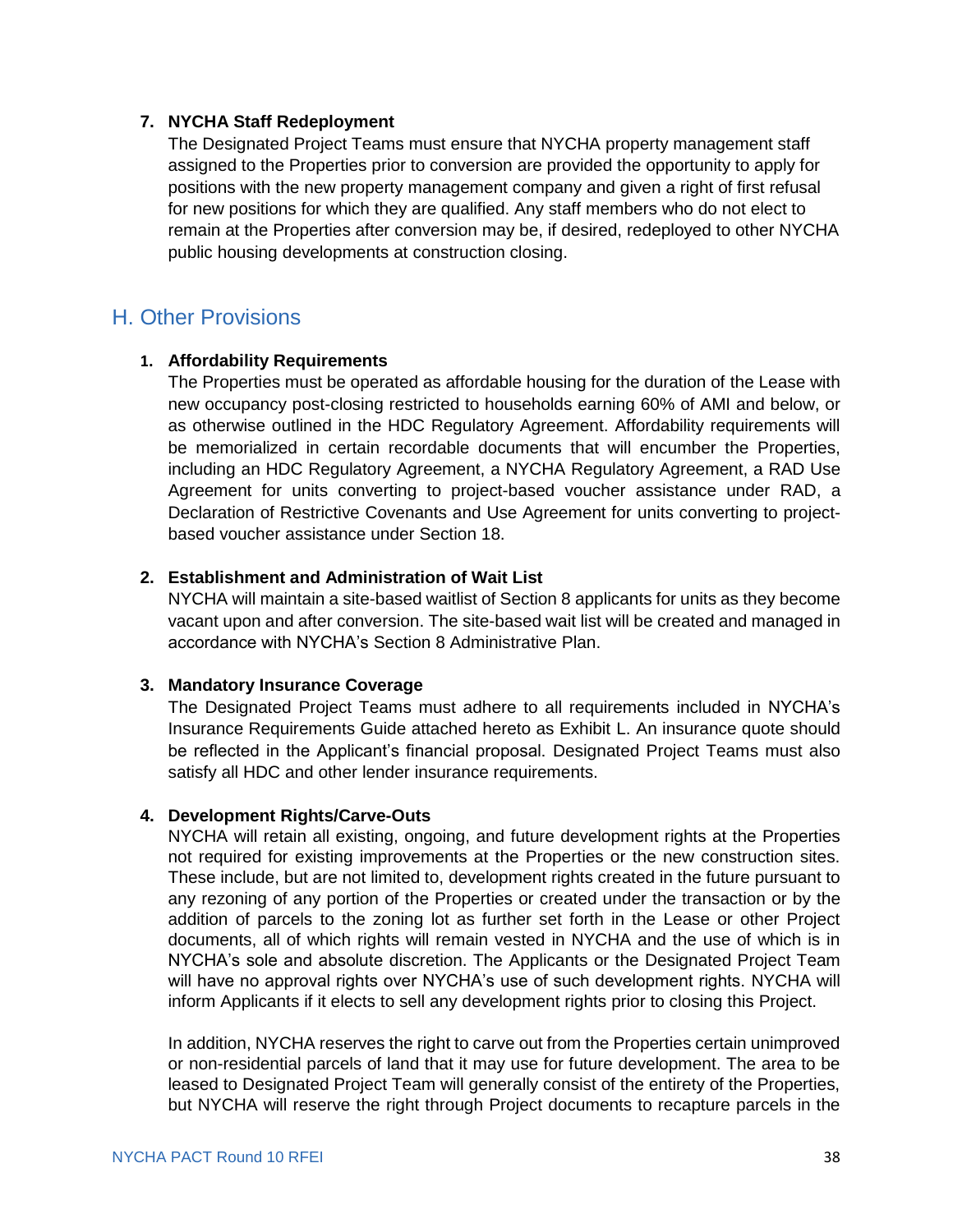7. **NYCHA Staff Redeployment**

   The Designated Project Teams must ensure that NYCHA property management staff assigned to the Properties prior to conversion are provided the opportunity to apply for positions with the new property management company and given a right of first refusal for new positions for which they are qualified. Any staff members who do not elect to remain at the Properties after conversion may be, if desired, redeployed to other NYCHA public housing developments at construction closing.

## H. Other Provisions

1. **Affordability Requirements**

   The Properties must be operated as affordable housing for the duration of the Lease with new occupancy post-closing restricted to households earning 60% of AMI and below, or as otherwise outlined in the HDC Regulatory Agreement. Affordability requirements will be memorialized in certain recordable documents that will encumber the Properties, including an HDC Regulatory Agreement, a NYCHA Regulatory Agreement, a RAD Use Agreement for units converting to project-based voucher assistance under RAD, a Declaration of Restrictive Covenants and Use Agreement for units converting to project-based voucher assistance under Section 18.

2. **Establishment and Administration of Wait List**

   NYCHA will maintain a site-based waitlist of Section 8 applicants for units as they become vacant upon and after conversion. The site-based wait list will be created and managed in accordance with NYCHA's Section 8 Administrative Plan.

3. **Mandatory Insurance Coverage**

   The Designated Project Teams must adhere to all requirements included in NYCHA's Insurance Requirements Guide attached hereto as Exhibit L. An insurance quote should be reflected in the Applicant's financial proposal. Designated Project Teams must also satisfy all HDC and other lender insurance requirements.

4. **Development Rights/Carve-Outs**

   NYCHA will retain all existing, ongoing, and future development rights at the Properties not required for existing improvements at the Properties or the new construction sites. These include, but are not limited to, development rights created in the future pursuant to any rezoning of any portion of the Properties or created under the transaction or by the addition of parcels to the zoning lot as further set forth in the Lease or other Project documents, all of which rights will remain vested in NYCHA and the use of which is in NYCHA's sole and absolute discretion. The Applicants or the Designated Project Team will have no approval rights over NYCHA's use of such development rights. NYCHA will inform Applicants if it elects to sell any development rights prior to closing this Project.

   In addition, NYCHA reserves the right to carve out from the Properties certain unimproved or non-residential parcels of land that it may use for future development. The area to be leased to Designated Project Team will generally consist of the entirety of the Properties, but NYCHA will reserve the right through Project documents to recapture parcels in the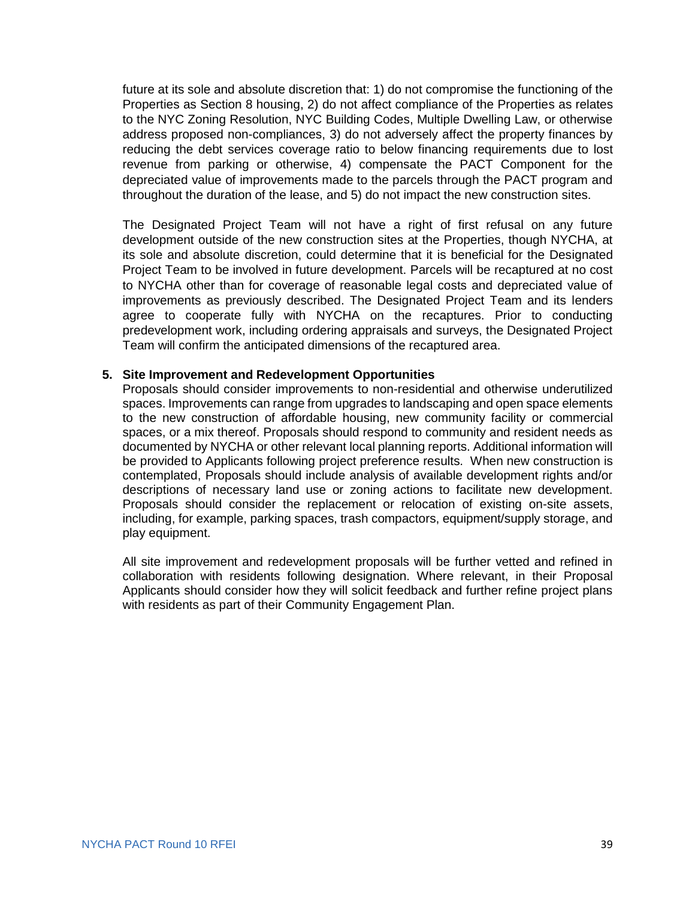future at its sole and absolute discretion that: 1) do not compromise the functioning of the Properties as Section 8 housing, 2) do not affect compliance of the Properties as relates to the NYC Zoning Resolution, NYC Building Codes, Multiple Dwelling Law, or otherwise address proposed non-compliances, 3) do not adversely affect the property finances by reducing the debt services coverage ratio to below financing requirements due to lost revenue from parking or otherwise, 4) compensate the PACT Component for the depreciated value of improvements made to the parcels through the PACT program and throughout the duration of the lease, and 5) do not impact the new construction sites.

The Designated Project Team will not have a right of first refusal on any future development outside of the new construction sites at the Properties, though NYCHA, at its sole and absolute discretion, could determine that it is beneficial for the Designated Project Team to be involved in future development. Parcels will be recaptured at no cost to NYCHA other than for coverage of reasonable legal costs and depreciated value of improvements as previously described. The Designated Project Team and its lenders agree to cooperate fully with NYCHA on the recaptures. Prior to conducting predevelopment work, including ordering appraisals and surveys, the Designated Project Team will confirm the anticipated dimensions of the recaptured area.

**5. Site Improvement and Redevelopment Opportunities**

Proposals should consider improvements to non-residential and otherwise underutilized spaces. Improvements can range from upgrades to landscaping and open space elements to the new construction of affordable housing, new community facility or commercial spaces, or a mix thereof. Proposals should respond to community and resident needs as documented by NYCHA or other relevant local planning reports. Additional information will be provided to Applicants following project preference results. When new construction is contemplated, Proposals should include analysis of available development rights and/or descriptions of necessary land use or zoning actions to facilitate new development. Proposals should consider the replacement or relocation of existing on-site assets, including, for example, parking spaces, trash compactors, equipment/supply storage, and play equipment.

All site improvement and redevelopment proposals will be further vetted and refined in collaboration with residents following designation. Where relevant, in their Proposal Applicants should consider how they will solicit feedback and further refine project plans with residents as part of their Community Engagement Plan.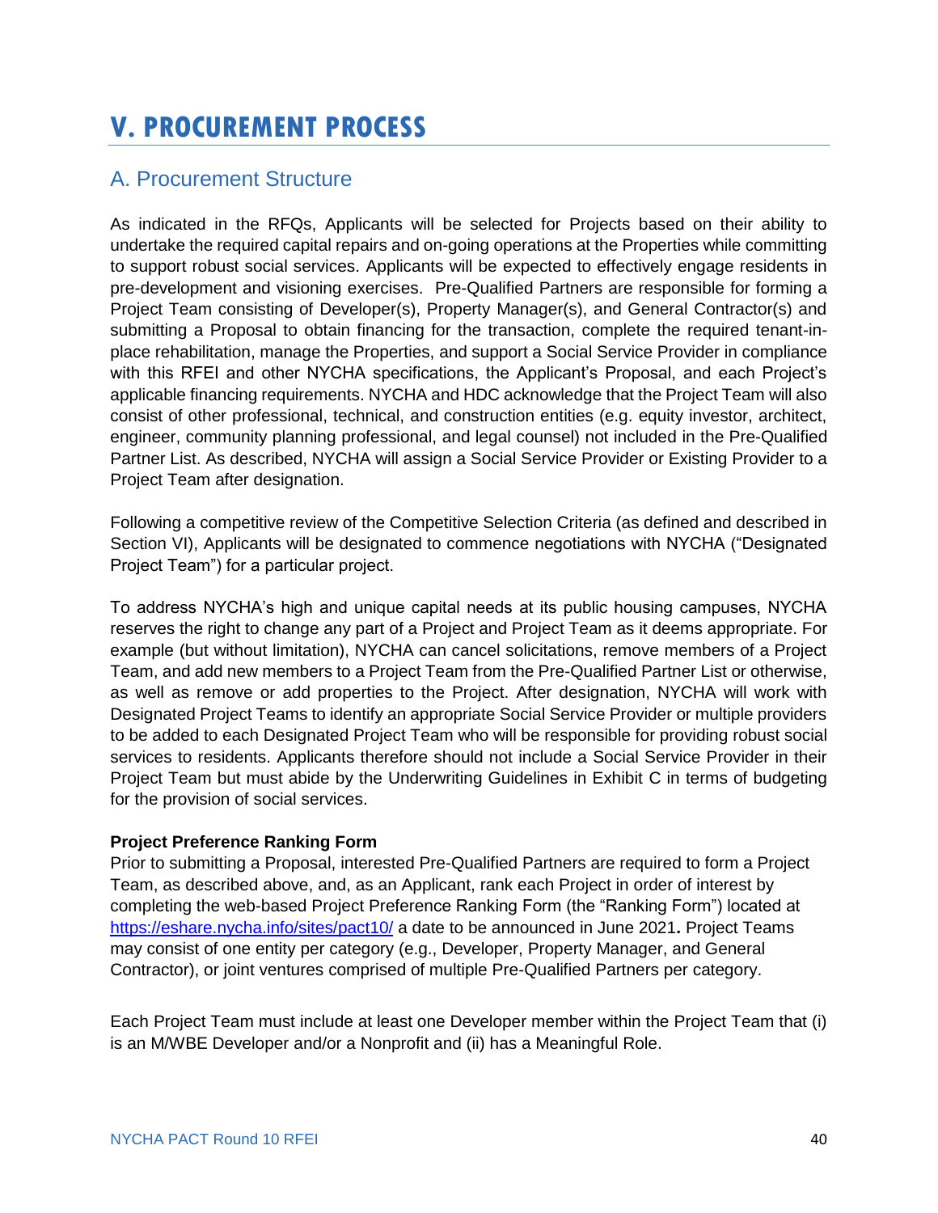# V. PROCUREMENT PROCESS

## A. Procurement Structure

As indicated in the RFQs, Applicants will be selected for Projects based on their ability to undertake the required capital repairs and on-going operations at the Properties while committing to support robust social services. Applicants will be expected to effectively engage residents in pre-development and visioning exercises. Pre-Qualified Partners are responsible for forming a Project Team consisting of Developer(s), Property Manager(s), and General Contractor(s) and submitting a Proposal to obtain financing for the transaction, complete the required tenant-in-place rehabilitation, manage the Properties, and support a Social Service Provider in compliance with this RFEI and other NYCHA specifications, the Applicant's Proposal, and each Project's applicable financing requirements. NYCHA and HDC acknowledge that the Project Team will also consist of other professional, technical, and construction entities (e.g. equity investor, architect, engineer, community planning professional, and legal counsel) not included in the Pre-Qualified Partner List. As described, NYCHA will assign a Social Service Provider or Existing Provider to a Project Team after designation.

Following a competitive review of the Competitive Selection Criteria (as defined and described in Section VI), Applicants will be designated to commence negotiations with NYCHA ("Designated Project Team") for a particular project.

To address NYCHA's high and unique capital needs at its public housing campuses, NYCHA reserves the right to change any part of a Project and Project Team as it deems appropriate. For example (but without limitation), NYCHA can cancel solicitations, remove members of a Project Team, and add new members to a Project Team from the Pre-Qualified Partner List or otherwise, as well as remove or add properties to the Project. After designation, NYCHA will work with Designated Project Teams to identify an appropriate Social Service Provider or multiple providers to be added to each Designated Project Team who will be responsible for providing robust social services to residents. Applicants therefore should not include a Social Service Provider in their Project Team but must abide by the Underwriting Guidelines in Exhibit C in terms of budgeting for the provision of social services.

**Project Preference Ranking Form**
Prior to submitting a Proposal, interested Pre-Qualified Partners are required to form a Project Team, as described above, and, as an Applicant, rank each Project in order of interest by completing the web-based Project Preference Ranking Form (the "Ranking Form") located at https://eshare.nycha.info/sites/pact10/ a date to be announced in June 2021**.** Project Teams may consist of one entity per category (e.g., Developer, Property Manager, and General Contractor), or joint ventures comprised of multiple Pre-Qualified Partners per category.

Each Project Team must include at least one Developer member within the Project Team that (i) is an M/WBE Developer and/or a Nonprofit and (ii) has a Meaningful Role.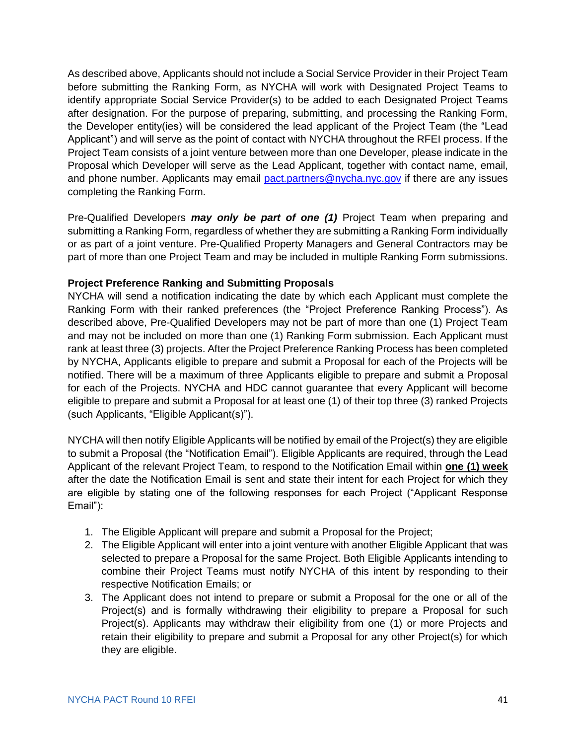As described above, Applicants should not include a Social Service Provider in their Project Team before submitting the Ranking Form, as NYCHA will work with Designated Project Teams to identify appropriate Social Service Provider(s) to be added to each Designated Project Teams after designation. For the purpose of preparing, submitting, and processing the Ranking Form, the Developer entity(ies) will be considered the lead applicant of the Project Team (the "Lead Applicant") and will serve as the point of contact with NYCHA throughout the RFEI process. If the Project Team consists of a joint venture between more than one Developer, please indicate in the Proposal which Developer will serve as the Lead Applicant, together with contact name, email, and phone number. Applicants may email pact.partners@nycha.nyc.gov if there are any issues completing the Ranking Form.

Pre-Qualified Developers ***may only be part of one (1)*** Project Team when preparing and submitting a Ranking Form, regardless of whether they are submitting a Ranking Form individually or as part of a joint venture. Pre-Qualified Property Managers and General Contractors may be part of more than one Project Team and may be included in multiple Ranking Form submissions.

**Project Preference Ranking and Submitting Proposals**

NYCHA will send a notification indicating the date by which each Applicant must complete the Ranking Form with their ranked preferences (the "Project Preference Ranking Process"). As described above, Pre-Qualified Developers may not be part of more than one (1) Project Team and may not be included on more than one (1) Ranking Form submission. Each Applicant must rank at least three (3) projects. After the Project Preference Ranking Process has been completed by NYCHA, Applicants eligible to prepare and submit a Proposal for each of the Projects will be notified. There will be a maximum of three Applicants eligible to prepare and submit a Proposal for each of the Projects. NYCHA and HDC cannot guarantee that every Applicant will become eligible to prepare and submit a Proposal for at least one (1) of their top three (3) ranked Projects (such Applicants, "Eligible Applicant(s)").

NYCHA will then notify Eligible Applicants will be notified by email of the Project(s) they are eligible to submit a Proposal (the "Notification Email"). Eligible Applicants are required, through the Lead Applicant of the relevant Project Team, to respond to the Notification Email within **one (1) week** after the date the Notification Email is sent and state their intent for each Project for which they are eligible by stating one of the following responses for each Project ("Applicant Response Email"):

1. The Eligible Applicant will prepare and submit a Proposal for the Project;
2. The Eligible Applicant will enter into a joint venture with another Eligible Applicant that was selected to prepare a Proposal for the same Project. Both Eligible Applicants intending to combine their Project Teams must notify NYCHA of this intent by responding to their respective Notification Emails; or
3. The Applicant does not intend to prepare or submit a Proposal for the one or all of the Project(s) and is formally withdrawing their eligibility to prepare a Proposal for such Project(s). Applicants may withdraw their eligibility from one (1) or more Projects and retain their eligibility to prepare and submit a Proposal for any other Project(s) for which they are eligible.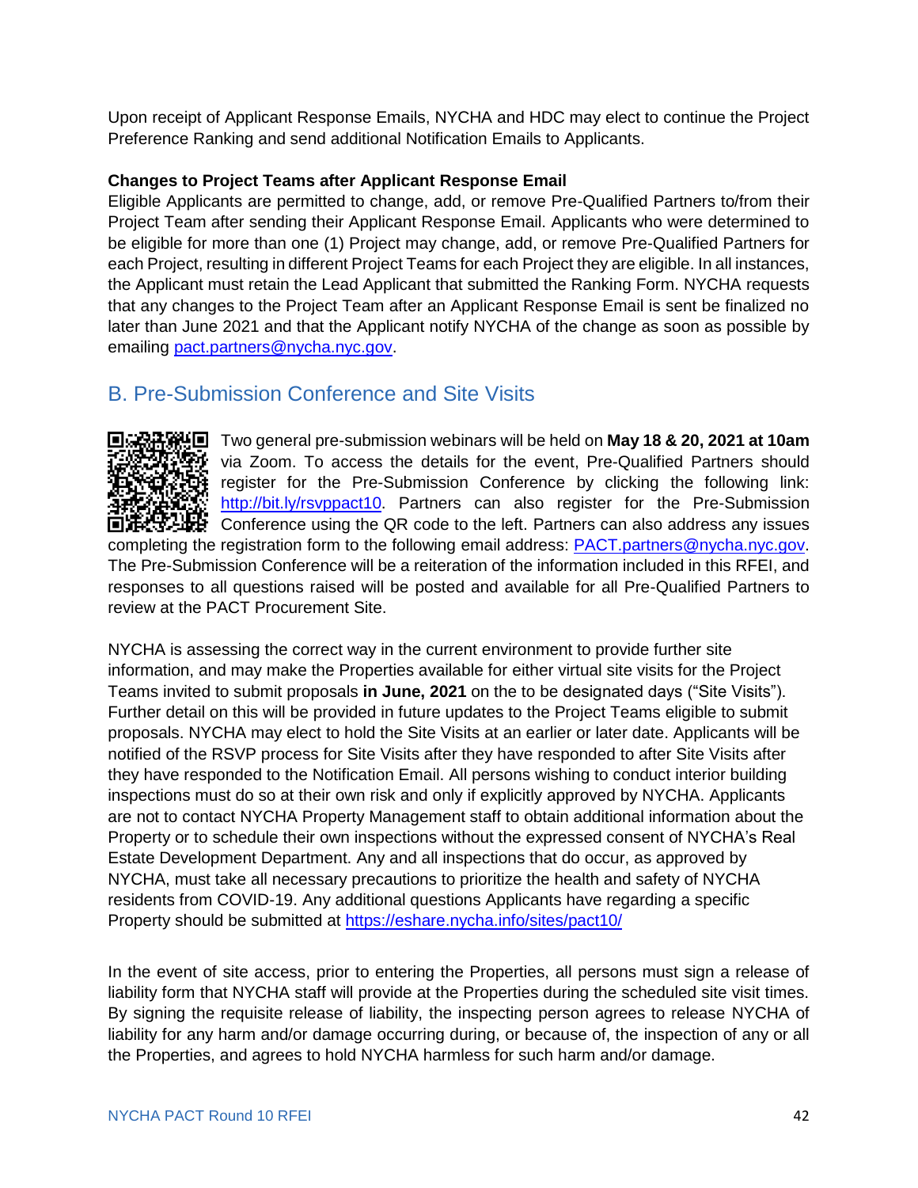Upon receipt of Applicant Response Emails, NYCHA and HDC may elect to continue the Project Preference Ranking and send additional Notification Emails to Applicants.

**Changes to Project Teams after Applicant Response Email**

Eligible Applicants are permitted to change, add, or remove Pre-Qualified Partners to/from their Project Team after sending their Applicant Response Email. Applicants who were determined to be eligible for more than one (1) Project may change, add, or remove Pre-Qualified Partners for each Project, resulting in different Project Teams for each Project they are eligible. In all instances, the Applicant must retain the Lead Applicant that submitted the Ranking Form. NYCHA requests that any changes to the Project Team after an Applicant Response Email is sent be finalized no later than June 2021 and that the Applicant notify NYCHA of the change as soon as possible by emailing pact.partners@nycha.nyc.gov.

## B. Pre-Submission Conference and Site Visits

Two general pre-submission webinars will be held on **May 18 & 20, 2021 at 10am** via Zoom. To access the details for the event, Pre-Qualified Partners should register for the Pre-Submission Conference by clicking the following link: http://bit.ly/rsvppact10. Partners can also register for the Pre-Submission Conference using the QR code to the left. Partners can also address any issues completing the registration form to the following email address: PACT.partners@nycha.nyc.gov. The Pre-Submission Conference will be a reiteration of the information included in this RFEI, and responses to all questions raised will be posted and available for all Pre-Qualified Partners to review at the PACT Procurement Site.

NYCHA is assessing the correct way in the current environment to provide further site information, and may make the Properties available for either virtual site visits for the Project Teams invited to submit proposals **in June, 2021** on the to be designated days ("Site Visits"). Further detail on this will be provided in future updates to the Project Teams eligible to submit proposals. NYCHA may elect to hold the Site Visits at an earlier or later date. Applicants will be notified of the RSVP process for Site Visits after they have responded to after Site Visits after they have responded to the Notification Email. All persons wishing to conduct interior building inspections must do so at their own risk and only if explicitly approved by NYCHA. Applicants are not to contact NYCHA Property Management staff to obtain additional information about the Property or to schedule their own inspections without the expressed consent of NYCHA's Real Estate Development Department. Any and all inspections that do occur, as approved by NYCHA, must take all necessary precautions to prioritize the health and safety of NYCHA residents from COVID-19. Any additional questions Applicants have regarding a specific Property should be submitted at https://eshare.nycha.info/sites/pact10/

In the event of site access, prior to entering the Properties, all persons must sign a release of liability form that NYCHA staff will provide at the Properties during the scheduled site visit times. By signing the requisite release of liability, the inspecting person agrees to release NYCHA of liability for any harm and/or damage occurring during, or because of, the inspection of any or all the Properties, and agrees to hold NYCHA harmless for such harm and/or damage.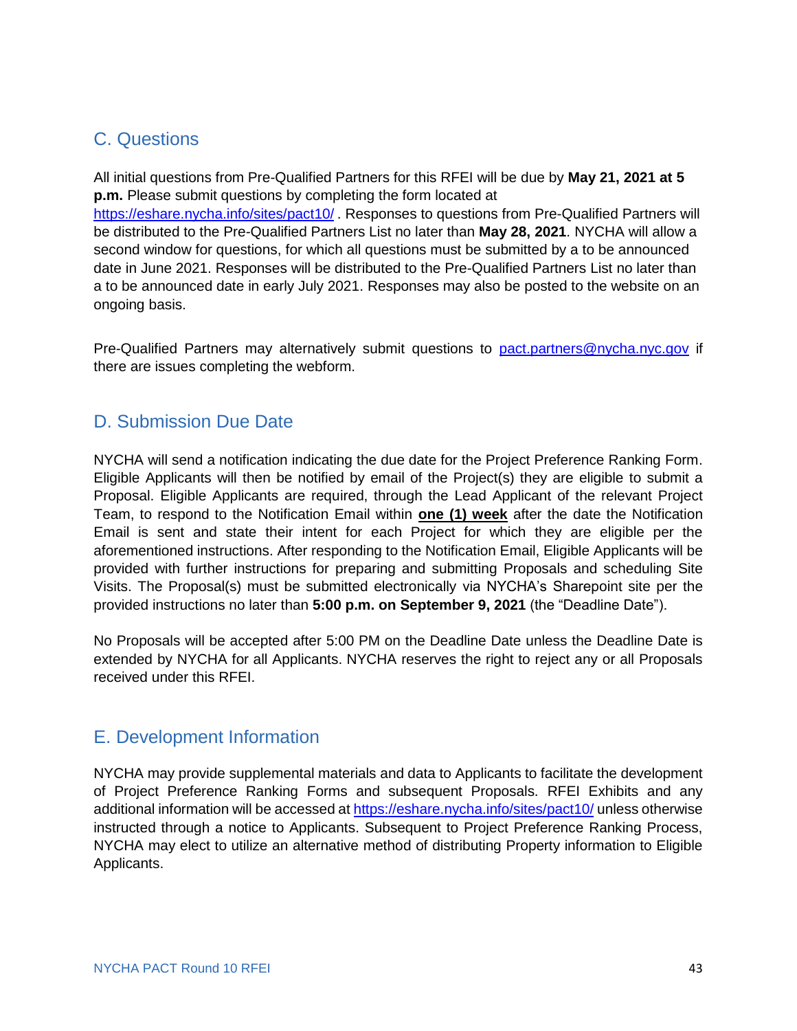## C. Questions

All initial questions from Pre-Qualified Partners for this RFEI will be due by **May 21, 2021 at 5 p.m.** Please submit questions by completing the form located at https://eshare.nycha.info/sites/pact10/ . Responses to questions from Pre-Qualified Partners will be distributed to the Pre-Qualified Partners List no later than **May 28, 2021**. NYCHA will allow a second window for questions, for which all questions must be submitted by a to be announced date in June 2021. Responses will be distributed to the Pre-Qualified Partners List no later than a to be announced date in early July 2021. Responses may also be posted to the website on an ongoing basis.

Pre-Qualified Partners may alternatively submit questions to pact.partners@nycha.nyc.gov if there are issues completing the webform.

## D. Submission Due Date

NYCHA will send a notification indicating the due date for the Project Preference Ranking Form. Eligible Applicants will then be notified by email of the Project(s) they are eligible to submit a Proposal. Eligible Applicants are required, through the Lead Applicant of the relevant Project Team, to respond to the Notification Email within **one (1) week** after the date the Notification Email is sent and state their intent for each Project for which they are eligible per the aforementioned instructions. After responding to the Notification Email, Eligible Applicants will be provided with further instructions for preparing and submitting Proposals and scheduling Site Visits. The Proposal(s) must be submitted electronically via NYCHA's Sharepoint site per the provided instructions no later than **5:00 p.m. on September 9, 2021** (the "Deadline Date").

No Proposals will be accepted after 5:00 PM on the Deadline Date unless the Deadline Date is extended by NYCHA for all Applicants. NYCHA reserves the right to reject any or all Proposals received under this RFEI.

## E. Development Information

NYCHA may provide supplemental materials and data to Applicants to facilitate the development of Project Preference Ranking Forms and subsequent Proposals. RFEI Exhibits and any additional information will be accessed at https://eshare.nycha.info/sites/pact10/ unless otherwise instructed through a notice to Applicants. Subsequent to Project Preference Ranking Process, NYCHA may elect to utilize an alternative method of distributing Property information to Eligible Applicants.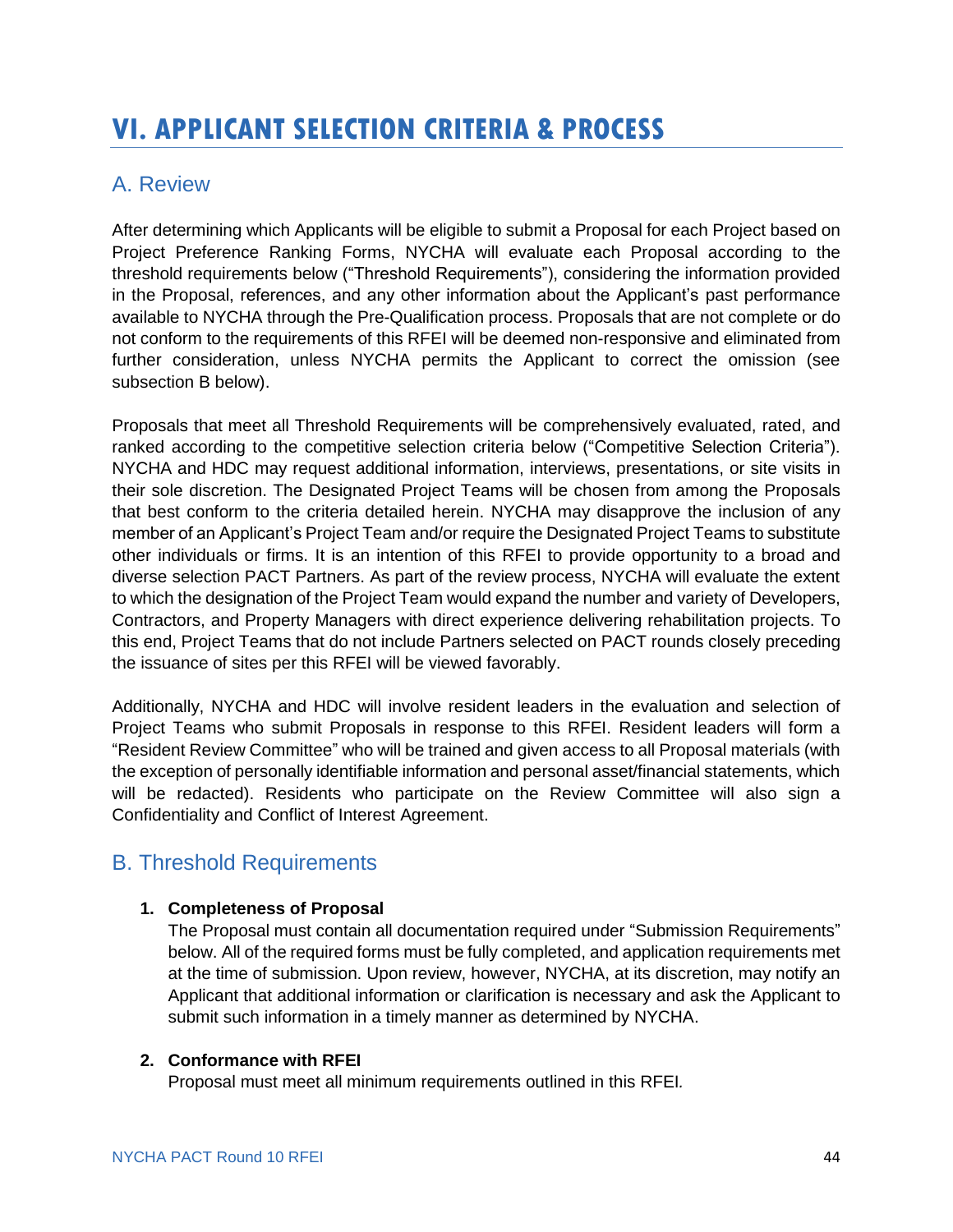# VI. APPLICANT SELECTION CRITERIA & PROCESS

## A. Review

After determining which Applicants will be eligible to submit a Proposal for each Project based on Project Preference Ranking Forms, NYCHA will evaluate each Proposal according to the threshold requirements below ("Threshold Requirements"), considering the information provided in the Proposal, references, and any other information about the Applicant's past performance available to NYCHA through the Pre-Qualification process. Proposals that are not complete or do not conform to the requirements of this RFEI will be deemed non-responsive and eliminated from further consideration, unless NYCHA permits the Applicant to correct the omission (see subsection B below).

Proposals that meet all Threshold Requirements will be comprehensively evaluated, rated, and ranked according to the competitive selection criteria below ("Competitive Selection Criteria"). NYCHA and HDC may request additional information, interviews, presentations, or site visits in their sole discretion. The Designated Project Teams will be chosen from among the Proposals that best conform to the criteria detailed herein. NYCHA may disapprove the inclusion of any member of an Applicant's Project Team and/or require the Designated Project Teams to substitute other individuals or firms. It is an intention of this RFEI to provide opportunity to a broad and diverse selection PACT Partners. As part of the review process, NYCHA will evaluate the extent to which the designation of the Project Team would expand the number and variety of Developers, Contractors, and Property Managers with direct experience delivering rehabilitation projects. To this end, Project Teams that do not include Partners selected on PACT rounds closely preceding the issuance of sites per this RFEI will be viewed favorably.

Additionally, NYCHA and HDC will involve resident leaders in the evaluation and selection of Project Teams who submit Proposals in response to this RFEI. Resident leaders will form a "Resident Review Committee" who will be trained and given access to all Proposal materials (with the exception of personally identifiable information and personal asset/financial statements, which will be redacted). Residents who participate on the Review Committee will also sign a Confidentiality and Conflict of Interest Agreement.

## B. Threshold Requirements

1. **Completeness of Proposal**
   The Proposal must contain all documentation required under "Submission Requirements" below. All of the required forms must be fully completed, and application requirements met at the time of submission. Upon review, however, NYCHA, at its discretion, may notify an Applicant that additional information or clarification is necessary and ask the Applicant to submit such information in a timely manner as determined by NYCHA.

2. **Conformance with RFEI**
   Proposal must meet all minimum requirements outlined in this RFEI.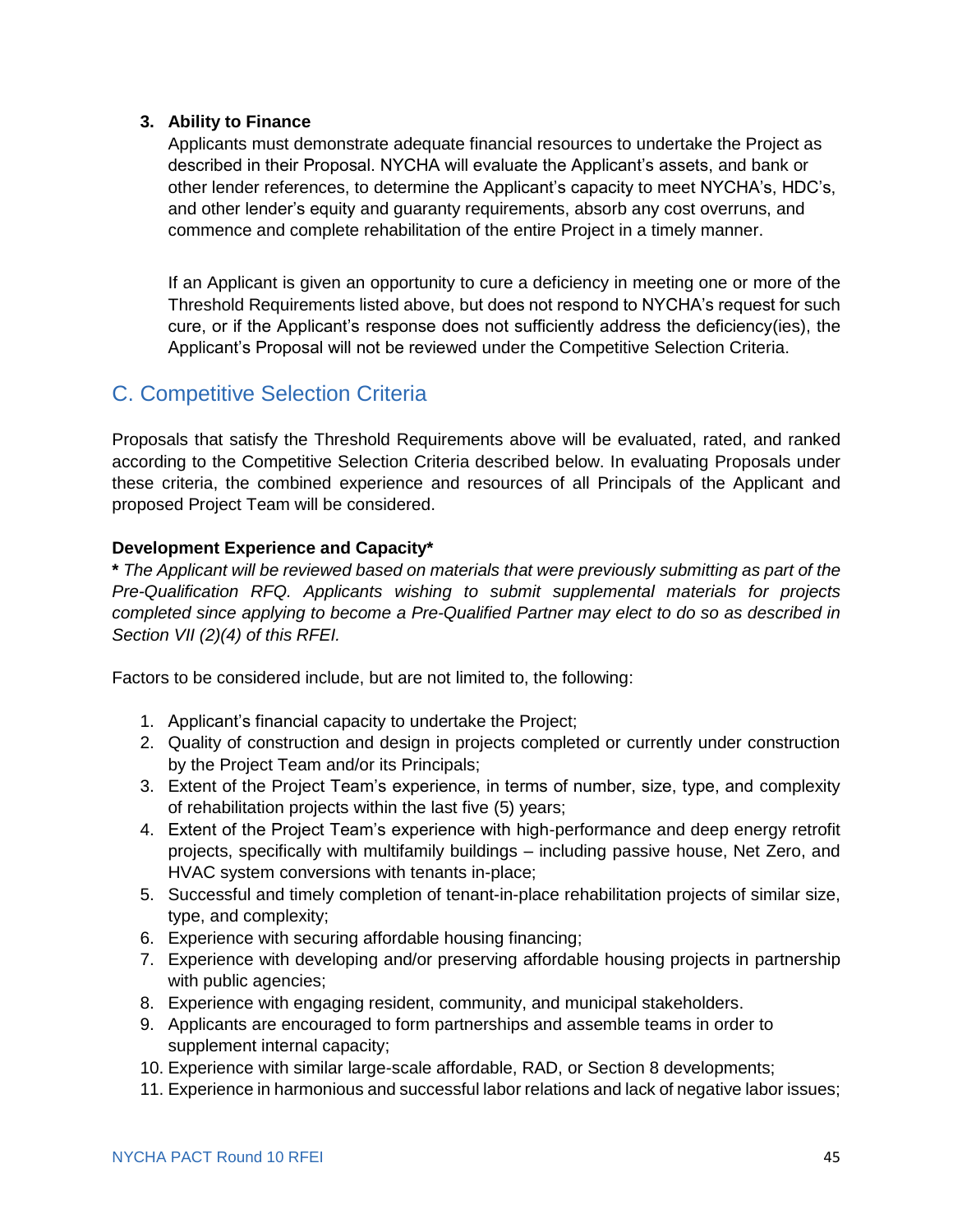3. **Ability to Finance**

   Applicants must demonstrate adequate financial resources to undertake the Project as described in their Proposal. NYCHA will evaluate the Applicant's assets, and bank or other lender references, to determine the Applicant's capacity to meet NYCHA's, HDC's, and other lender's equity and guaranty requirements, absorb any cost overruns, and commence and complete rehabilitation of the entire Project in a timely manner.

   If an Applicant is given an opportunity to cure a deficiency in meeting one or more of the Threshold Requirements listed above, but does not respond to NYCHA's request for such cure, or if the Applicant's response does not sufficiently address the deficiency(ies), the Applicant's Proposal will not be reviewed under the Competitive Selection Criteria.

## C. Competitive Selection Criteria

Proposals that satisfy the Threshold Requirements above will be evaluated, rated, and ranked according to the Competitive Selection Criteria described below. In evaluating Proposals under these criteria, the combined experience and resources of all Principals of the Applicant and proposed Project Team will be considered.

**Development Experience and Capacity***

**\*** *The Applicant will be reviewed based on materials that were previously submitting as part of the Pre-Qualification RFQ. Applicants wishing to submit supplemental materials for projects completed since applying to become a Pre-Qualified Partner may elect to do so as described in Section VII (2)(4) of this RFEI.*

Factors to be considered include, but are not limited to, the following:

1. Applicant's financial capacity to undertake the Project;
2. Quality of construction and design in projects completed or currently under construction by the Project Team and/or its Principals;
3. Extent of the Project Team's experience, in terms of number, size, type, and complexity of rehabilitation projects within the last five (5) years;
4. Extent of the Project Team's experience with high-performance and deep energy retrofit projects, specifically with multifamily buildings – including passive house, Net Zero, and HVAC system conversions with tenants in-place;
5. Successful and timely completion of tenant-in-place rehabilitation projects of similar size, type, and complexity;
6. Experience with securing affordable housing financing;
7. Experience with developing and/or preserving affordable housing projects in partnership with public agencies;
8. Experience with engaging resident, community, and municipal stakeholders.
9. Applicants are encouraged to form partnerships and assemble teams in order to supplement internal capacity;
10. Experience with similar large-scale affordable, RAD, or Section 8 developments;
11. Experience in harmonious and successful labor relations and lack of negative labor issues;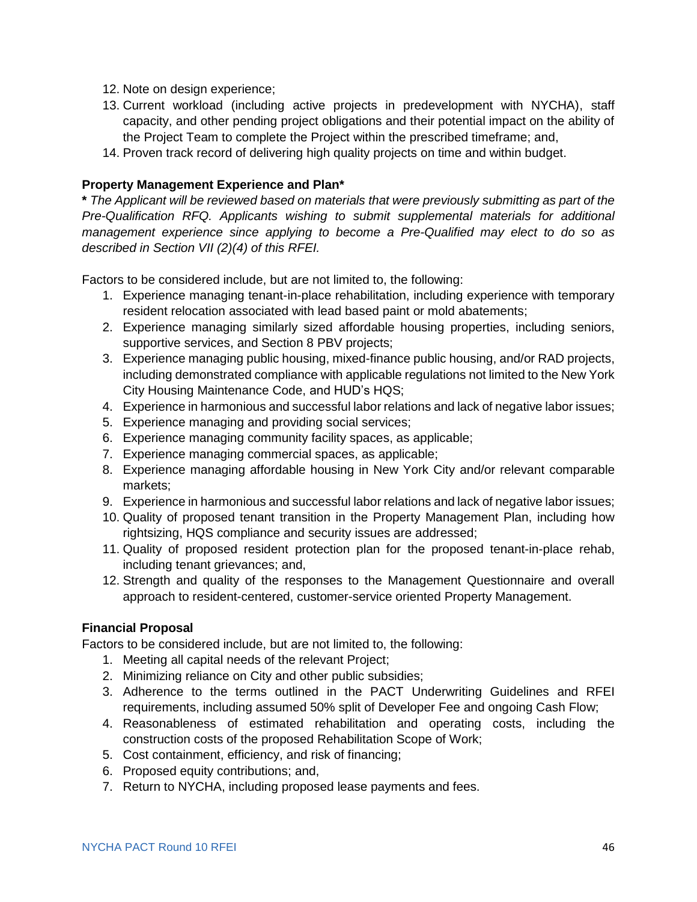12. Note on design experience;
13. Current workload (including active projects in predevelopment with NYCHA), staff capacity, and other pending project obligations and their potential impact on the ability of the Project Team to complete the Project within the prescribed timeframe; and,
14. Proven track record of delivering high quality projects on time and within budget.

**Property Management Experience and Plan***

***** *The Applicant will be reviewed based on materials that were previously submitting as part of the Pre-Qualification RFQ. Applicants wishing to submit supplemental materials for additional management experience since applying to become a Pre-Qualified may elect to do so as described in Section VII (2)(4) of this RFEI.*

Factors to be considered include, but are not limited to, the following:

1. Experience managing tenant-in-place rehabilitation, including experience with temporary resident relocation associated with lead based paint or mold abatements;
2. Experience managing similarly sized affordable housing properties, including seniors, supportive services, and Section 8 PBV projects;
3. Experience managing public housing, mixed-finance public housing, and/or RAD projects, including demonstrated compliance with applicable regulations not limited to the New York City Housing Maintenance Code, and HUD's HQS;
4. Experience in harmonious and successful labor relations and lack of negative labor issues;
5. Experience managing and providing social services;
6. Experience managing community facility spaces, as applicable;
7. Experience managing commercial spaces, as applicable;
8. Experience managing affordable housing in New York City and/or relevant comparable markets;
9. Experience in harmonious and successful labor relations and lack of negative labor issues;
10. Quality of proposed tenant transition in the Property Management Plan, including how rightsizing, HQS compliance and security issues are addressed;
11. Quality of proposed resident protection plan for the proposed tenant-in-place rehab, including tenant grievances; and,
12. Strength and quality of the responses to the Management Questionnaire and overall approach to resident-centered, customer-service oriented Property Management.

**Financial Proposal**

Factors to be considered include, but are not limited to, the following:

1. Meeting all capital needs of the relevant Project;
2. Minimizing reliance on City and other public subsidies;
3. Adherence to the terms outlined in the PACT Underwriting Guidelines and RFEI requirements, including assumed 50% split of Developer Fee and ongoing Cash Flow;
4. Reasonableness of estimated rehabilitation and operating costs, including the construction costs of the proposed Rehabilitation Scope of Work;
5. Cost containment, efficiency, and risk of financing;
6. Proposed equity contributions; and,
7. Return to NYCHA, including proposed lease payments and fees.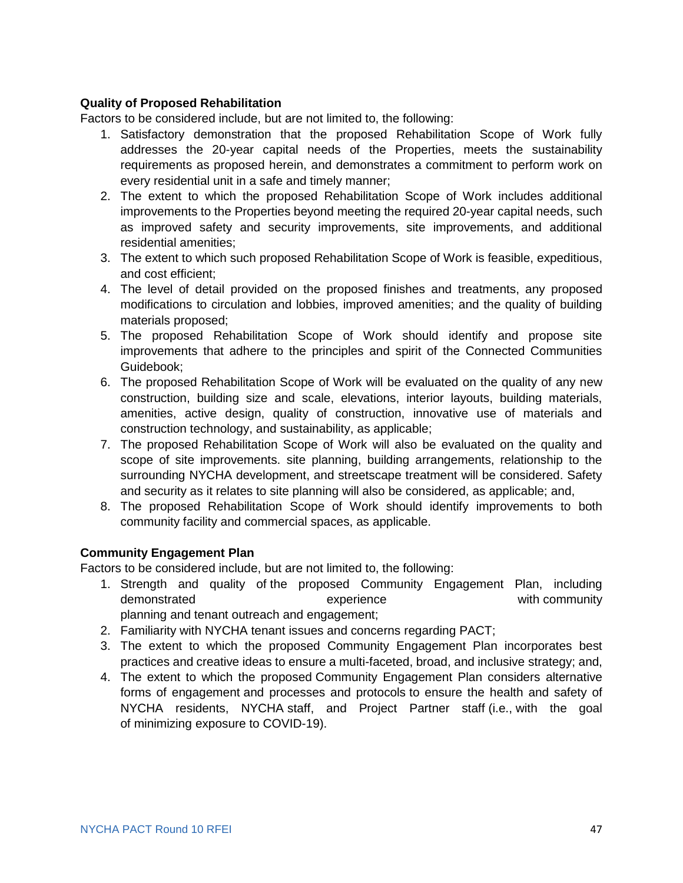**Quality of Proposed Rehabilitation**

Factors to be considered include, but are not limited to, the following:

1. Satisfactory demonstration that the proposed Rehabilitation Scope of Work fully addresses the 20-year capital needs of the Properties, meets the sustainability requirements as proposed herein, and demonstrates a commitment to perform work on every residential unit in a safe and timely manner;
2. The extent to which the proposed Rehabilitation Scope of Work includes additional improvements to the Properties beyond meeting the required 20-year capital needs, such as improved safety and security improvements, site improvements, and additional residential amenities;
3. The extent to which such proposed Rehabilitation Scope of Work is feasible, expeditious, and cost efficient;
4. The level of detail provided on the proposed finishes and treatments, any proposed modifications to circulation and lobbies, improved amenities; and the quality of building materials proposed;
5. The proposed Rehabilitation Scope of Work should identify and propose site improvements that adhere to the principles and spirit of the Connected Communities Guidebook;
6. The proposed Rehabilitation Scope of Work will be evaluated on the quality of any new construction, building size and scale, elevations, interior layouts, building materials, amenities, active design, quality of construction, innovative use of materials and construction technology, and sustainability, as applicable;
7. The proposed Rehabilitation Scope of Work will also be evaluated on the quality and scope of site improvements. site planning, building arrangements, relationship to the surrounding NYCHA development, and streetscape treatment will be considered. Safety and security as it relates to site planning will also be considered, as applicable; and,
8. The proposed Rehabilitation Scope of Work should identify improvements to both community facility and commercial spaces, as applicable.

**Community Engagement Plan**

Factors to be considered include, but are not limited to, the following:

1. Strength and quality of the proposed Community Engagement Plan, including demonstrated experience with community planning and tenant outreach and engagement;
2. Familiarity with NYCHA tenant issues and concerns regarding PACT;
3. The extent to which the proposed Community Engagement Plan incorporates best practices and creative ideas to ensure a multi-faceted, broad, and inclusive strategy; and,
4. The extent to which the proposed Community Engagement Plan considers alternative forms of engagement and processes and protocols to ensure the health and safety of NYCHA residents, NYCHA staff, and Project Partner staff (i.e., with the goal of minimizing exposure to COVID-19).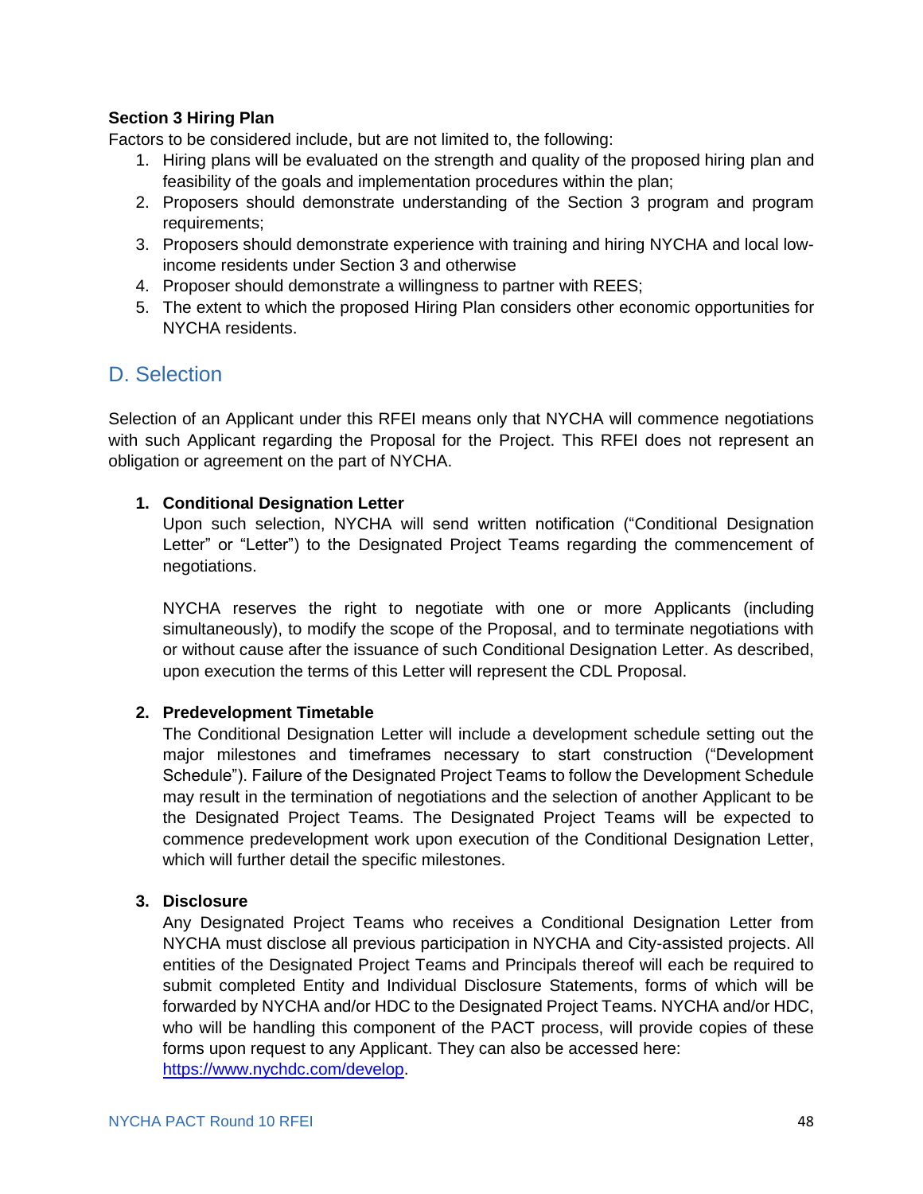**Section 3 Hiring Plan**

Factors to be considered include, but are not limited to, the following:

1. Hiring plans will be evaluated on the strength and quality of the proposed hiring plan and feasibility of the goals and implementation procedures within the plan;
2. Proposers should demonstrate understanding of the Section 3 program and program requirements;
3. Proposers should demonstrate experience with training and hiring NYCHA and local low-income residents under Section 3 and otherwise
4. Proposer should demonstrate a willingness to partner with REES;
5. The extent to which the proposed Hiring Plan considers other economic opportunities for NYCHA residents.

## D. Selection

Selection of an Applicant under this RFEI means only that NYCHA will commence negotiations with such Applicant regarding the Proposal for the Project. This RFEI does not represent an obligation or agreement on the part of NYCHA.

1. **Conditional Designation Letter**

   Upon such selection, NYCHA will send written notification ("Conditional Designation Letter" or "Letter") to the Designated Project Teams regarding the commencement of negotiations.

   NYCHA reserves the right to negotiate with one or more Applicants (including simultaneously), to modify the scope of the Proposal, and to terminate negotiations with or without cause after the issuance of such Conditional Designation Letter. As described, upon execution the terms of this Letter will represent the CDL Proposal.

2. **Predevelopment Timetable**

   The Conditional Designation Letter will include a development schedule setting out the major milestones and timeframes necessary to start construction ("Development Schedule"). Failure of the Designated Project Teams to follow the Development Schedule may result in the termination of negotiations and the selection of another Applicant to be the Designated Project Teams. The Designated Project Teams will be expected to commence predevelopment work upon execution of the Conditional Designation Letter, which will further detail the specific milestones.

3. **Disclosure**

   Any Designated Project Teams who receives a Conditional Designation Letter from NYCHA must disclose all previous participation in NYCHA and City-assisted projects. All entities of the Designated Project Teams and Principals thereof will each be required to submit completed Entity and Individual Disclosure Statements, forms of which will be forwarded by NYCHA and/or HDC to the Designated Project Teams. NYCHA and/or HDC, who will be handling this component of the PACT process, will provide copies of these forms upon request to any Applicant. They can also be accessed here: [https://www.nychdc.com/develop](https://www.nychdc.com/develop).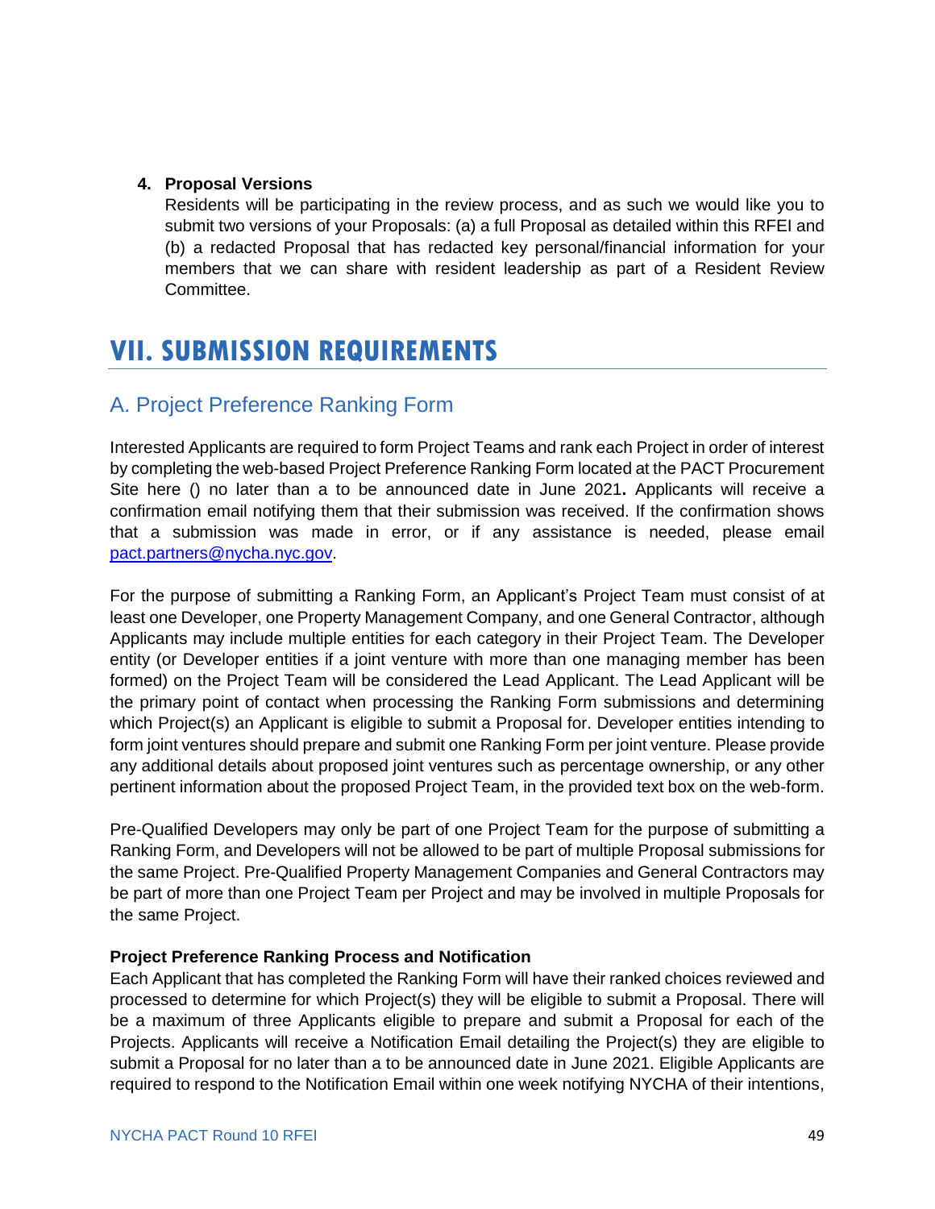**4. Proposal Versions**

Residents will be participating in the review process, and as such we would like you to submit two versions of your Proposals: (a) a full Proposal as detailed within this RFEI and (b) a redacted Proposal that has redacted key personal/financial information for your members that we can share with resident leadership as part of a Resident Review Committee.

# VII. SUBMISSION REQUIREMENTS

## A. Project Preference Ranking Form

Interested Applicants are required to form Project Teams and rank each Project in order of interest by completing the web-based Project Preference Ranking Form located at the PACT Procurement Site here () no later than a to be announced date in June 2021**.** Applicants will receive a confirmation email notifying them that their submission was received. If the confirmation shows that a submission was made in error, or if any assistance is needed, please email pact.partners@nycha.nyc.gov.

For the purpose of submitting a Ranking Form, an Applicant's Project Team must consist of at least one Developer, one Property Management Company, and one General Contractor, although Applicants may include multiple entities for each category in their Project Team. The Developer entity (or Developer entities if a joint venture with more than one managing member has been formed) on the Project Team will be considered the Lead Applicant. The Lead Applicant will be the primary point of contact when processing the Ranking Form submissions and determining which Project(s) an Applicant is eligible to submit a Proposal for. Developer entities intending to form joint ventures should prepare and submit one Ranking Form per joint venture. Please provide any additional details about proposed joint ventures such as percentage ownership, or any other pertinent information about the proposed Project Team, in the provided text box on the web-form.

Pre-Qualified Developers may only be part of one Project Team for the purpose of submitting a Ranking Form, and Developers will not be allowed to be part of multiple Proposal submissions for the same Project. Pre-Qualified Property Management Companies and General Contractors may be part of more than one Project Team per Project and may be involved in multiple Proposals for the same Project.

**Project Preference Ranking Process and Notification**

Each Applicant that has completed the Ranking Form will have their ranked choices reviewed and processed to determine for which Project(s) they will be eligible to submit a Proposal. There will be a maximum of three Applicants eligible to prepare and submit a Proposal for each of the Projects. Applicants will receive a Notification Email detailing the Project(s) they are eligible to submit a Proposal for no later than a to be announced date in June 2021. Eligible Applicants are required to respond to the Notification Email within one week notifying NYCHA of their intentions,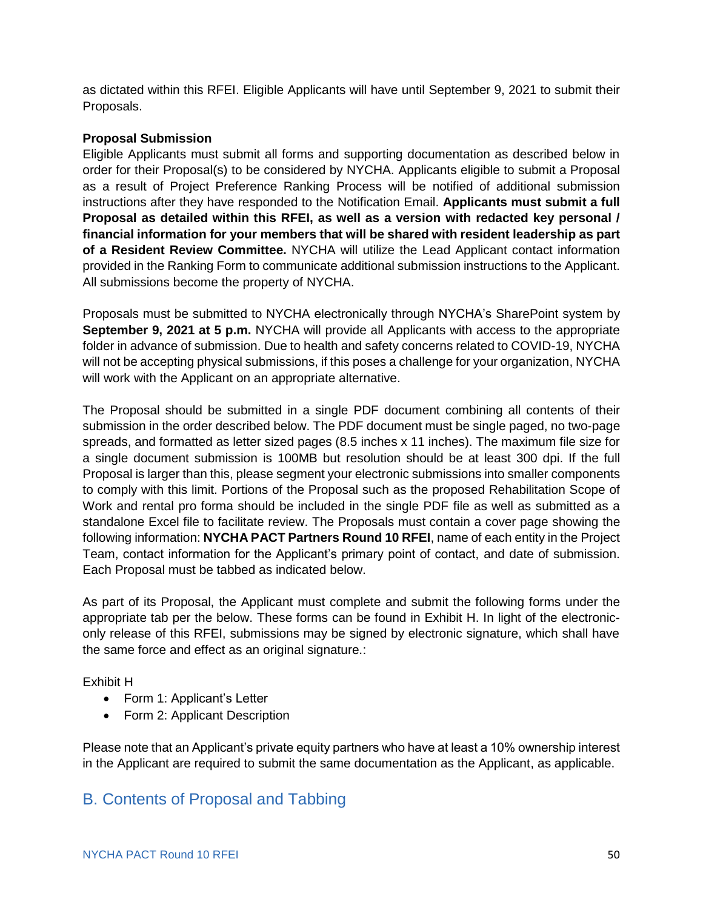as dictated within this RFEI. Eligible Applicants will have until September 9, 2021 to submit their Proposals.

**Proposal Submission**

Eligible Applicants must submit all forms and supporting documentation as described below in order for their Proposal(s) to be considered by NYCHA. Applicants eligible to submit a Proposal as a result of Project Preference Ranking Process will be notified of additional submission instructions after they have responded to the Notification Email. **Applicants must submit a full Proposal as detailed within this RFEI, as well as a version with redacted key personal / financial information for your members that will be shared with resident leadership as part of a Resident Review Committee.** NYCHA will utilize the Lead Applicant contact information provided in the Ranking Form to communicate additional submission instructions to the Applicant. All submissions become the property of NYCHA.

Proposals must be submitted to NYCHA electronically through NYCHA's SharePoint system by **September 9, 2021 at 5 p.m.** NYCHA will provide all Applicants with access to the appropriate folder in advance of submission. Due to health and safety concerns related to COVID-19, NYCHA will not be accepting physical submissions, if this poses a challenge for your organization, NYCHA will work with the Applicant on an appropriate alternative.

The Proposal should be submitted in a single PDF document combining all contents of their submission in the order described below. The PDF document must be single paged, no two-page spreads, and formatted as letter sized pages (8.5 inches x 11 inches). The maximum file size for a single document submission is 100MB but resolution should be at least 300 dpi. If the full Proposal is larger than this, please segment your electronic submissions into smaller components to comply with this limit. Portions of the Proposal such as the proposed Rehabilitation Scope of Work and rental pro forma should be included in the single PDF file as well as submitted as a standalone Excel file to facilitate review. The Proposals must contain a cover page showing the following information: **NYCHA PACT Partners Round 10 RFEI**, name of each entity in the Project Team, contact information for the Applicant's primary point of contact, and date of submission. Each Proposal must be tabbed as indicated below.

As part of its Proposal, the Applicant must complete and submit the following forms under the appropriate tab per the below. These forms can be found in Exhibit H. In light of the electronic-only release of this RFEI, submissions may be signed by electronic signature, which shall have the same force and effect as an original signature.:

Exhibit H

- Form 1: Applicant's Letter
- Form 2: Applicant Description

Please note that an Applicant's private equity partners who have at least a 10% ownership interest in the Applicant are required to submit the same documentation as the Applicant, as applicable.

## B. Contents of Proposal and Tabbing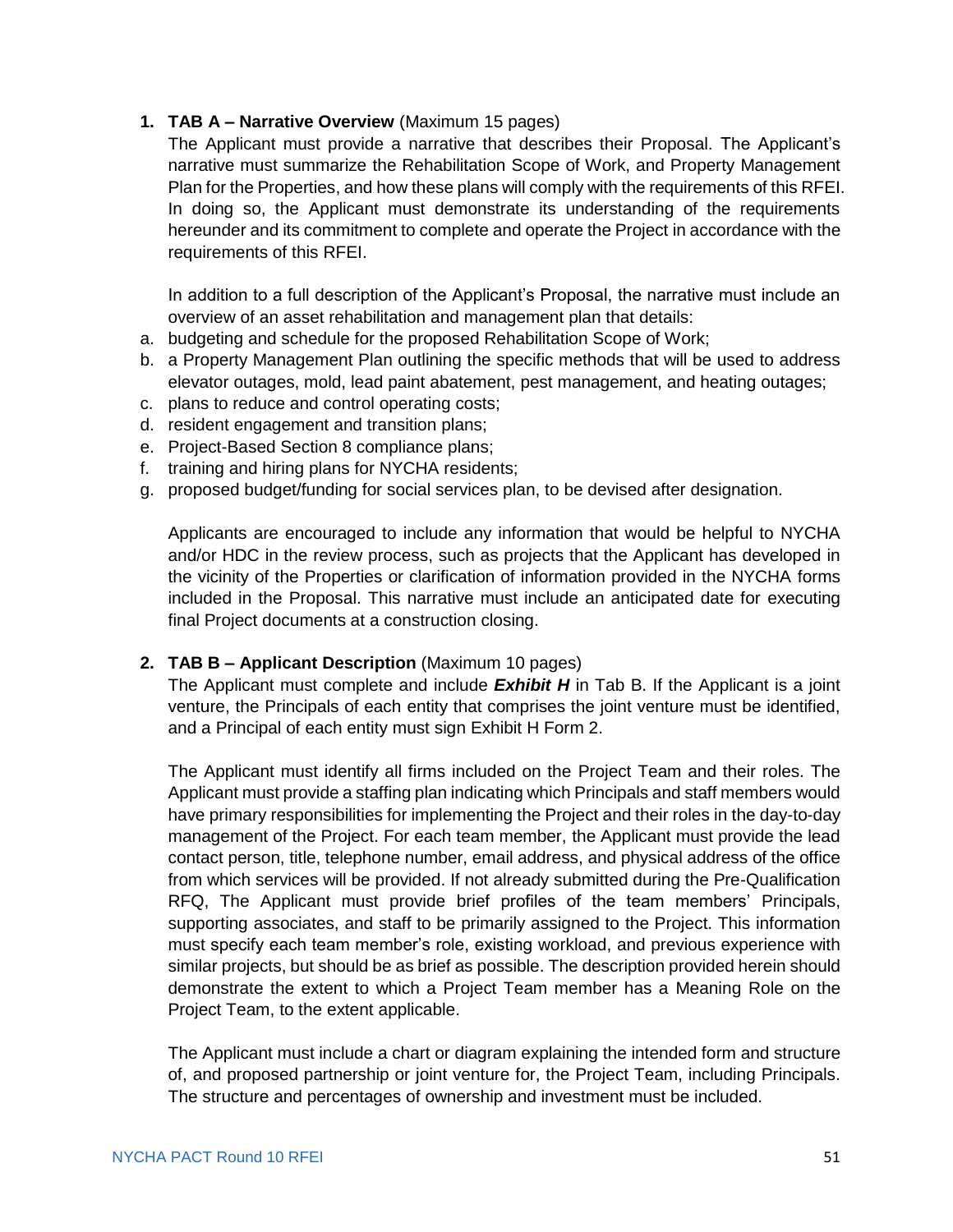1. **TAB A – Narrative Overview** (Maximum 15 pages)

   The Applicant must provide a narrative that describes their Proposal. The Applicant's narrative must summarize the Rehabilitation Scope of Work, and Property Management Plan for the Properties, and how these plans will comply with the requirements of this RFEI. In doing so, the Applicant must demonstrate its understanding of the requirements hereunder and its commitment to complete and operate the Project in accordance with the requirements of this RFEI.

   In addition to a full description of the Applicant's Proposal, the narrative must include an overview of an asset rehabilitation and management plan that details:

   a. budgeting and schedule for the proposed Rehabilitation Scope of Work;
   b. a Property Management Plan outlining the specific methods that will be used to address elevator outages, mold, lead paint abatement, pest management, and heating outages;
   c. plans to reduce and control operating costs;
   d. resident engagement and transition plans;
   e. Project-Based Section 8 compliance plans;
   f. training and hiring plans for NYCHA residents;
   g. proposed budget/funding for social services plan, to be devised after designation.

   Applicants are encouraged to include any information that would be helpful to NYCHA and/or HDC in the review process, such as projects that the Applicant has developed in the vicinity of the Properties or clarification of information provided in the NYCHA forms included in the Proposal. This narrative must include an anticipated date for executing final Project documents at a construction closing.

2. **TAB B – Applicant Description** (Maximum 10 pages)

   The Applicant must complete and include ***Exhibit H*** in Tab B. If the Applicant is a joint venture, the Principals of each entity that comprises the joint venture must be identified, and a Principal of each entity must sign Exhibit H Form 2.

   The Applicant must identify all firms included on the Project Team and their roles. The Applicant must provide a staffing plan indicating which Principals and staff members would have primary responsibilities for implementing the Project and their roles in the day-to-day management of the Project. For each team member, the Applicant must provide the lead contact person, title, telephone number, email address, and physical address of the office from which services will be provided. If not already submitted during the Pre-Qualification RFQ, The Applicant must provide brief profiles of the team members' Principals, supporting associates, and staff to be primarily assigned to the Project. This information must specify each team member's role, existing workload, and previous experience with similar projects, but should be as brief as possible. The description provided herein should demonstrate the extent to which a Project Team member has a Meaning Role on the Project Team, to the extent applicable.

   The Applicant must include a chart or diagram explaining the intended form and structure of, and proposed partnership or joint venture for, the Project Team, including Principals. The structure and percentages of ownership and investment must be included.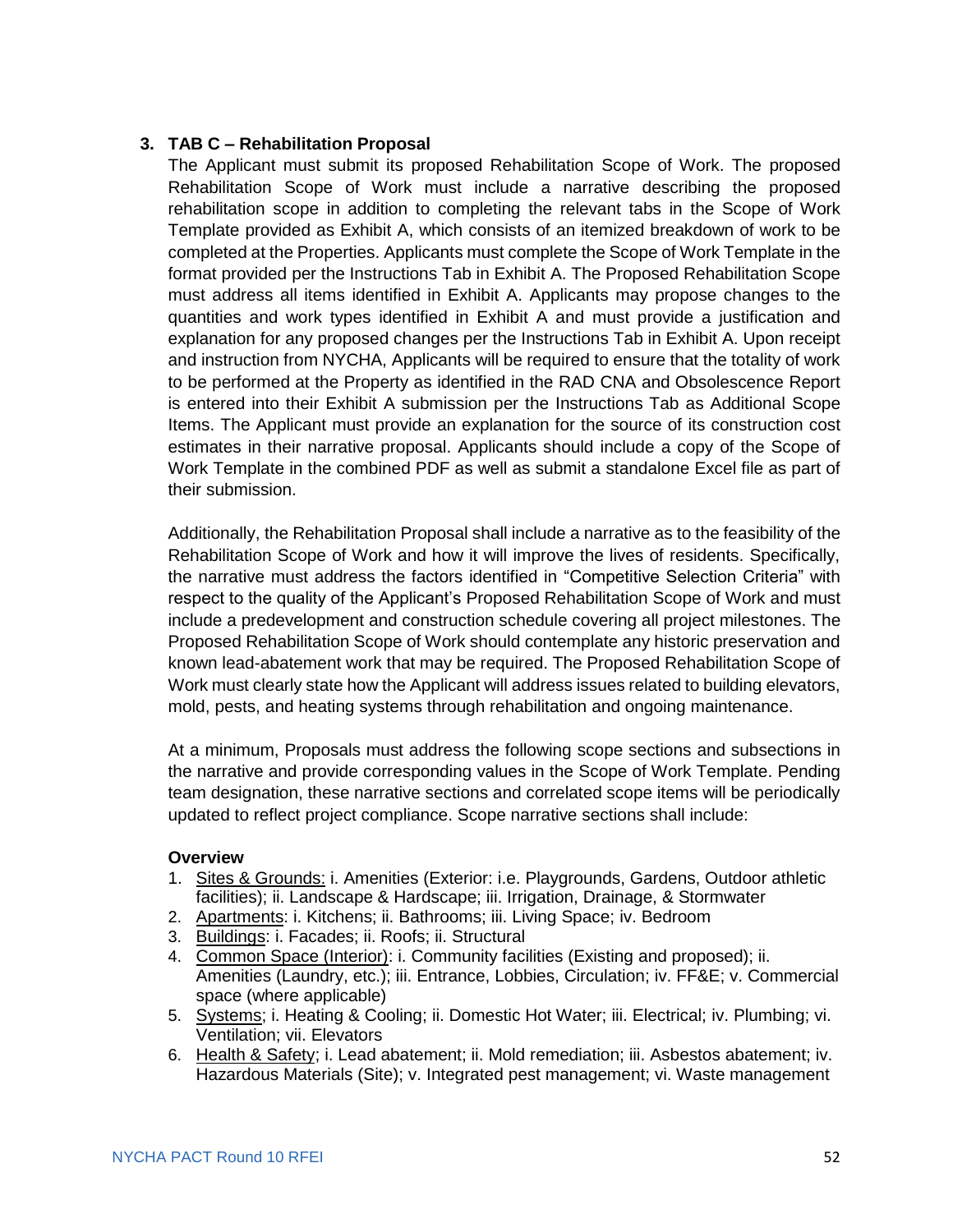### 3. TAB C – Rehabilitation Proposal

The Applicant must submit its proposed Rehabilitation Scope of Work. The proposed Rehabilitation Scope of Work must include a narrative describing the proposed rehabilitation scope in addition to completing the relevant tabs in the Scope of Work Template provided as Exhibit A, which consists of an itemized breakdown of work to be completed at the Properties. Applicants must complete the Scope of Work Template in the format provided per the Instructions Tab in Exhibit A. The Proposed Rehabilitation Scope must address all items identified in Exhibit A. Applicants may propose changes to the quantities and work types identified in Exhibit A and must provide a justification and explanation for any proposed changes per the Instructions Tab in Exhibit A. Upon receipt and instruction from NYCHA, Applicants will be required to ensure that the totality of work to be performed at the Property as identified in the RAD CNA and Obsolescence Report is entered into their Exhibit A submission per the Instructions Tab as Additional Scope Items. The Applicant must provide an explanation for the source of its construction cost estimates in their narrative proposal. Applicants should include a copy of the Scope of Work Template in the combined PDF as well as submit a standalone Excel file as part of their submission.

Additionally, the Rehabilitation Proposal shall include a narrative as to the feasibility of the Rehabilitation Scope of Work and how it will improve the lives of residents. Specifically, the narrative must address the factors identified in "Competitive Selection Criteria" with respect to the quality of the Applicant's Proposed Rehabilitation Scope of Work and must include a predevelopment and construction schedule covering all project milestones. The Proposed Rehabilitation Scope of Work should contemplate any historic preservation and known lead-abatement work that may be required. The Proposed Rehabilitation Scope of Work must clearly state how the Applicant will address issues related to building elevators, mold, pests, and heating systems through rehabilitation and ongoing maintenance.

At a minimum, Proposals must address the following scope sections and subsections in the narrative and provide corresponding values in the Scope of Work Template. Pending team designation, these narrative sections and correlated scope items will be periodically updated to reflect project compliance. Scope narrative sections shall include:

**Overview**

1. Sites & Grounds: i. Amenities (Exterior: i.e. Playgrounds, Gardens, Outdoor athletic facilities); ii. Landscape & Hardscape; iii. Irrigation, Drainage, & Stormwater
2. Apartments: i. Kitchens; ii. Bathrooms; iii. Living Space; iv. Bedroom
3. Buildings: i. Facades; ii. Roofs; ii. Structural
4. Common Space (Interior): i. Community facilities (Existing and proposed); ii. Amenities (Laundry, etc.); iii. Entrance, Lobbies, Circulation; iv. FF&E; v. Commercial space (where applicable)
5. Systems; i. Heating & Cooling; ii. Domestic Hot Water; iii. Electrical; iv. Plumbing; vi. Ventilation; vii. Elevators
6. Health & Safety; i. Lead abatement; ii. Mold remediation; iii. Asbestos abatement; iv. Hazardous Materials (Site); v. Integrated pest management; vi. Waste management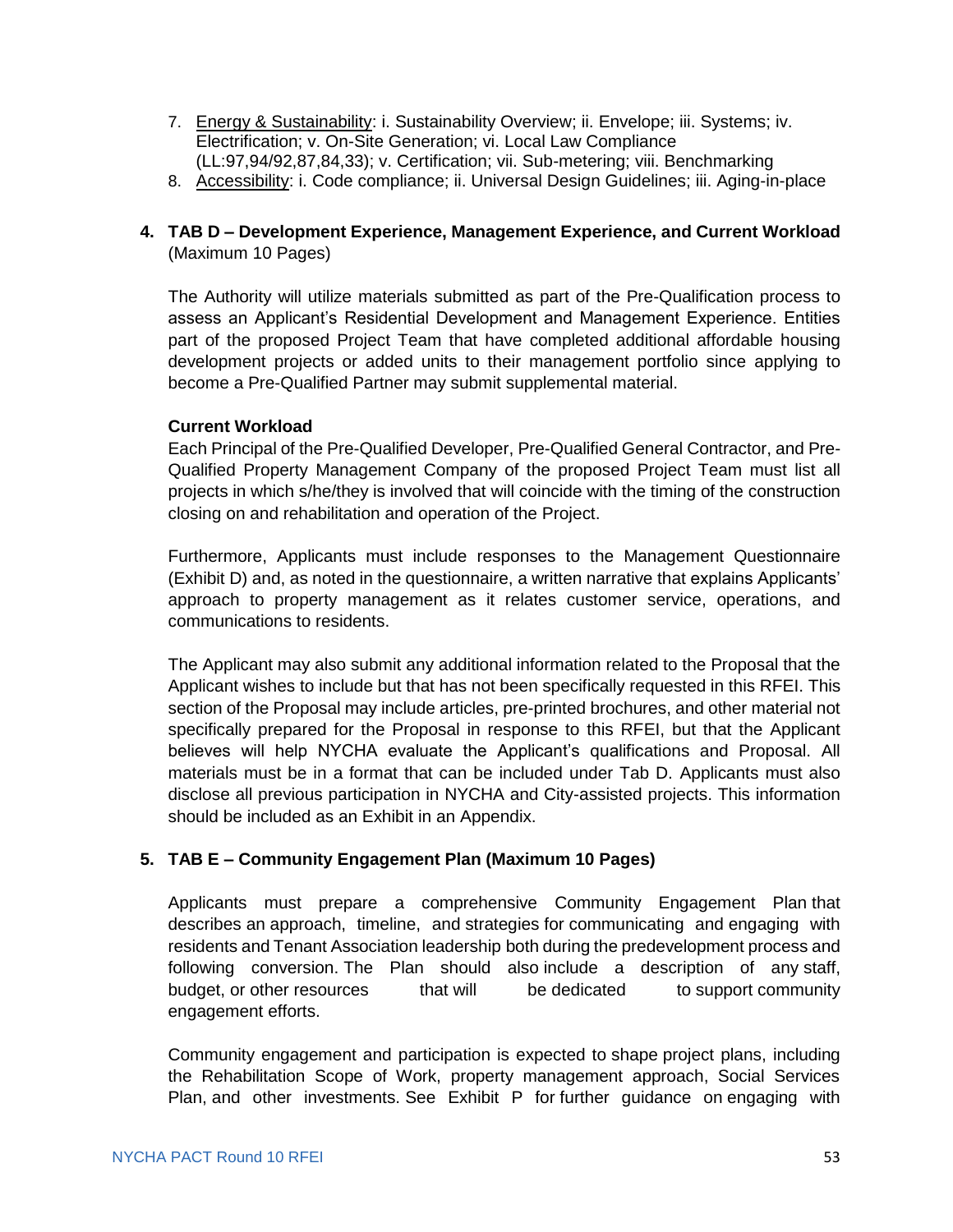7. <u>Energy & Sustainability</u>: i. Sustainability Overview; ii. Envelope; iii. Systems; iv. Electrification; v. On-Site Generation; vi. Local Law Compliance (LL:97,94/92,87,84,33); v. Certification; vii. Sub-metering; viii. Benchmarking
8. <u>Accessibility</u>: i. Code compliance; ii. Universal Design Guidelines; iii. Aging-in-place

**4. TAB D – Development Experience, Management Experience, and Current Workload** (Maximum 10 Pages)

The Authority will utilize materials submitted as part of the Pre-Qualification process to assess an Applicant's Residential Development and Management Experience. Entities part of the proposed Project Team that have completed additional affordable housing development projects or added units to their management portfolio since applying to become a Pre-Qualified Partner may submit supplemental material.

**Current Workload**

Each Principal of the Pre-Qualified Developer, Pre-Qualified General Contractor, and Pre-Qualified Property Management Company of the proposed Project Team must list all projects in which s/he/they is involved that will coincide with the timing of the construction closing on and rehabilitation and operation of the Project.

Furthermore, Applicants must include responses to the Management Questionnaire (Exhibit D) and, as noted in the questionnaire, a written narrative that explains Applicants' approach to property management as it relates customer service, operations, and communications to residents.

The Applicant may also submit any additional information related to the Proposal that the Applicant wishes to include but that has not been specifically requested in this RFEI. This section of the Proposal may include articles, pre-printed brochures, and other material not specifically prepared for the Proposal in response to this RFEI, but that the Applicant believes will help NYCHA evaluate the Applicant's qualifications and Proposal. All materials must be in a format that can be included under Tab D. Applicants must also disclose all previous participation in NYCHA and City-assisted projects. This information should be included as an Exhibit in an Appendix.

**5. TAB E – Community Engagement Plan (Maximum 10 Pages)**

Applicants must prepare a comprehensive Community Engagement Plan that describes an approach, timeline, and strategies for communicating and engaging with residents and Tenant Association leadership both during the predevelopment process and following conversion. The Plan should also include a description of any staff, budget, or other resources that will be dedicated to support community engagement efforts.

Community engagement and participation is expected to shape project plans, including the Rehabilitation Scope of Work, property management approach, Social Services Plan, and other investments. See Exhibit P for further guidance on engaging with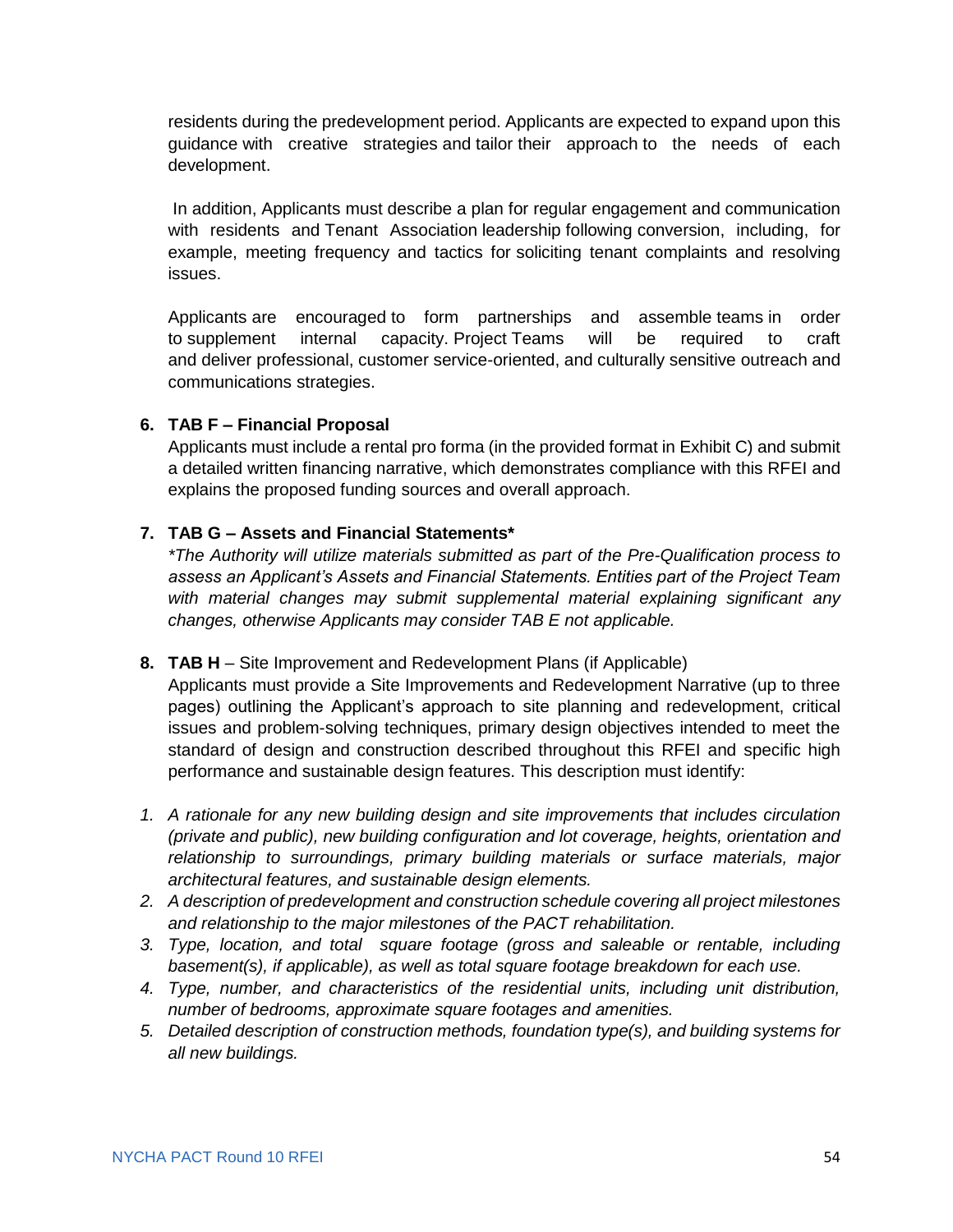residents during the predevelopment period. Applicants are expected to expand upon this guidance with creative strategies and tailor their approach to the needs of each development.

In addition, Applicants must describe a plan for regular engagement and communication with residents and Tenant Association leadership following conversion, including, for example, meeting frequency and tactics for soliciting tenant complaints and resolving issues.

Applicants are encouraged to form partnerships and assemble teams in order to supplement internal capacity. Project Teams will be required to craft and deliver professional, customer service-oriented, and culturally sensitive outreach and communications strategies.

6. **TAB F – Financial Proposal**

   Applicants must include a rental pro forma (in the provided format in Exhibit C) and submit a detailed written financing narrative, which demonstrates compliance with this RFEI and explains the proposed funding sources and overall approach.

7. **TAB G – Assets and Financial Statements***

   *\*The Authority will utilize materials submitted as part of the Pre-Qualification process to assess an Applicant's Assets and Financial Statements. Entities part of the Project Team with material changes may submit supplemental material explaining significant any changes, otherwise Applicants may consider TAB E not applicable.*

8. **TAB H** – Site Improvement and Redevelopment Plans (if Applicable)

   Applicants must provide a Site Improvements and Redevelopment Narrative (up to three pages) outlining the Applicant's approach to site planning and redevelopment, critical issues and problem-solving techniques, primary design objectives intended to meet the standard of design and construction described throughout this RFEI and specific high performance and sustainable design features. This description must identify:

1. *A rationale for any new building design and site improvements that includes circulation (private and public), new building configuration and lot coverage, heights, orientation and relationship to surroundings, primary building materials or surface materials, major architectural features, and sustainable design elements.*
2. *A description of predevelopment and construction schedule covering all project milestones and relationship to the major milestones of the PACT rehabilitation.*
3. *Type, location, and total square footage (gross and saleable or rentable, including basement(s), if applicable), as well as total square footage breakdown for each use.*
4. *Type, number, and characteristics of the residential units, including unit distribution, number of bedrooms, approximate square footages and amenities.*
5. *Detailed description of construction methods, foundation type(s), and building systems for all new buildings.*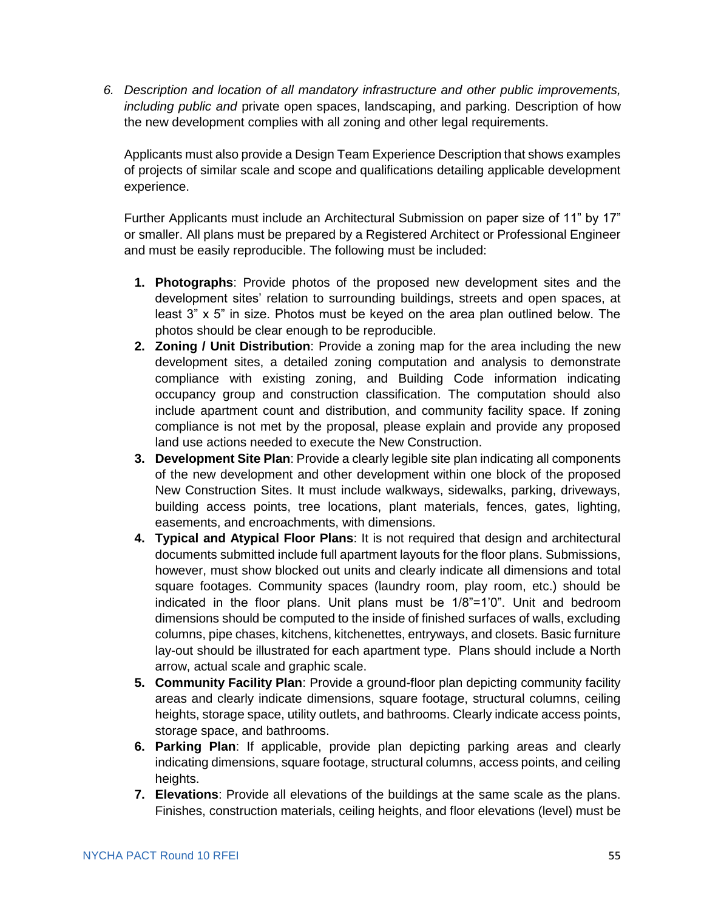6. *Description and location of all mandatory infrastructure and other public improvements, including public and* private open spaces, landscaping, and parking. Description of how the new development complies with all zoning and other legal requirements.

   Applicants must also provide a Design Team Experience Description that shows examples of projects of similar scale and scope and qualifications detailing applicable development experience.

   Further Applicants must include an Architectural Submission on paper size of 11" by 17" or smaller. All plans must be prepared by a Registered Architect or Professional Engineer and must be easily reproducible. The following must be included:

   1. **Photographs**: Provide photos of the proposed new development sites and the development sites' relation to surrounding buildings, streets and open spaces, at least 3" x 5" in size. Photos must be keyed on the area plan outlined below. The photos should be clear enough to be reproducible.
   2. **Zoning / Unit Distribution**: Provide a zoning map for the area including the new development sites, a detailed zoning computation and analysis to demonstrate compliance with existing zoning, and Building Code information indicating occupancy group and construction classification. The computation should also include apartment count and distribution, and community facility space. If zoning compliance is not met by the proposal, please explain and provide any proposed land use actions needed to execute the New Construction.
   3. **Development Site Plan**: Provide a clearly legible site plan indicating all components of the new development and other development within one block of the proposed New Construction Sites. It must include walkways, sidewalks, parking, driveways, building access points, tree locations, plant materials, fences, gates, lighting, easements, and encroachments, with dimensions.
   4. **Typical and Atypical Floor Plans**: It is not required that design and architectural documents submitted include full apartment layouts for the floor plans. Submissions, however, must show blocked out units and clearly indicate all dimensions and total square footages. Community spaces (laundry room, play room, etc.) should be indicated in the floor plans. Unit plans must be 1/8"=1'0". Unit and bedroom dimensions should be computed to the inside of finished surfaces of walls, excluding columns, pipe chases, kitchens, kitchenettes, entryways, and closets. Basic furniture lay-out should be illustrated for each apartment type. Plans should include a North arrow, actual scale and graphic scale.
   5. **Community Facility Plan**: Provide a ground-floor plan depicting community facility areas and clearly indicate dimensions, square footage, structural columns, ceiling heights, storage space, utility outlets, and bathrooms. Clearly indicate access points, storage space, and bathrooms.
   6. **Parking Plan**: If applicable, provide plan depicting parking areas and clearly indicating dimensions, square footage, structural columns, access points, and ceiling heights.
   7. **Elevations**: Provide all elevations of the buildings at the same scale as the plans. Finishes, construction materials, ceiling heights, and floor elevations (level) must be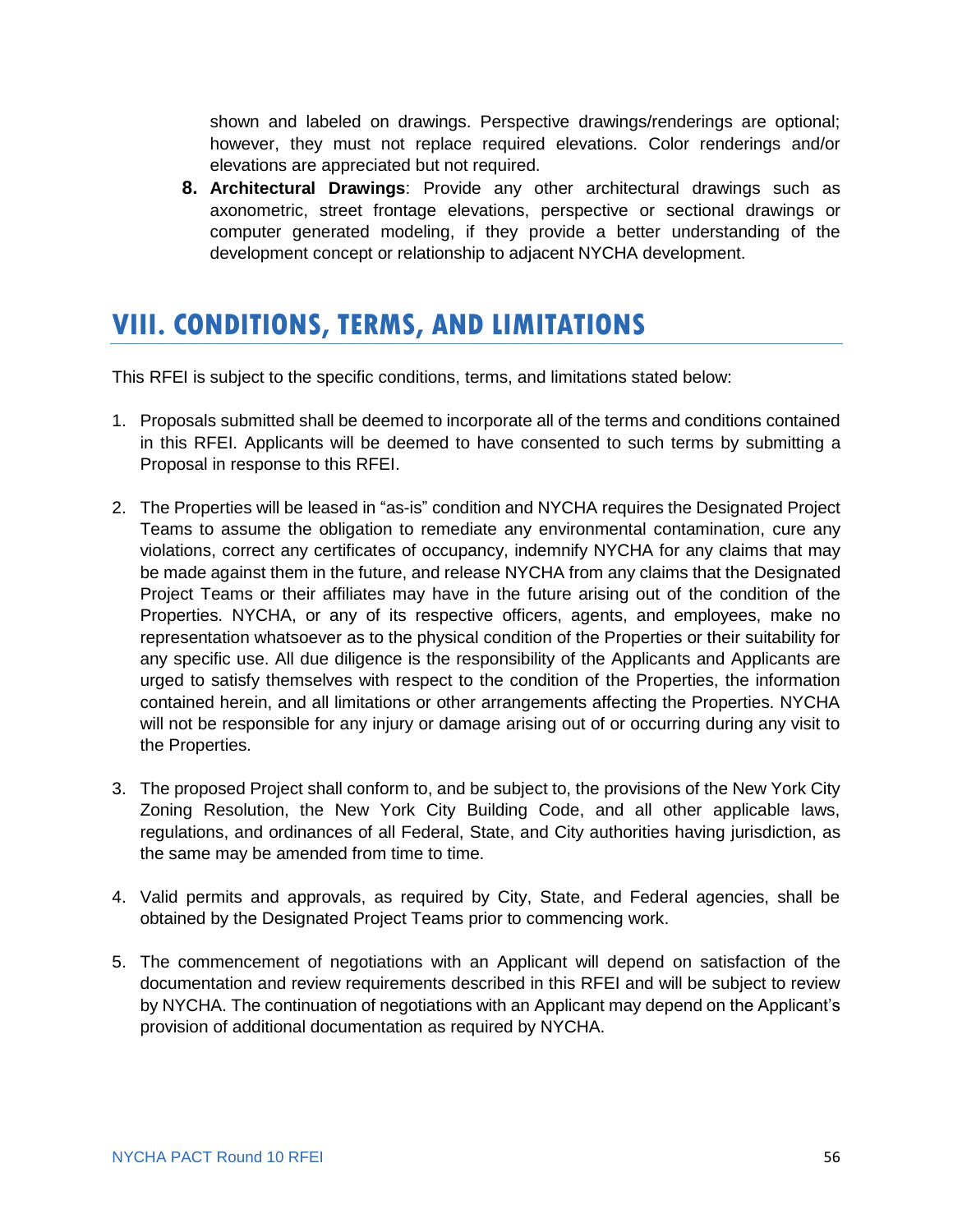shown and labeled on drawings. Perspective drawings/renderings are optional; however, they must not replace required elevations. Color renderings and/or elevations are appreciated but not required.

8. **Architectural Drawings**: Provide any other architectural drawings such as axonometric, street frontage elevations, perspective or sectional drawings or computer generated modeling, if they provide a better understanding of the development concept or relationship to adjacent NYCHA development.

# VIII. CONDITIONS, TERMS, AND LIMITATIONS

This RFEI is subject to the specific conditions, terms, and limitations stated below:

1. Proposals submitted shall be deemed to incorporate all of the terms and conditions contained in this RFEI. Applicants will be deemed to have consented to such terms by submitting a Proposal in response to this RFEI.

2. The Properties will be leased in "as-is" condition and NYCHA requires the Designated Project Teams to assume the obligation to remediate any environmental contamination, cure any violations, correct any certificates of occupancy, indemnify NYCHA for any claims that may be made against them in the future, and release NYCHA from any claims that the Designated Project Teams or their affiliates may have in the future arising out of the condition of the Properties. NYCHA, or any of its respective officers, agents, and employees, make no representation whatsoever as to the physical condition of the Properties or their suitability for any specific use. All due diligence is the responsibility of the Applicants and Applicants are urged to satisfy themselves with respect to the condition of the Properties, the information contained herein, and all limitations or other arrangements affecting the Properties. NYCHA will not be responsible for any injury or damage arising out of or occurring during any visit to the Properties.

3. The proposed Project shall conform to, and be subject to, the provisions of the New York City Zoning Resolution, the New York City Building Code, and all other applicable laws, regulations, and ordinances of all Federal, State, and City authorities having jurisdiction, as the same may be amended from time to time.

4. Valid permits and approvals, as required by City, State, and Federal agencies, shall be obtained by the Designated Project Teams prior to commencing work.

5. The commencement of negotiations with an Applicant will depend on satisfaction of the documentation and review requirements described in this RFEI and will be subject to review by NYCHA. The continuation of negotiations with an Applicant may depend on the Applicant's provision of additional documentation as required by NYCHA.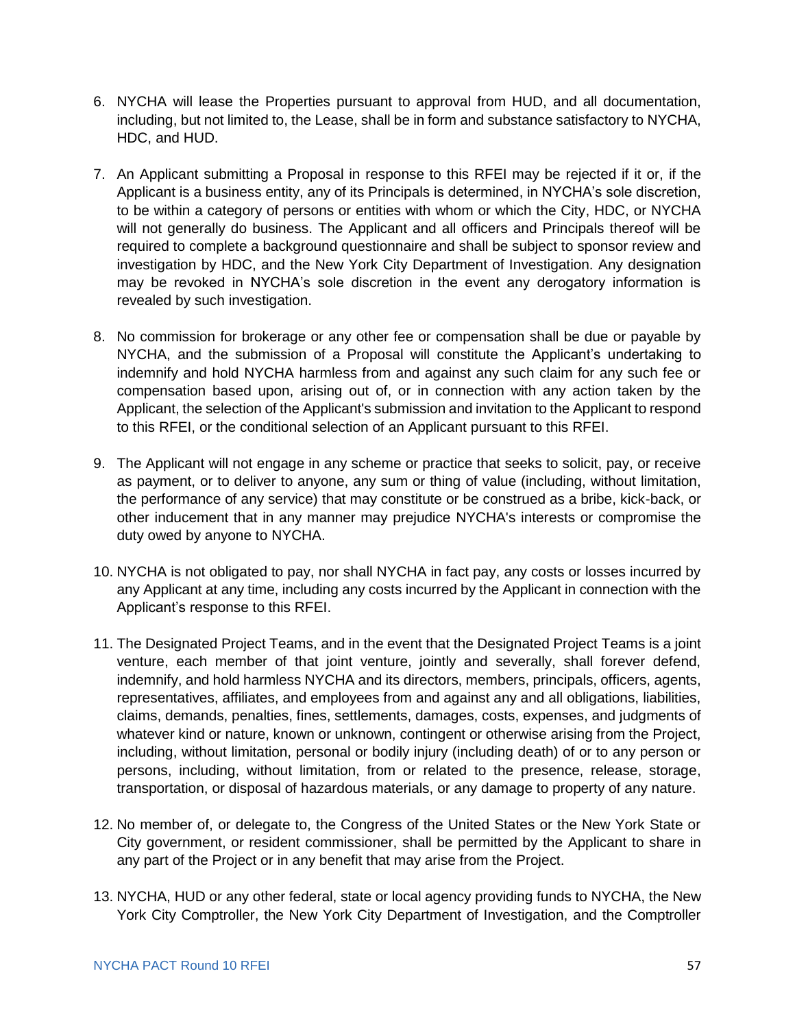6. NYCHA will lease the Properties pursuant to approval from HUD, and all documentation, including, but not limited to, the Lease, shall be in form and substance satisfactory to NYCHA, HDC, and HUD.

7. An Applicant submitting a Proposal in response to this RFEI may be rejected if it or, if the Applicant is a business entity, any of its Principals is determined, in NYCHA's sole discretion, to be within a category of persons or entities with whom or which the City, HDC, or NYCHA will not generally do business. The Applicant and all officers and Principals thereof will be required to complete a background questionnaire and shall be subject to sponsor review and investigation by HDC, and the New York City Department of Investigation. Any designation may be revoked in NYCHA's sole discretion in the event any derogatory information is revealed by such investigation.

8. No commission for brokerage or any other fee or compensation shall be due or payable by NYCHA, and the submission of a Proposal will constitute the Applicant's undertaking to indemnify and hold NYCHA harmless from and against any such claim for any such fee or compensation based upon, arising out of, or in connection with any action taken by the Applicant, the selection of the Applicant's submission and invitation to the Applicant to respond to this RFEI, or the conditional selection of an Applicant pursuant to this RFEI.

9. The Applicant will not engage in any scheme or practice that seeks to solicit, pay, or receive as payment, or to deliver to anyone, any sum or thing of value (including, without limitation, the performance of any service) that may constitute or be construed as a bribe, kick-back, or other inducement that in any manner may prejudice NYCHA's interests or compromise the duty owed by anyone to NYCHA.

10. NYCHA is not obligated to pay, nor shall NYCHA in fact pay, any costs or losses incurred by any Applicant at any time, including any costs incurred by the Applicant in connection with the Applicant's response to this RFEI.

11. The Designated Project Teams, and in the event that the Designated Project Teams is a joint venture, each member of that joint venture, jointly and severally, shall forever defend, indemnify, and hold harmless NYCHA and its directors, members, principals, officers, agents, representatives, affiliates, and employees from and against any and all obligations, liabilities, claims, demands, penalties, fines, settlements, damages, costs, expenses, and judgments of whatever kind or nature, known or unknown, contingent or otherwise arising from the Project, including, without limitation, personal or bodily injury (including death) of or to any person or persons, including, without limitation, from or related to the presence, release, storage, transportation, or disposal of hazardous materials, or any damage to property of any nature.

12. No member of, or delegate to, the Congress of the United States or the New York State or City government, or resident commissioner, shall be permitted by the Applicant to share in any part of the Project or in any benefit that may arise from the Project.

13. NYCHA, HUD or any other federal, state or local agency providing funds to NYCHA, the New York City Comptroller, the New York City Department of Investigation, and the Comptroller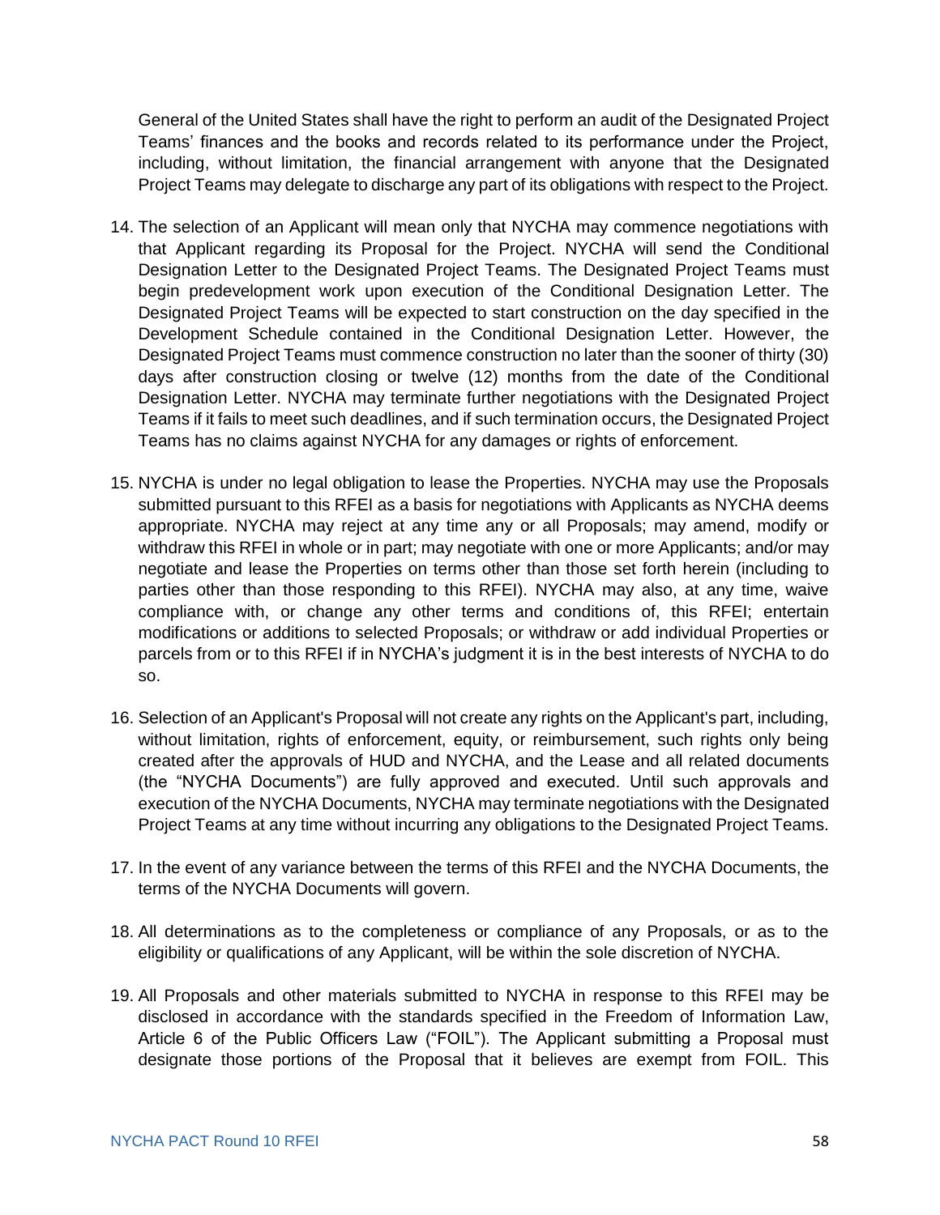General of the United States shall have the right to perform an audit of the Designated Project Teams' finances and the books and records related to its performance under the Project, including, without limitation, the financial arrangement with anyone that the Designated Project Teams may delegate to discharge any part of its obligations with respect to the Project.

14. The selection of an Applicant will mean only that NYCHA may commence negotiations with that Applicant regarding its Proposal for the Project. NYCHA will send the Conditional Designation Letter to the Designated Project Teams. The Designated Project Teams must begin predevelopment work upon execution of the Conditional Designation Letter. The Designated Project Teams will be expected to start construction on the day specified in the Development Schedule contained in the Conditional Designation Letter. However, the Designated Project Teams must commence construction no later than the sooner of thirty (30) days after construction closing or twelve (12) months from the date of the Conditional Designation Letter. NYCHA may terminate further negotiations with the Designated Project Teams if it fails to meet such deadlines, and if such termination occurs, the Designated Project Teams has no claims against NYCHA for any damages or rights of enforcement.

15. NYCHA is under no legal obligation to lease the Properties. NYCHA may use the Proposals submitted pursuant to this RFEI as a basis for negotiations with Applicants as NYCHA deems appropriate. NYCHA may reject at any time any or all Proposals; may amend, modify or withdraw this RFEI in whole or in part; may negotiate with one or more Applicants; and/or may negotiate and lease the Properties on terms other than those set forth herein (including to parties other than those responding to this RFEI). NYCHA may also, at any time, waive compliance with, or change any other terms and conditions of, this RFEI; entertain modifications or additions to selected Proposals; or withdraw or add individual Properties or parcels from or to this RFEI if in NYCHA's judgment it is in the best interests of NYCHA to do so.

16. Selection of an Applicant's Proposal will not create any rights on the Applicant's part, including, without limitation, rights of enforcement, equity, or reimbursement, such rights only being created after the approvals of HUD and NYCHA, and the Lease and all related documents (the "NYCHA Documents") are fully approved and executed. Until such approvals and execution of the NYCHA Documents, NYCHA may terminate negotiations with the Designated Project Teams at any time without incurring any obligations to the Designated Project Teams.

17. In the event of any variance between the terms of this RFEI and the NYCHA Documents, the terms of the NYCHA Documents will govern.

18. All determinations as to the completeness or compliance of any Proposals, or as to the eligibility or qualifications of any Applicant, will be within the sole discretion of NYCHA.

19. All Proposals and other materials submitted to NYCHA in response to this RFEI may be disclosed in accordance with the standards specified in the Freedom of Information Law, Article 6 of the Public Officers Law ("FOIL"). The Applicant submitting a Proposal must designate those portions of the Proposal that it believes are exempt from FOIL. This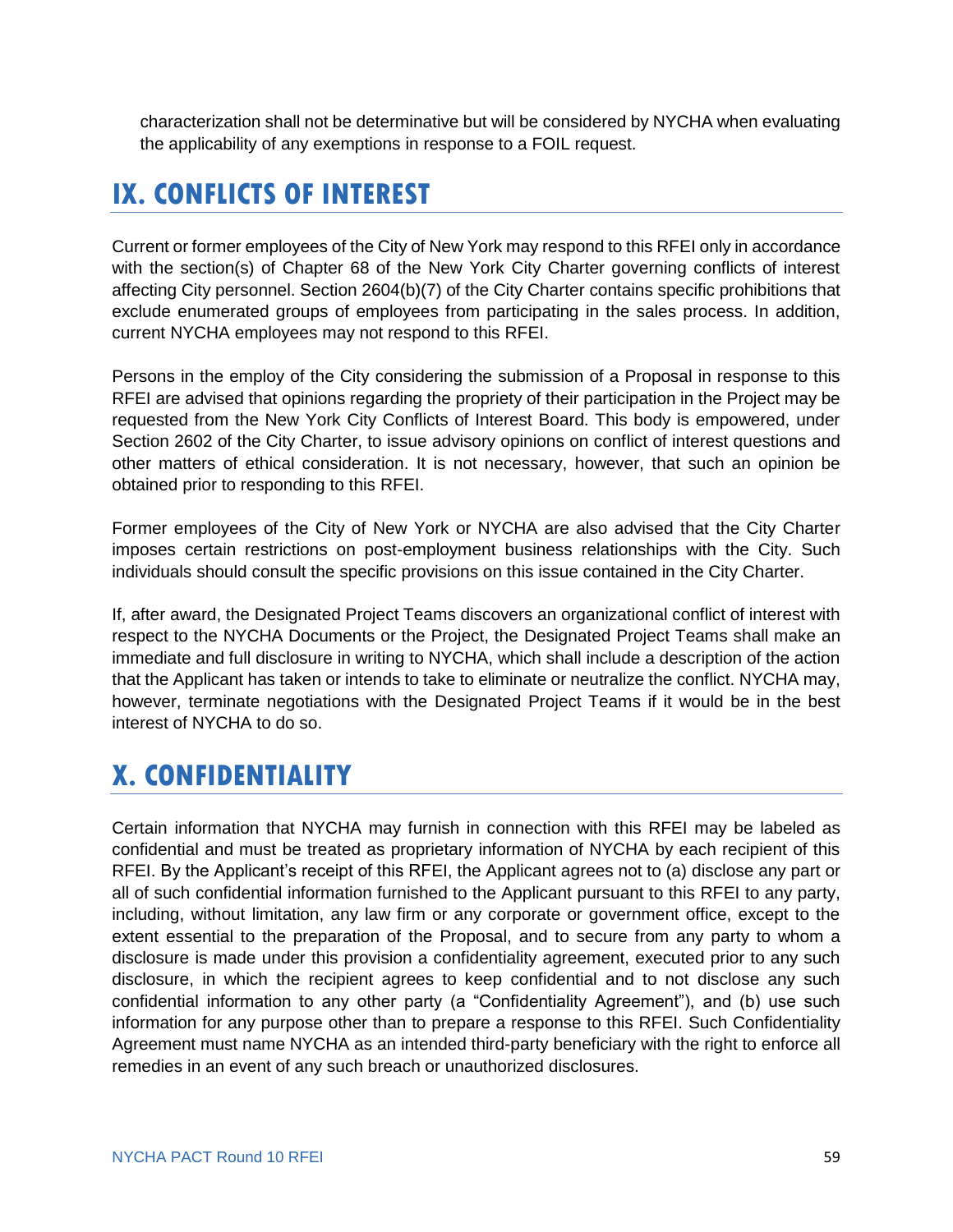characterization shall not be determinative but will be considered by NYCHA when evaluating the applicability of any exemptions in response to a FOIL request.

# IX. CONFLICTS OF INTEREST

Current or former employees of the City of New York may respond to this RFEI only in accordance with the section(s) of Chapter 68 of the New York City Charter governing conflicts of interest affecting City personnel. Section 2604(b)(7) of the City Charter contains specific prohibitions that exclude enumerated groups of employees from participating in the sales process. In addition, current NYCHA employees may not respond to this RFEI.

Persons in the employ of the City considering the submission of a Proposal in response to this RFEI are advised that opinions regarding the propriety of their participation in the Project may be requested from the New York City Conflicts of Interest Board. This body is empowered, under Section 2602 of the City Charter, to issue advisory opinions on conflict of interest questions and other matters of ethical consideration. It is not necessary, however, that such an opinion be obtained prior to responding to this RFEI.

Former employees of the City of New York or NYCHA are also advised that the City Charter imposes certain restrictions on post-employment business relationships with the City. Such individuals should consult the specific provisions on this issue contained in the City Charter.

If, after award, the Designated Project Teams discovers an organizational conflict of interest with respect to the NYCHA Documents or the Project, the Designated Project Teams shall make an immediate and full disclosure in writing to NYCHA, which shall include a description of the action that the Applicant has taken or intends to take to eliminate or neutralize the conflict. NYCHA may, however, terminate negotiations with the Designated Project Teams if it would be in the best interest of NYCHA to do so.

# X. CONFIDENTIALITY

Certain information that NYCHA may furnish in connection with this RFEI may be labeled as confidential and must be treated as proprietary information of NYCHA by each recipient of this RFEI. By the Applicant's receipt of this RFEI, the Applicant agrees not to (a) disclose any part or all of such confidential information furnished to the Applicant pursuant to this RFEI to any party, including, without limitation, any law firm or any corporate or government office, except to the extent essential to the preparation of the Proposal, and to secure from any party to whom a disclosure is made under this provision a confidentiality agreement, executed prior to any such disclosure, in which the recipient agrees to keep confidential and to not disclose any such confidential information to any other party (a "Confidentiality Agreement"), and (b) use such information for any purpose other than to prepare a response to this RFEI. Such Confidentiality Agreement must name NYCHA as an intended third-party beneficiary with the right to enforce all remedies in an event of any such breach or unauthorized disclosures.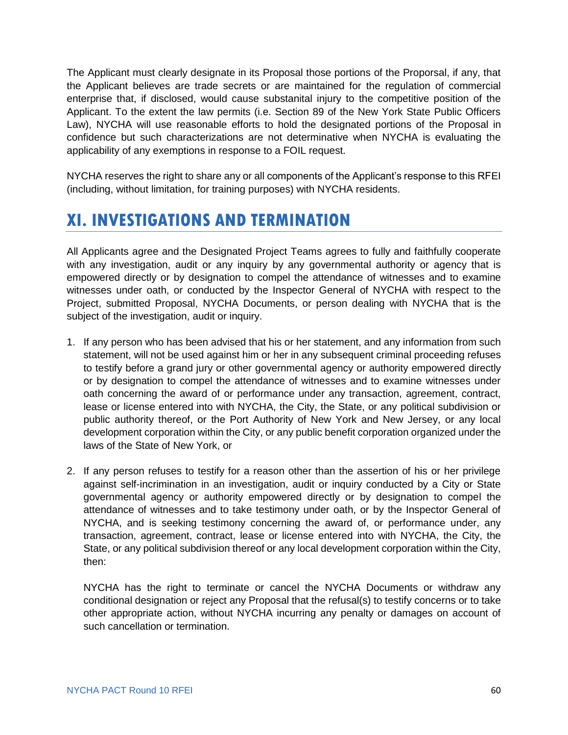The Applicant must clearly designate in its Proposal those portions of the Proporsal, if any, that the Applicant believes are trade secrets or are maintained for the regulation of commercial enterprise that, if disclosed, would cause substanital injury to the competitive position of the Applicant. To the extent the law permits (i.e. Section 89 of the New York State Public Officers Law), NYCHA will use reasonable efforts to hold the designated portions of the Proposal in confidence but such characterizations are not determinative when NYCHA is evaluating the applicability of any exemptions in response to a FOIL request.

NYCHA reserves the right to share any or all components of the Applicant's response to this RFEI (including, without limitation, for training purposes) with NYCHA residents.

# XI. INVESTIGATIONS AND TERMINATION

All Applicants agree and the Designated Project Teams agrees to fully and faithfully cooperate with any investigation, audit or any inquiry by any governmental authority or agency that is empowered directly or by designation to compel the attendance of witnesses and to examine witnesses under oath, or conducted by the Inspector General of NYCHA with respect to the Project, submitted Proposal, NYCHA Documents, or person dealing with NYCHA that is the subject of the investigation, audit or inquiry.

1. If any person who has been advised that his or her statement, and any information from such statement, will not be used against him or her in any subsequent criminal proceeding refuses to testify before a grand jury or other governmental agency or authority empowered directly or by designation to compel the attendance of witnesses and to examine witnesses under oath concerning the award of or performance under any transaction, agreement, contract, lease or license entered into with NYCHA, the City, the State, or any political subdivision or public authority thereof, or the Port Authority of New York and New Jersey, or any local development corporation within the City, or any public benefit corporation organized under the laws of the State of New York, or

2. If any person refuses to testify for a reason other than the assertion of his or her privilege against self-incrimination in an investigation, audit or inquiry conducted by a City or State governmental agency or authority empowered directly or by designation to compel the attendance of witnesses and to take testimony under oath, or by the Inspector General of NYCHA, and is seeking testimony concerning the award of, or performance under, any transaction, agreement, contract, lease or license entered into with NYCHA, the City, the State, or any political subdivision thereof or any local development corporation within the City, then:

   NYCHA has the right to terminate or cancel the NYCHA Documents or withdraw any conditional designation or reject any Proposal that the refusal(s) to testify concerns or to take other appropriate action, without NYCHA incurring any penalty or damages on account of such cancellation or termination.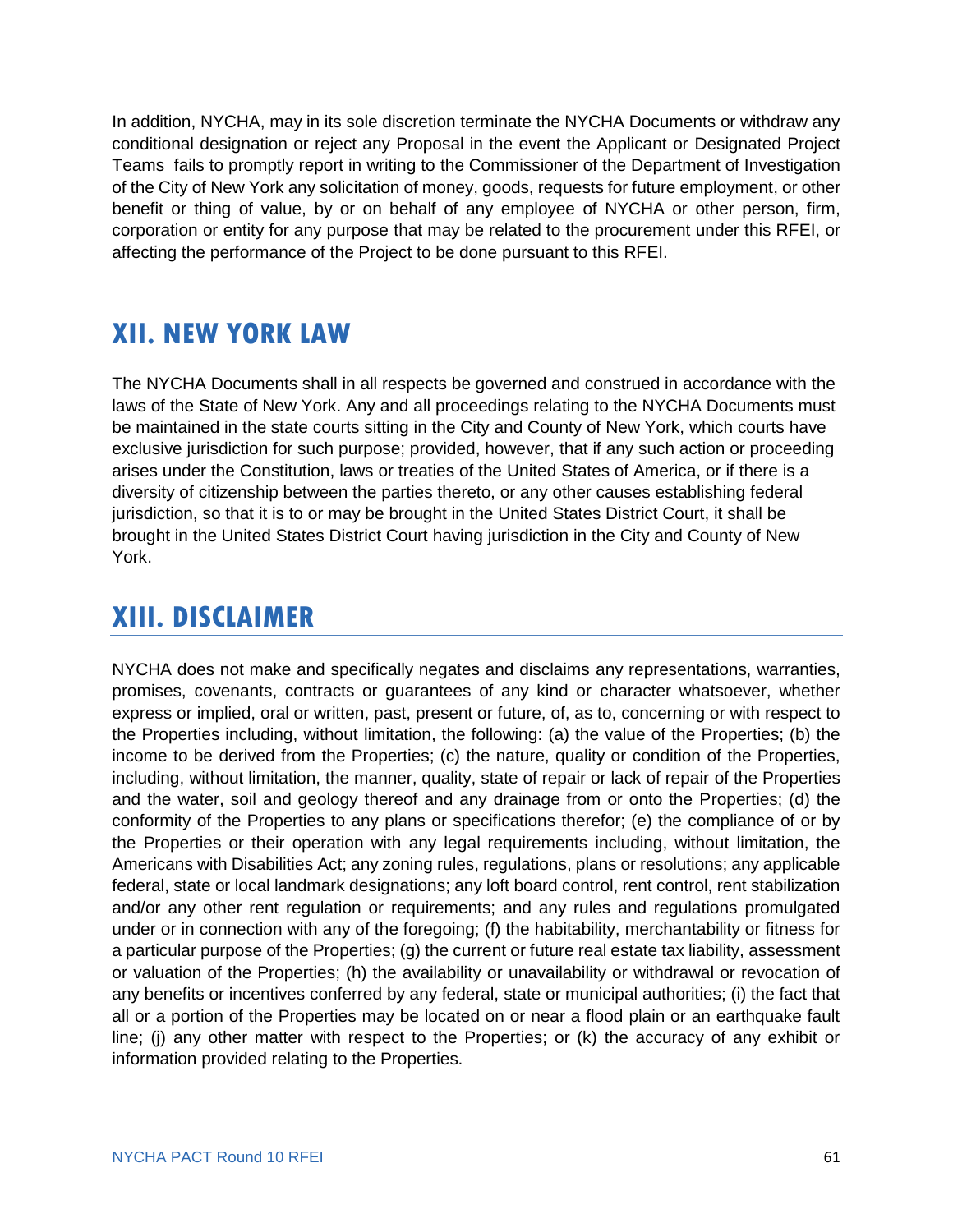In addition, NYCHA, may in its sole discretion terminate the NYCHA Documents or withdraw any conditional designation or reject any Proposal in the event the Applicant or Designated Project Teams fails to promptly report in writing to the Commissioner of the Department of Investigation of the City of New York any solicitation of money, goods, requests for future employment, or other benefit or thing of value, by or on behalf of any employee of NYCHA or other person, firm, corporation or entity for any purpose that may be related to the procurement under this RFEI, or affecting the performance of the Project to be done pursuant to this RFEI.

# XII. NEW YORK LAW

The NYCHA Documents shall in all respects be governed and construed in accordance with the laws of the State of New York. Any and all proceedings relating to the NYCHA Documents must be maintained in the state courts sitting in the City and County of New York, which courts have exclusive jurisdiction for such purpose; provided, however, that if any such action or proceeding arises under the Constitution, laws or treaties of the United States of America, or if there is a diversity of citizenship between the parties thereto, or any other causes establishing federal jurisdiction, so that it is to or may be brought in the United States District Court, it shall be brought in the United States District Court having jurisdiction in the City and County of New York.

# XIII. DISCLAIMER

NYCHA does not make and specifically negates and disclaims any representations, warranties, promises, covenants, contracts or guarantees of any kind or character whatsoever, whether express or implied, oral or written, past, present or future, of, as to, concerning or with respect to the Properties including, without limitation, the following: (a) the value of the Properties; (b) the income to be derived from the Properties; (c) the nature, quality or condition of the Properties, including, without limitation, the manner, quality, state of repair or lack of repair of the Properties and the water, soil and geology thereof and any drainage from or onto the Properties; (d) the conformity of the Properties to any plans or specifications therefor; (e) the compliance of or by the Properties or their operation with any legal requirements including, without limitation, the Americans with Disabilities Act; any zoning rules, regulations, plans or resolutions; any applicable federal, state or local landmark designations; any loft board control, rent control, rent stabilization and/or any other rent regulation or requirements; and any rules and regulations promulgated under or in connection with any of the foregoing; (f) the habitability, merchantability or fitness for a particular purpose of the Properties; (g) the current or future real estate tax liability, assessment or valuation of the Properties; (h) the availability or unavailability or withdrawal or revocation of any benefits or incentives conferred by any federal, state or municipal authorities; (i) the fact that all or a portion of the Properties may be located on or near a flood plain or an earthquake fault line; (j) any other matter with respect to the Properties; or (k) the accuracy of any exhibit or information provided relating to the Properties.